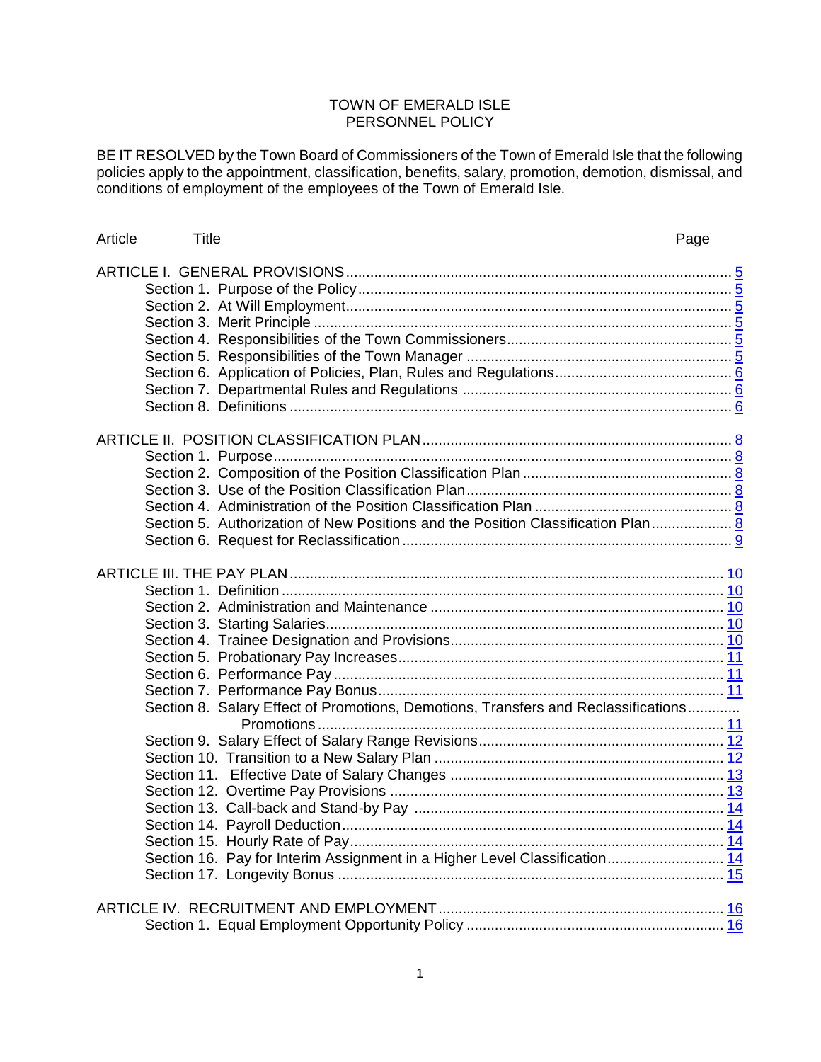TOWN OF EMERALD ISLE
PERSONNEL POLICY

BE IT RESOLVED by the Town Board of Commissioners of the Town of Emerald Isle that the following policies apply to the appointment, classification, benefits, salary, promotion, demotion, dismissal, and conditions of employment of the employees of the Town of Emerald Isle.

| Article | Title | Page |
|---|---|---|
| ARTICLE I. GENERAL PROVISIONS | | 5 |
| | Section 1. Purpose of the Policy | 5 |
| | Section 2. At Will Employment | 5 |
| | Section 3. Merit Principle | 5 |
| | Section 4. Responsibilities of the Town Commissioners | 5 |
| | Section 5. Responsibilities of the Town Manager | 5 |
| | Section 6. Application of Policies, Plan, Rules and Regulations | 6 |
| | Section 7. Departmental Rules and Regulations | 6 |
| | Section 8. Definitions | 6 |
| ARTICLE II. POSITION CLASSIFICATION PLAN | | 8 |
| | Section 1. Purpose | 8 |
| | Section 2. Composition of the Position Classification Plan | 8 |
| | Section 3. Use of the Position Classification Plan | 8 |
| | Section 4. Administration of the Position Classification Plan | 8 |
| | Section 5. Authorization of New Positions and the Position Classification Plan | 8 |
| | Section 6. Request for Reclassification | 9 |
| ARTICLE III. THE PAY PLAN | | 10 |
| | Section 1. Definition | 10 |
| | Section 2. Administration and Maintenance | 10 |
| | Section 3. Starting Salaries | 10 |
| | Section 4. Trainee Designation and Provisions | 10 |
| | Section 5. Probationary Pay Increases | 11 |
| | Section 6. Performance Pay | 11 |
| | Section 7. Performance Pay Bonus | 11 |
| | Section 8. Salary Effect of Promotions, Demotions, Transfers and Reclassifications Promotions | 11 |
| | Section 9. Salary Effect of Salary Range Revisions | 12 |
| | Section 10. Transition to a New Salary Plan | 12 |
| | Section 11. Effective Date of Salary Changes | 13 |
| | Section 12. Overtime Pay Provisions | 13 |
| | Section 13. Call-back and Stand-by Pay | 14 |
| | Section 14. Payroll Deduction | 14 |
| | Section 15. Hourly Rate of Pay | 14 |
| | Section 16. Pay for Interim Assignment in a Higher Level Classification | 14 |
| | Section 17. Longevity Bonus | 15 |
| ARTICLE IV. RECRUITMENT AND EMPLOYMENT | | 16 |
| | Section 1. Equal Employment Opportunity Policy | 16 |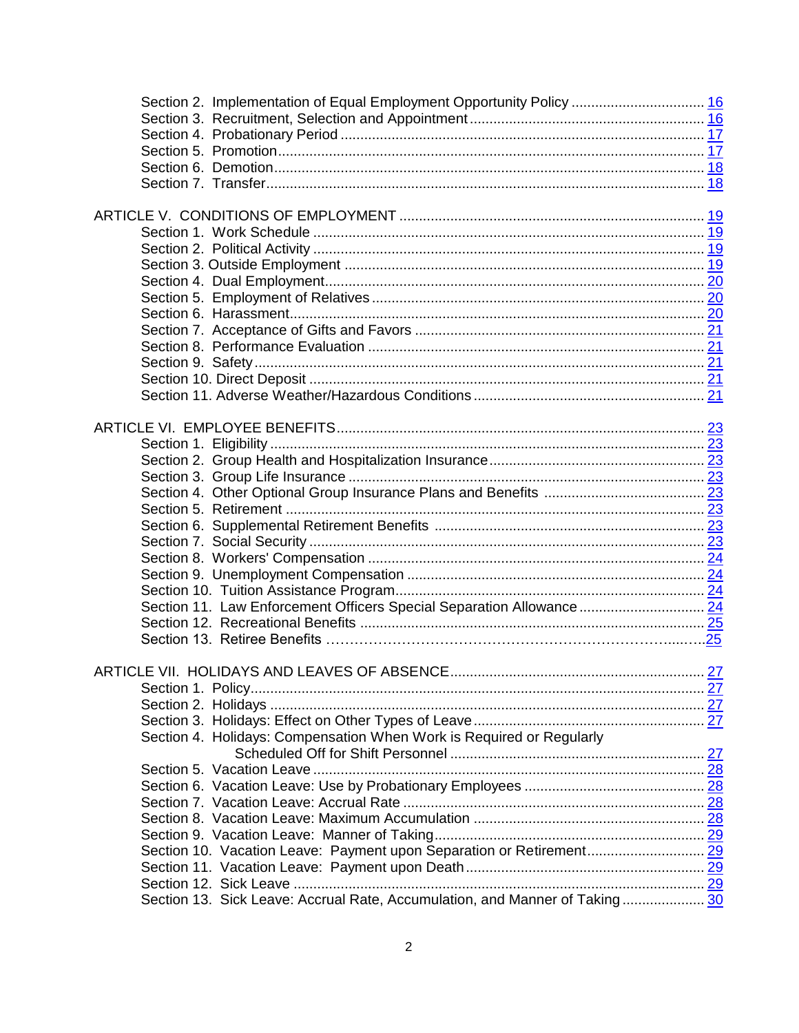Section 2. Implementation of Equal Employment Opportunity Policy .................................. 16
Section 3. Recruitment, Selection and Appointment ........................................................... 16
Section 4. Probationary Period ............................................................................................ 17
Section 5. Promotion ........................................................................................................... 17
Section 6. Demotion ............................................................................................................ 18
Section 7. Transfer ............................................................................................................... 18

ARTICLE V. CONDITIONS OF EMPLOYMENT ............................................................................ 19
Section 1. Work Schedule .................................................................................................... 19
Section 2. Political Activity ................................................................................................... 19
Section 3. Outside Employment ........................................................................................... 19
Section 4. Dual Employment ................................................................................................ 20
Section 5. Employment of Relatives ..................................................................................... 20
Section 6. Harassment ......................................................................................................... 20
Section 7. Acceptance of Gifts and Favors .......................................................................... 21
Section 8. Performance Evaluation ...................................................................................... 21
Section 9. Safety .................................................................................................................. 21
Section 10. Direct Deposit .................................................................................................... 21
Section 11. Adverse Weather/Hazardous Conditions .......................................................... 21

ARTICLE VI. EMPLOYEE BENEFITS ............................................................................................ 23
Section 1. Eligibility .............................................................................................................. 23
Section 2. Group Health and Hospitalization Insurance ....................................................... 23
Section 3. Group Life Insurance ........................................................................................... 23
Section 4. Other Optional Group Insurance Plans and Benefits .......................................... 23
Section 5. Retirement ........................................................................................................... 23
Section 6. Supplemental Retirement Benefits ..................................................................... 23
Section 7. Social Security ..................................................................................................... 23
Section 8. Workers' Compensation ...................................................................................... 24
Section 9. Unemployment Compensation ............................................................................ 24
Section 10. Tuition Assistance Program ............................................................................... 24
Section 11. Law Enforcement Officers Special Separation Allowance ................................ 24
Section 12. Recreational Benefits ........................................................................................ 25
Section 13. Retiree Benefits ................................................................................................. 25

ARTICLE VII. HOLIDAYS AND LEAVES OF ABSENCE ................................................................ 27
Section 1. Policy ................................................................................................................... 27
Section 2. Holidays .............................................................................................................. 27
Section 3. Holidays: Effect on Other Types of Leave .......................................................... 27
Section 4. Holidays: Compensation When Work is Required or Regularly Scheduled Off for Shift Personnel ................................................................ 27
Section 5. Vacation Leave .................................................................................................... 28
Section 6. Vacation Leave: Use by Probationary Employees .............................................. 28
Section 7. Vacation Leave: Accrual Rate ............................................................................. 28
Section 8. Vacation Leave: Maximum Accumulation ........................................................... 28
Section 9. Vacation Leave: Manner of Taking ..................................................................... 29
Section 10. Vacation Leave: Payment upon Separation or Retirement ............................... 29
Section 11. Vacation Leave: Payment upon Death ............................................................. 29
Section 12. Sick Leave ........................................................................................................ 29
Section 13. Sick Leave: Accrual Rate, Accumulation, and Manner of Taking ..................... 30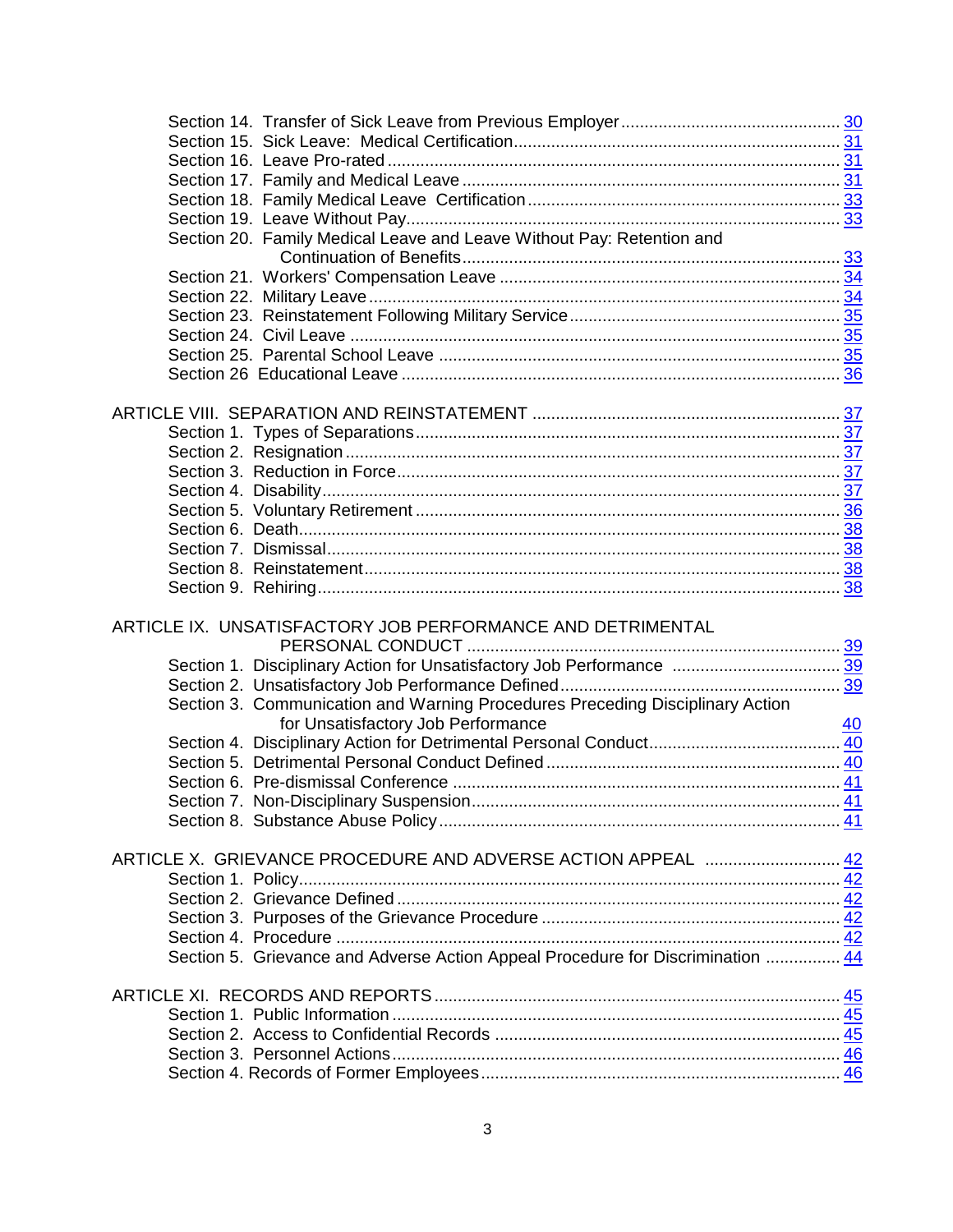Section 14. Transfer of Sick Leave from Previous Employer ............ 30
Section 15. Sick Leave: Medical Certification ............ 31
Section 16. Leave Pro-rated ............ 31
Section 17. Family and Medical Leave ............ 31
Section 18. Family Medical Leave Certification ............ 33
Section 19. Leave Without Pay ............ 33
Section 20. Family Medical Leave and Leave Without Pay: Retention and Continuation of Benefits ............ 33
Section 21. Workers' Compensation Leave ............ 34
Section 22. Military Leave ............ 34
Section 23. Reinstatement Following Military Service ............ 35
Section 24. Civil Leave ............ 35
Section 25. Parental School Leave ............ 35
Section 26 Educational Leave ............ 36

ARTICLE VIII. SEPARATION AND REINSTATEMENT ............ 37
Section 1. Types of Separations ............ 37
Section 2. Resignation ............ 37
Section 3. Reduction in Force ............ 37
Section 4. Disability ............ 37
Section 5. Voluntary Retirement ............ 36
Section 6. Death ............ 38
Section 7. Dismissal ............ 38
Section 8. Reinstatement ............ 38
Section 9. Rehiring ............ 38

ARTICLE IX. UNSATISFACTORY JOB PERFORMANCE AND DETRIMENTAL PERSONAL CONDUCT ............ 39
Section 1. Disciplinary Action for Unsatisfactory Job Performance ............ 39
Section 2. Unsatisfactory Job Performance Defined ............ 39
Section 3. Communication and Warning Procedures Preceding Disciplinary Action for Unsatisfactory Job Performance ............ 40
Section 4. Disciplinary Action for Detrimental Personal Conduct ............ 40
Section 5. Detrimental Personal Conduct Defined ............ 40
Section 6. Pre-dismissal Conference ............ 41
Section 7. Non-Disciplinary Suspension ............ 41
Section 8. Substance Abuse Policy ............ 41

ARTICLE X. GRIEVANCE PROCEDURE AND ADVERSE ACTION APPEAL ............ 42
Section 1. Policy ............ 42
Section 2. Grievance Defined ............ 42
Section 3. Purposes of the Grievance Procedure ............ 42
Section 4. Procedure ............ 42
Section 5. Grievance and Adverse Action Appeal Procedure for Discrimination ............ 44

ARTICLE XI. RECORDS AND REPORTS ............ 45
Section 1. Public Information ............ 45
Section 2. Access to Confidential Records ............ 45
Section 3. Personnel Actions ............ 46
Section 4. Records of Former Employees ............ 46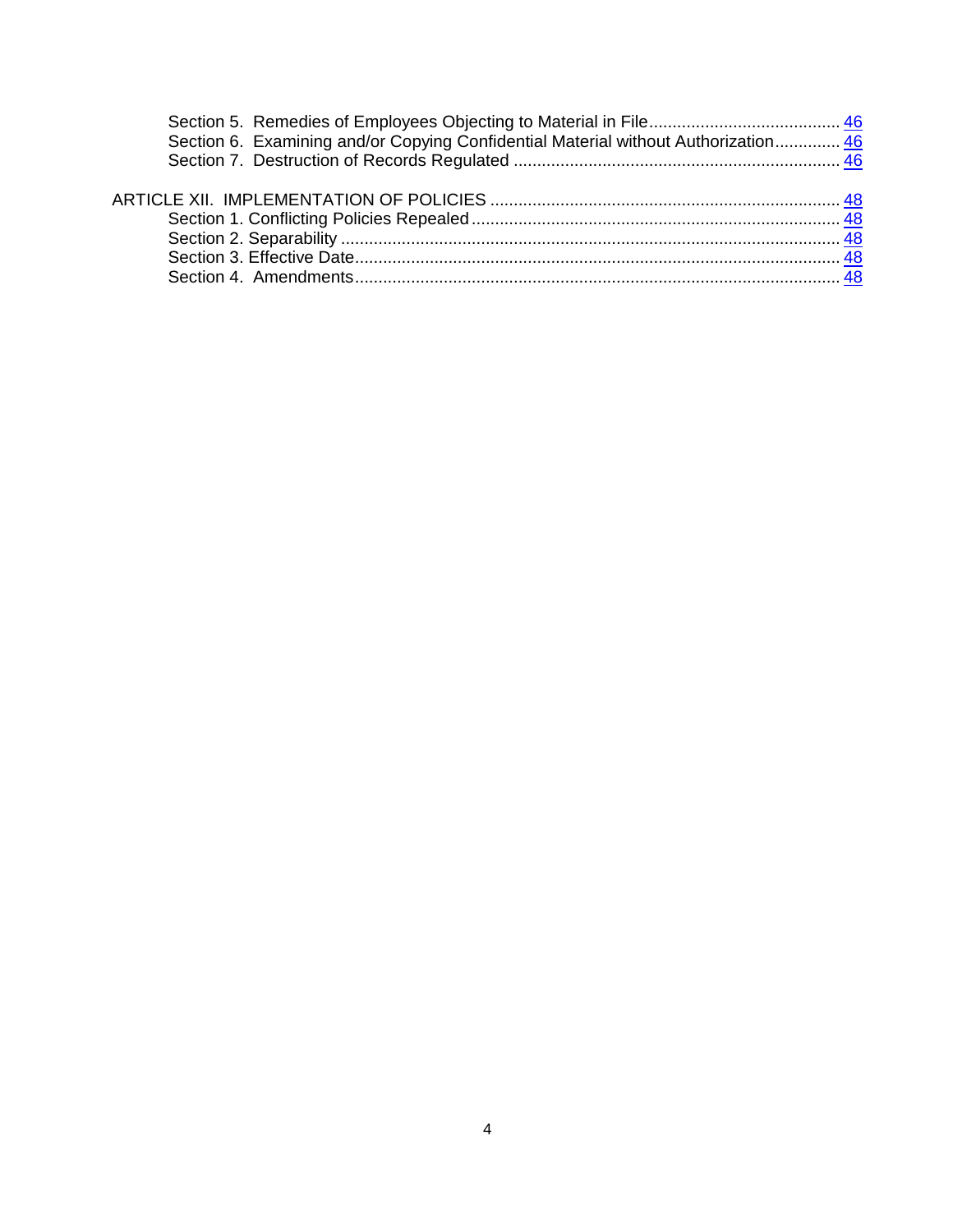Section 5. Remedies of Employees Objecting to Material in File .......................................... 46
Section 6. Examining and/or Copying Confidential Material without Authorization .............. 46
Section 7. Destruction of Records Regulated ...................................................................... 46

ARTICLE XII. IMPLEMENTATION OF POLICIES ........................................................................... 48
Section 1. Conflicting Policies Repealed ............................................................................... 48
Section 2. Separability ........................................................................................................... 48
Section 3. Effective Date ........................................................................................................ 48
Section 4. Amendments ......................................................................................................... 48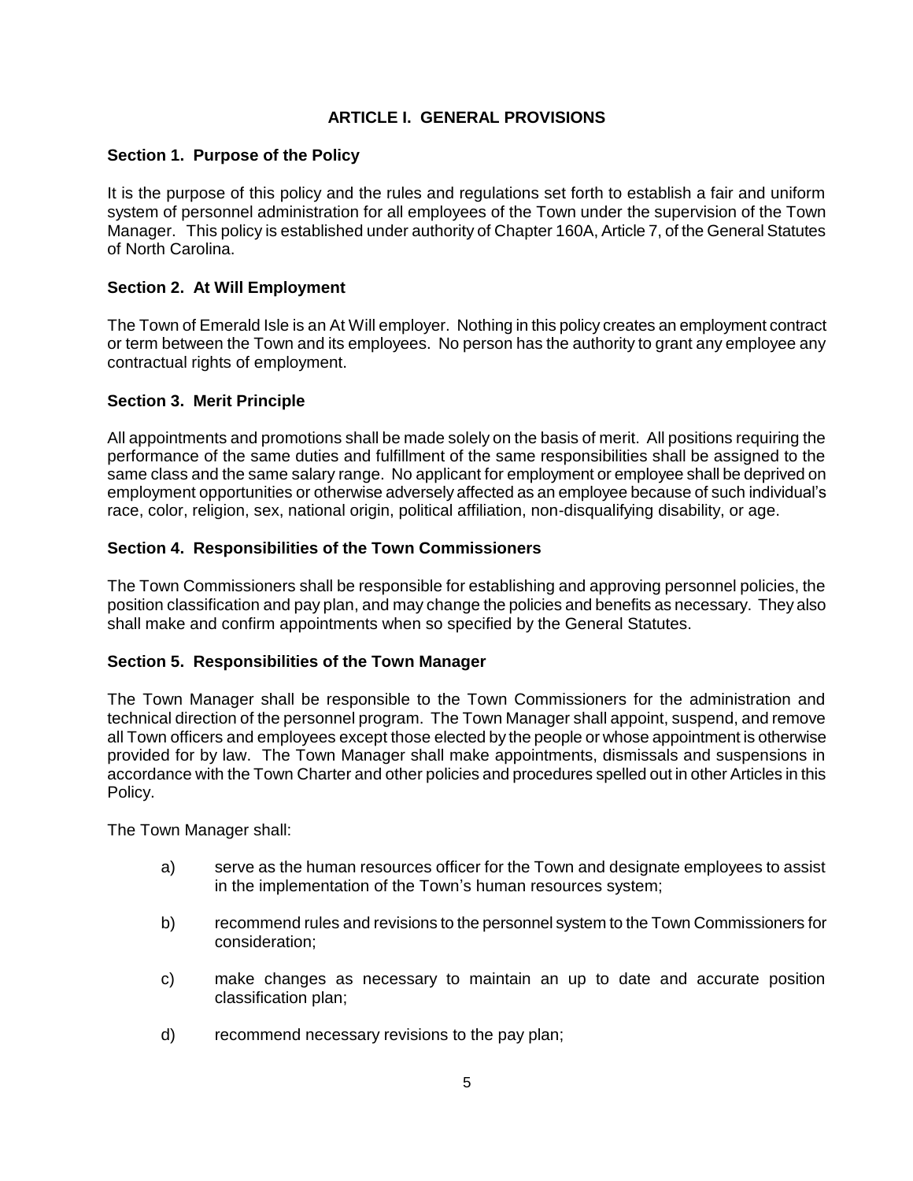# ARTICLE I. GENERAL PROVISIONS

## Section 1. Purpose of the Policy

It is the purpose of this policy and the rules and regulations set forth to establish a fair and uniform system of personnel administration for all employees of the Town under the supervision of the Town Manager. This policy is established under authority of Chapter 160A, Article 7, of the General Statutes of North Carolina.

## Section 2. At Will Employment

The Town of Emerald Isle is an At Will employer. Nothing in this policy creates an employment contract or term between the Town and its employees. No person has the authority to grant any employee any contractual rights of employment.

## Section 3. Merit Principle

All appointments and promotions shall be made solely on the basis of merit. All positions requiring the performance of the same duties and fulfillment of the same responsibilities shall be assigned to the same class and the same salary range. No applicant for employment or employee shall be deprived on employment opportunities or otherwise adversely affected as an employee because of such individual's race, color, religion, sex, national origin, political affiliation, non-disqualifying disability, or age.

## Section 4. Responsibilities of the Town Commissioners

The Town Commissioners shall be responsible for establishing and approving personnel policies, the position classification and pay plan, and may change the policies and benefits as necessary. They also shall make and confirm appointments when so specified by the General Statutes.

## Section 5. Responsibilities of the Town Manager

The Town Manager shall be responsible to the Town Commissioners for the administration and technical direction of the personnel program. The Town Manager shall appoint, suspend, and remove all Town officers and employees except those elected by the people or whose appointment is otherwise provided for by law. The Town Manager shall make appointments, dismissals and suspensions in accordance with the Town Charter and other policies and procedures spelled out in other Articles in this Policy.

The Town Manager shall:

a) serve as the human resources officer for the Town and designate employees to assist in the implementation of the Town's human resources system;

b) recommend rules and revisions to the personnel system to the Town Commissioners for consideration;

c) make changes as necessary to maintain an up to date and accurate position classification plan;

d) recommend necessary revisions to the pay plan;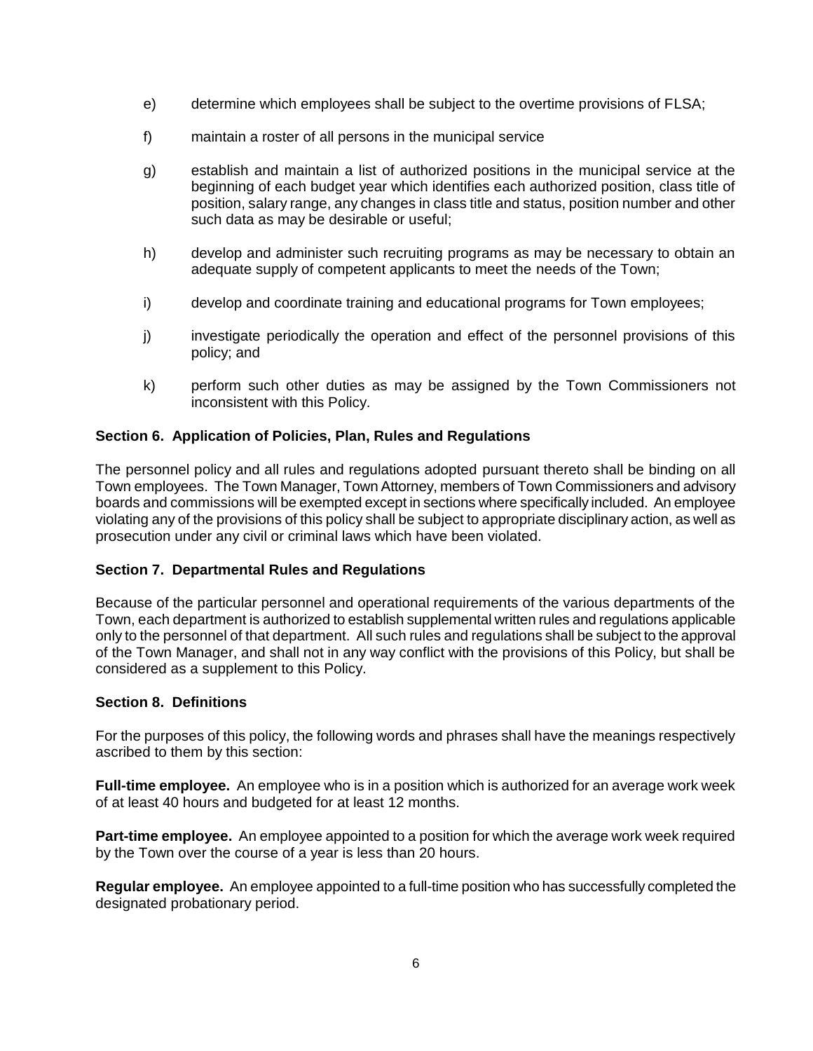e) determine which employees shall be subject to the overtime provisions of FLSA;

f) maintain a roster of all persons in the municipal service

g) establish and maintain a list of authorized positions in the municipal service at the beginning of each budget year which identifies each authorized position, class title of position, salary range, any changes in class title and status, position number and other such data as may be desirable or useful;

h) develop and administer such recruiting programs as may be necessary to obtain an adequate supply of competent applicants to meet the needs of the Town;

i) develop and coordinate training and educational programs for Town employees;

j) investigate periodically the operation and effect of the personnel provisions of this policy; and

k) perform such other duties as may be assigned by the Town Commissioners not inconsistent with this Policy.

### Section 6. Application of Policies, Plan, Rules and Regulations

The personnel policy and all rules and regulations adopted pursuant thereto shall be binding on all Town employees. The Town Manager, Town Attorney, members of Town Commissioners and advisory boards and commissions will be exempted except in sections where specifically included. An employee violating any of the provisions of this policy shall be subject to appropriate disciplinary action, as well as prosecution under any civil or criminal laws which have been violated.

### Section 7. Departmental Rules and Regulations

Because of the particular personnel and operational requirements of the various departments of the Town, each department is authorized to establish supplemental written rules and regulations applicable only to the personnel of that department. All such rules and regulations shall be subject to the approval of the Town Manager, and shall not in any way conflict with the provisions of this Policy, but shall be considered as a supplement to this Policy.

### Section 8. Definitions

For the purposes of this policy, the following words and phrases shall have the meanings respectively ascribed to them by this section:

**Full-time employee.** An employee who is in a position which is authorized for an average work week of at least 40 hours and budgeted for at least 12 months.

**Part-time employee.** An employee appointed to a position for which the average work week required by the Town over the course of a year is less than 20 hours.

**Regular employee.** An employee appointed to a full-time position who has successfully completed the designated probationary period.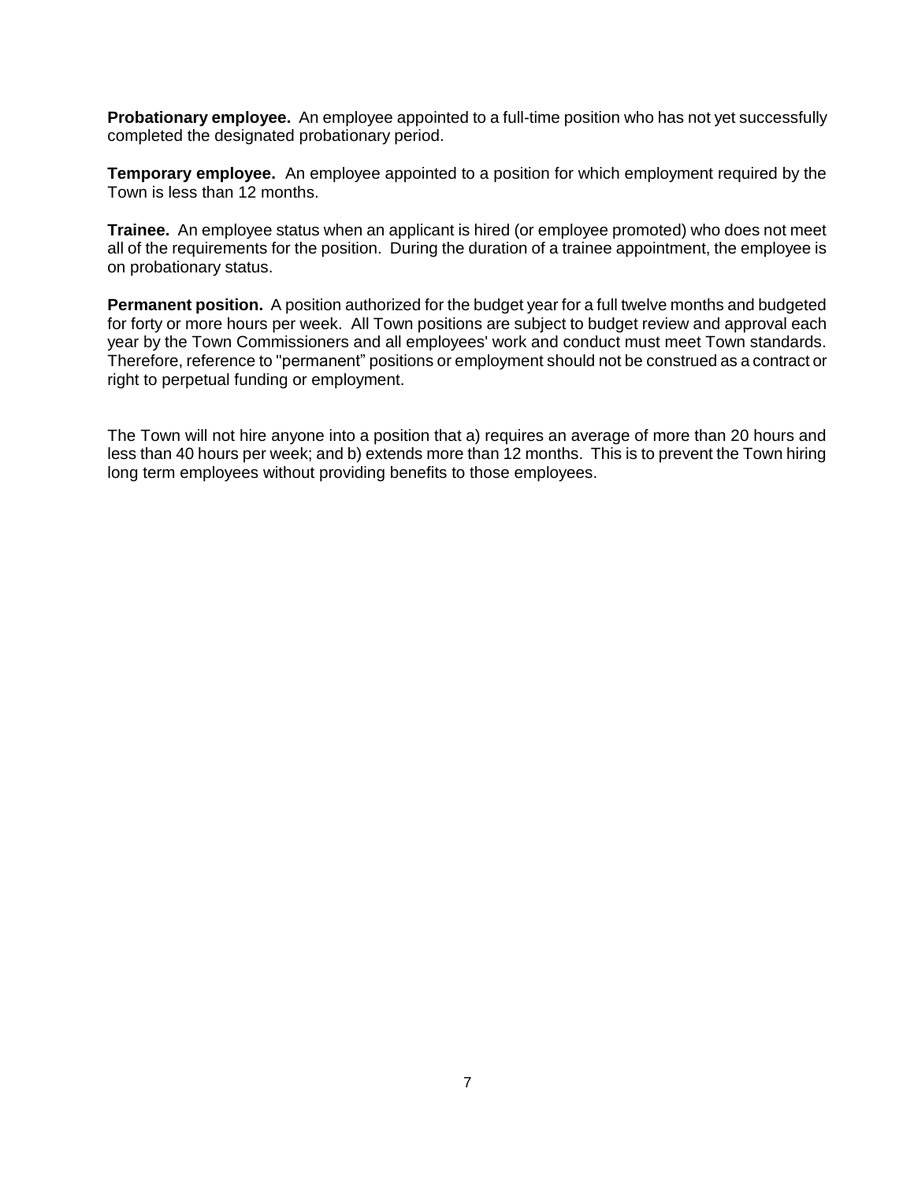**Probationary employee.** An employee appointed to a full-time position who has not yet successfully completed the designated probationary period.

**Temporary employee.** An employee appointed to a position for which employment required by the Town is less than 12 months.

**Trainee.** An employee status when an applicant is hired (or employee promoted) who does not meet all of the requirements for the position. During the duration of a trainee appointment, the employee is on probationary status.

**Permanent position.** A position authorized for the budget year for a full twelve months and budgeted for forty or more hours per week. All Town positions are subject to budget review and approval each year by the Town Commissioners and all employees' work and conduct must meet Town standards. Therefore, reference to "permanent" positions or employment should not be construed as a contract or right to perpetual funding or employment.

The Town will not hire anyone into a position that a) requires an average of more than 20 hours and less than 40 hours per week; and b) extends more than 12 months. This is to prevent the Town hiring long term employees without providing benefits to those employees.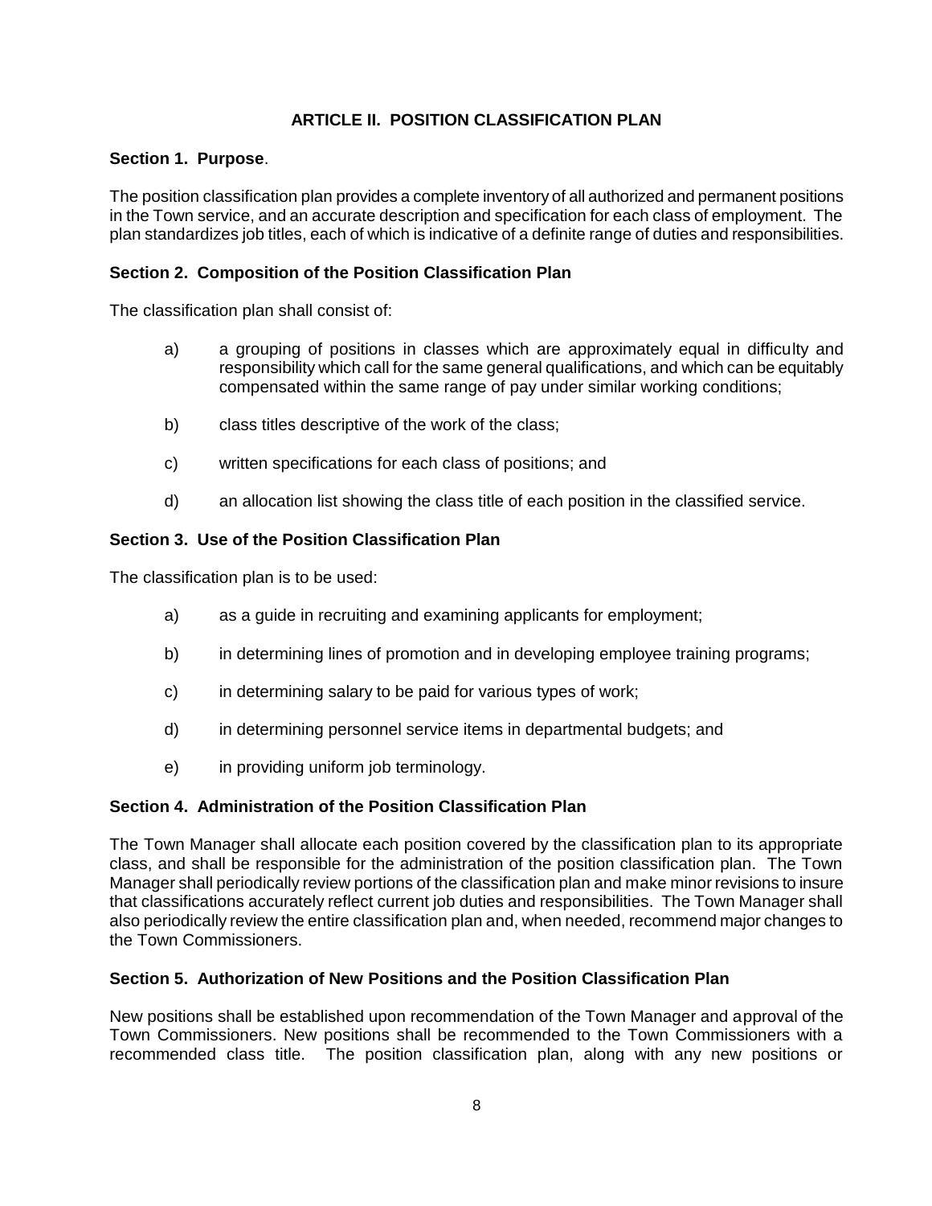## ARTICLE II. POSITION CLASSIFICATION PLAN

### Section 1. Purpose.

The position classification plan provides a complete inventory of all authorized and permanent positions in the Town service, and an accurate description and specification for each class of employment. The plan standardizes job titles, each of which is indicative of a definite range of duties and responsibilities.

### Section 2. Composition of the Position Classification Plan

The classification plan shall consist of:

a) a grouping of positions in classes which are approximately equal in difficulty and responsibility which call for the same general qualifications, and which can be equitably compensated within the same range of pay under similar working conditions;

b) class titles descriptive of the work of the class;

c) written specifications for each class of positions; and

d) an allocation list showing the class title of each position in the classified service.

### Section 3. Use of the Position Classification Plan

The classification plan is to be used:

a) as a guide in recruiting and examining applicants for employment;

b) in determining lines of promotion and in developing employee training programs;

c) in determining salary to be paid for various types of work;

d) in determining personnel service items in departmental budgets; and

e) in providing uniform job terminology.

### Section 4. Administration of the Position Classification Plan

The Town Manager shall allocate each position covered by the classification plan to its appropriate class, and shall be responsible for the administration of the position classification plan. The Town Manager shall periodically review portions of the classification plan and make minor revisions to insure that classifications accurately reflect current job duties and responsibilities. The Town Manager shall also periodically review the entire classification plan and, when needed, recommend major changes to the Town Commissioners.

### Section 5. Authorization of New Positions and the Position Classification Plan

New positions shall be established upon recommendation of the Town Manager and approval of the Town Commissioners. New positions shall be recommended to the Town Commissioners with a recommended class title. The position classification plan, along with any new positions or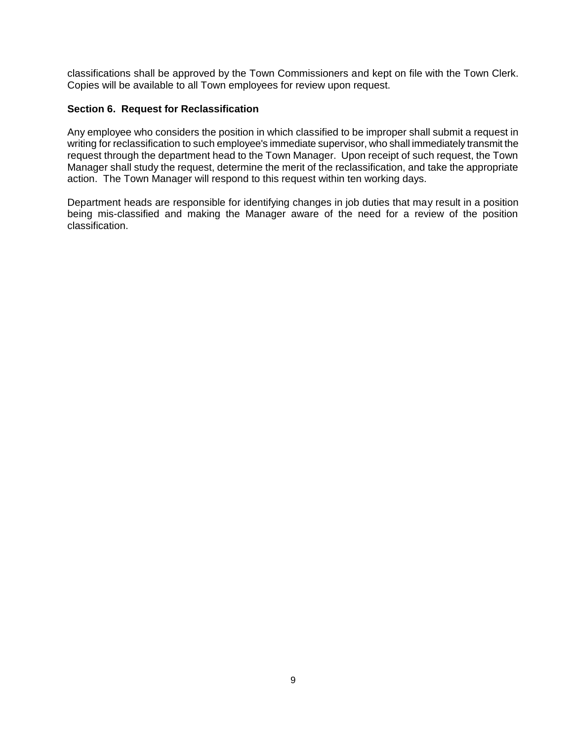classifications shall be approved by the Town Commissioners and kept on file with the Town Clerk. Copies will be available to all Town employees for review upon request.

### Section 6. Request for Reclassification

Any employee who considers the position in which classified to be improper shall submit a request in writing for reclassification to such employee's immediate supervisor, who shall immediately transmit the request through the department head to the Town Manager. Upon receipt of such request, the Town Manager shall study the request, determine the merit of the reclassification, and take the appropriate action. The Town Manager will respond to this request within ten working days.

Department heads are responsible for identifying changes in job duties that may result in a position being mis-classified and making the Manager aware of the need for a review of the position classification.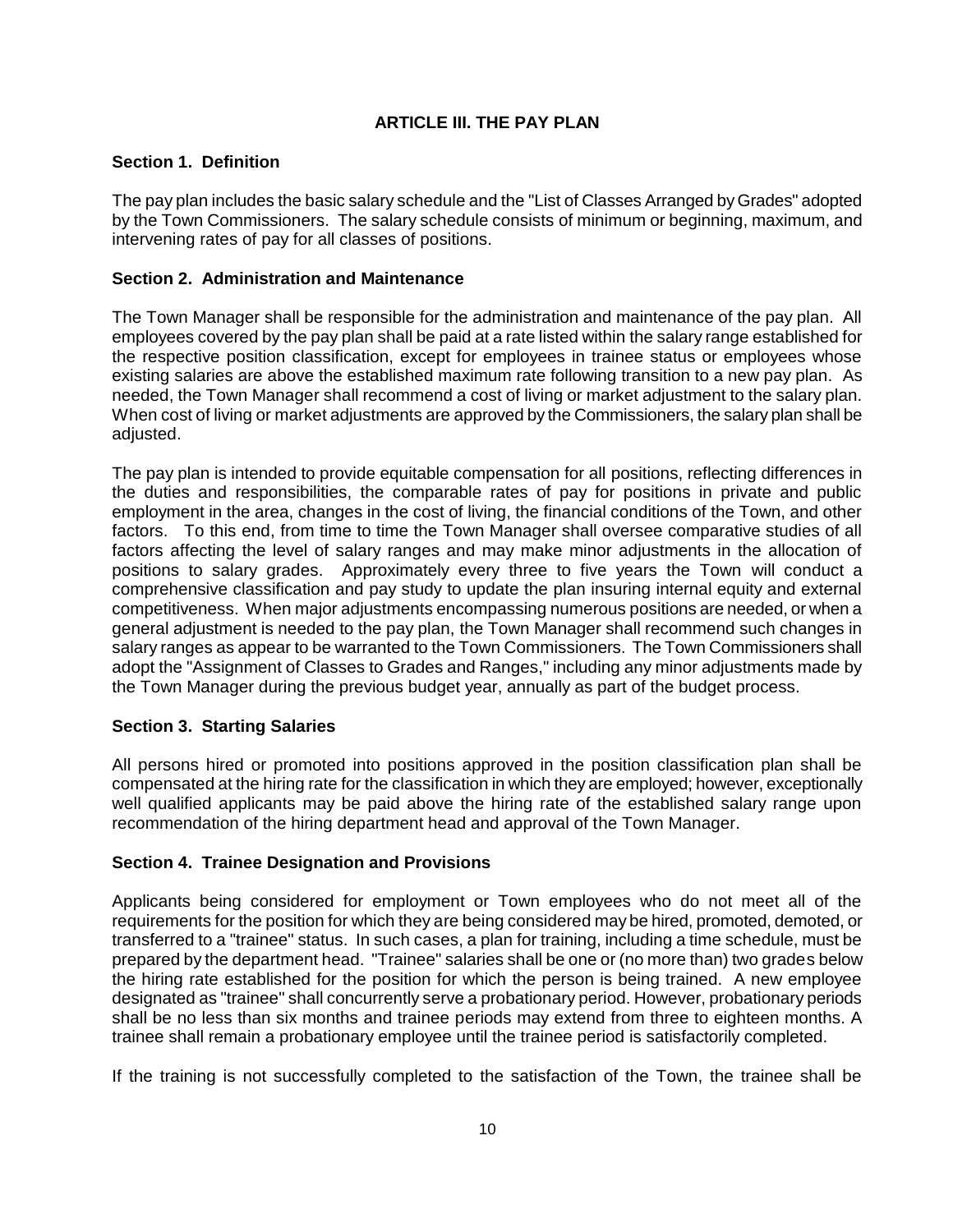## ARTICLE III. THE PAY PLAN

### Section 1. Definition

The pay plan includes the basic salary schedule and the "List of Classes Arranged by Grades" adopted by the Town Commissioners. The salary schedule consists of minimum or beginning, maximum, and intervening rates of pay for all classes of positions.

### Section 2. Administration and Maintenance

The Town Manager shall be responsible for the administration and maintenance of the pay plan. All employees covered by the pay plan shall be paid at a rate listed within the salary range established for the respective position classification, except for employees in trainee status or employees whose existing salaries are above the established maximum rate following transition to a new pay plan. As needed, the Town Manager shall recommend a cost of living or market adjustment to the salary plan. When cost of living or market adjustments are approved by the Commissioners, the salary plan shall be adjusted.

The pay plan is intended to provide equitable compensation for all positions, reflecting differences in the duties and responsibilities, the comparable rates of pay for positions in private and public employment in the area, changes in the cost of living, the financial conditions of the Town, and other factors. To this end, from time to time the Town Manager shall oversee comparative studies of all factors affecting the level of salary ranges and may make minor adjustments in the allocation of positions to salary grades. Approximately every three to five years the Town will conduct a comprehensive classification and pay study to update the plan insuring internal equity and external competitiveness. When major adjustments encompassing numerous positions are needed, or when a general adjustment is needed to the pay plan, the Town Manager shall recommend such changes in salary ranges as appear to be warranted to the Town Commissioners. The Town Commissioners shall adopt the "Assignment of Classes to Grades and Ranges," including any minor adjustments made by the Town Manager during the previous budget year, annually as part of the budget process.

### Section 3. Starting Salaries

All persons hired or promoted into positions approved in the position classification plan shall be compensated at the hiring rate for the classification in which they are employed; however, exceptionally well qualified applicants may be paid above the hiring rate of the established salary range upon recommendation of the hiring department head and approval of the Town Manager.

### Section 4. Trainee Designation and Provisions

Applicants being considered for employment or Town employees who do not meet all of the requirements for the position for which they are being considered may be hired, promoted, demoted, or transferred to a "trainee" status. In such cases, a plan for training, including a time schedule, must be prepared by the department head. "Trainee" salaries shall be one or (no more than) two grades below the hiring rate established for the position for which the person is being trained. A new employee designated as "trainee" shall concurrently serve a probationary period. However, probationary periods shall be no less than six months and trainee periods may extend from three to eighteen months. A trainee shall remain a probationary employee until the trainee period is satisfactorily completed.

If the training is not successfully completed to the satisfaction of the Town, the trainee shall be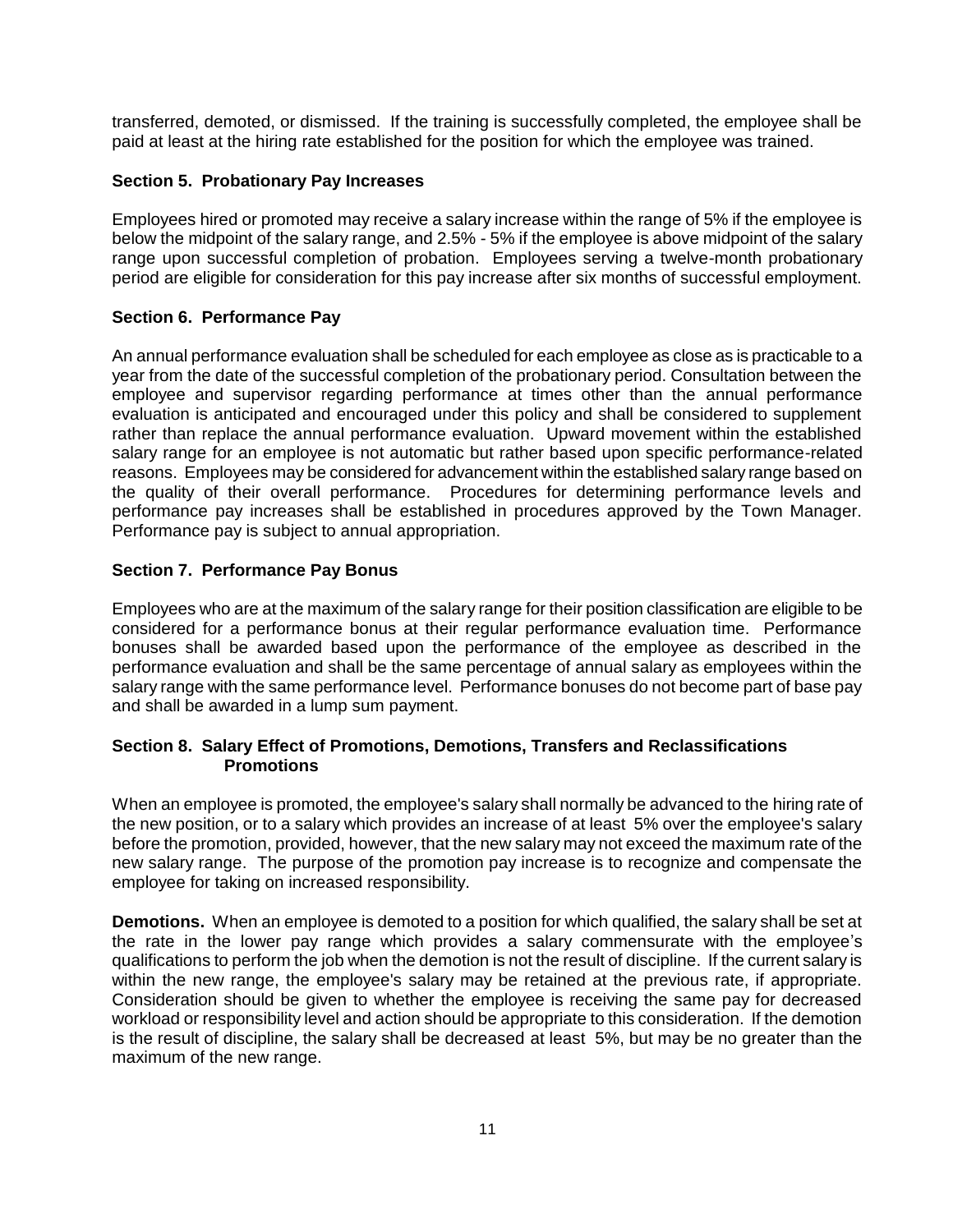transferred, demoted, or dismissed. If the training is successfully completed, the employee shall be paid at least at the hiring rate established for the position for which the employee was trained.

### Section 5. Probationary Pay Increases

Employees hired or promoted may receive a salary increase within the range of 5% if the employee is below the midpoint of the salary range, and 2.5% - 5% if the employee is above midpoint of the salary range upon successful completion of probation. Employees serving a twelve-month probationary period are eligible for consideration for this pay increase after six months of successful employment.

### Section 6. Performance Pay

An annual performance evaluation shall be scheduled for each employee as close as is practicable to a year from the date of the successful completion of the probationary period. Consultation between the employee and supervisor regarding performance at times other than the annual performance evaluation is anticipated and encouraged under this policy and shall be considered to supplement rather than replace the annual performance evaluation. Upward movement within the established salary range for an employee is not automatic but rather based upon specific performance-related reasons. Employees may be considered for advancement within the established salary range based on the quality of their overall performance. Procedures for determining performance levels and performance pay increases shall be established in procedures approved by the Town Manager. Performance pay is subject to annual appropriation.

### Section 7. Performance Pay Bonus

Employees who are at the maximum of the salary range for their position classification are eligible to be considered for a performance bonus at their regular performance evaluation time. Performance bonuses shall be awarded based upon the performance of the employee as described in the performance evaluation and shall be the same percentage of annual salary as employees within the salary range with the same performance level. Performance bonuses do not become part of base pay and shall be awarded in a lump sum payment.

### Section 8. Salary Effect of Promotions, Demotions, Transfers and Reclassifications

**Promotions**

When an employee is promoted, the employee's salary shall normally be advanced to the hiring rate of the new position, or to a salary which provides an increase of at least 5% over the employee's salary before the promotion, provided, however, that the new salary may not exceed the maximum rate of the new salary range. The purpose of the promotion pay increase is to recognize and compensate the employee for taking on increased responsibility.

**Demotions.** When an employee is demoted to a position for which qualified, the salary shall be set at the rate in the lower pay range which provides a salary commensurate with the employee's qualifications to perform the job when the demotion is not the result of discipline. If the current salary is within the new range, the employee's salary may be retained at the previous rate, if appropriate. Consideration should be given to whether the employee is receiving the same pay for decreased workload or responsibility level and action should be appropriate to this consideration. If the demotion is the result of discipline, the salary shall be decreased at least 5%, but may be no greater than the maximum of the new range.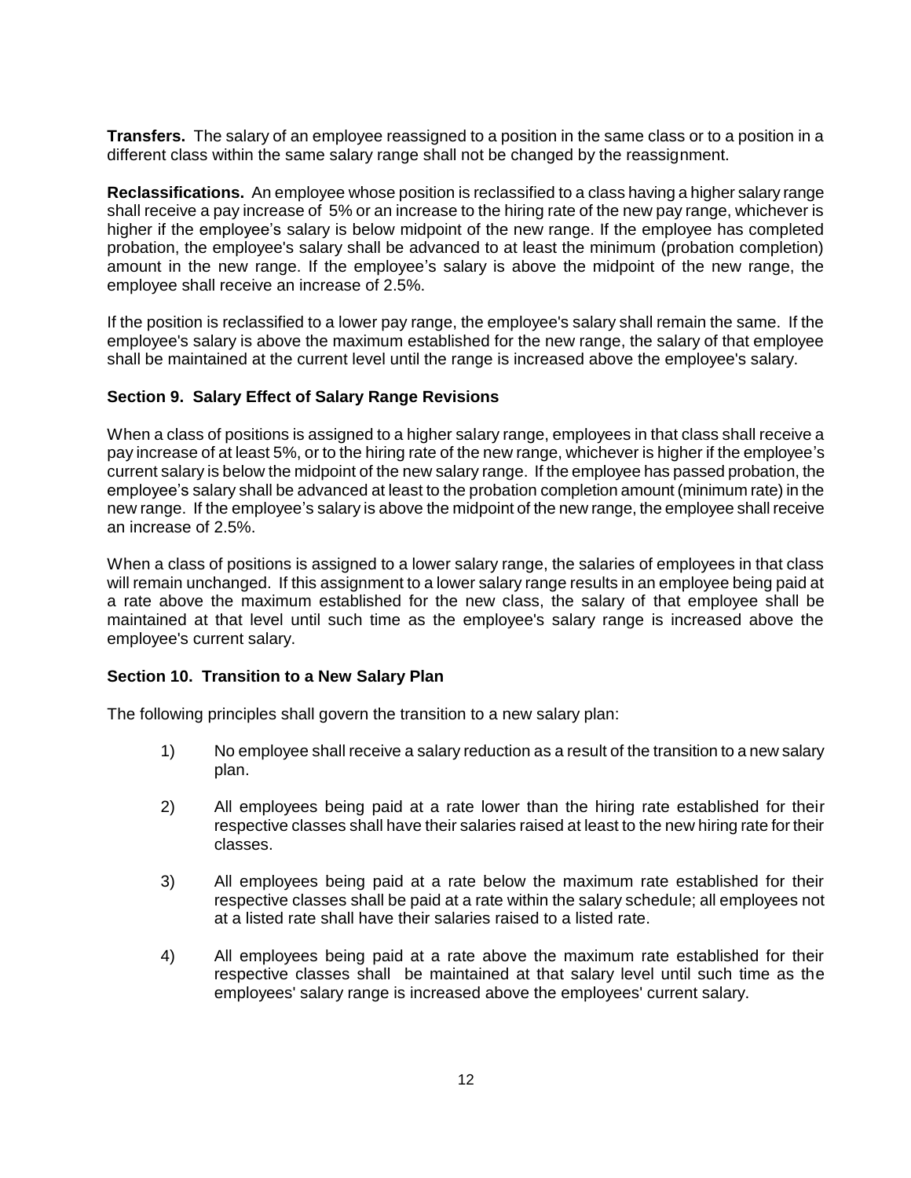**Transfers.** The salary of an employee reassigned to a position in the same class or to a position in a different class within the same salary range shall not be changed by the reassignment.

**Reclassifications.** An employee whose position is reclassified to a class having a higher salary range shall receive a pay increase of 5% or an increase to the hiring rate of the new pay range, whichever is higher if the employee's salary is below midpoint of the new range. If the employee has completed probation, the employee's salary shall be advanced to at least the minimum (probation completion) amount in the new range. If the employee's salary is above the midpoint of the new range, the employee shall receive an increase of 2.5%.

If the position is reclassified to a lower pay range, the employee's salary shall remain the same. If the employee's salary is above the maximum established for the new range, the salary of that employee shall be maintained at the current level until the range is increased above the employee's salary.

### Section 9. Salary Effect of Salary Range Revisions

When a class of positions is assigned to a higher salary range, employees in that class shall receive a pay increase of at least 5%, or to the hiring rate of the new range, whichever is higher if the employee's current salary is below the midpoint of the new salary range. If the employee has passed probation, the employee's salary shall be advanced at least to the probation completion amount (minimum rate) in the new range. If the employee's salary is above the midpoint of the new range, the employee shall receive an increase of 2.5%.

When a class of positions is assigned to a lower salary range, the salaries of employees in that class will remain unchanged. If this assignment to a lower salary range results in an employee being paid at a rate above the maximum established for the new class, the salary of that employee shall be maintained at that level until such time as the employee's salary range is increased above the employee's current salary.

### Section 10. Transition to a New Salary Plan

The following principles shall govern the transition to a new salary plan:

1) No employee shall receive a salary reduction as a result of the transition to a new salary plan.

2) All employees being paid at a rate lower than the hiring rate established for their respective classes shall have their salaries raised at least to the new hiring rate for their classes.

3) All employees being paid at a rate below the maximum rate established for their respective classes shall be paid at a rate within the salary schedule; all employees not at a listed rate shall have their salaries raised to a listed rate.

4) All employees being paid at a rate above the maximum rate established for their respective classes shall be maintained at that salary level until such time as the employees' salary range is increased above the employees' current salary.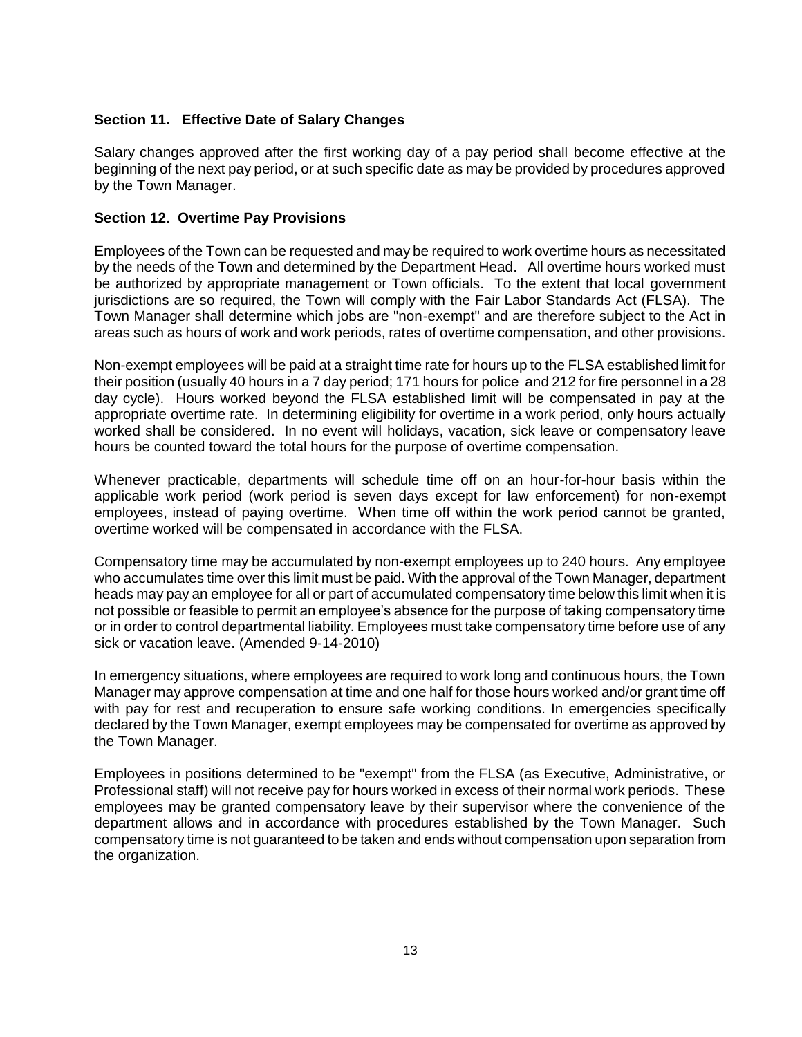## Section 11. Effective Date of Salary Changes

Salary changes approved after the first working day of a pay period shall become effective at the beginning of the next pay period, or at such specific date as may be provided by procedures approved by the Town Manager.

## Section 12. Overtime Pay Provisions

Employees of the Town can be requested and may be required to work overtime hours as necessitated by the needs of the Town and determined by the Department Head. All overtime hours worked must be authorized by appropriate management or Town officials. To the extent that local government jurisdictions are so required, the Town will comply with the Fair Labor Standards Act (FLSA). The Town Manager shall determine which jobs are "non-exempt" and are therefore subject to the Act in areas such as hours of work and work periods, rates of overtime compensation, and other provisions.

Non-exempt employees will be paid at a straight time rate for hours up to the FLSA established limit for their position (usually 40 hours in a 7 day period; 171 hours for police and 212 for fire personnel in a 28 day cycle). Hours worked beyond the FLSA established limit will be compensated in pay at the appropriate overtime rate. In determining eligibility for overtime in a work period, only hours actually worked shall be considered. In no event will holidays, vacation, sick leave or compensatory leave hours be counted toward the total hours for the purpose of overtime compensation.

Whenever practicable, departments will schedule time off on an hour-for-hour basis within the applicable work period (work period is seven days except for law enforcement) for non-exempt employees, instead of paying overtime. When time off within the work period cannot be granted, overtime worked will be compensated in accordance with the FLSA.

Compensatory time may be accumulated by non-exempt employees up to 240 hours. Any employee who accumulates time over this limit must be paid. With the approval of the Town Manager, department heads may pay an employee for all or part of accumulated compensatory time below this limit when it is not possible or feasible to permit an employee's absence for the purpose of taking compensatory time or in order to control departmental liability. Employees must take compensatory time before use of any sick or vacation leave. (Amended 9-14-2010)

In emergency situations, where employees are required to work long and continuous hours, the Town Manager may approve compensation at time and one half for those hours worked and/or grant time off with pay for rest and recuperation to ensure safe working conditions. In emergencies specifically declared by the Town Manager, exempt employees may be compensated for overtime as approved by the Town Manager.

Employees in positions determined to be "exempt" from the FLSA (as Executive, Administrative, or Professional staff) will not receive pay for hours worked in excess of their normal work periods. These employees may be granted compensatory leave by their supervisor where the convenience of the department allows and in accordance with procedures established by the Town Manager. Such compensatory time is not guaranteed to be taken and ends without compensation upon separation from the organization.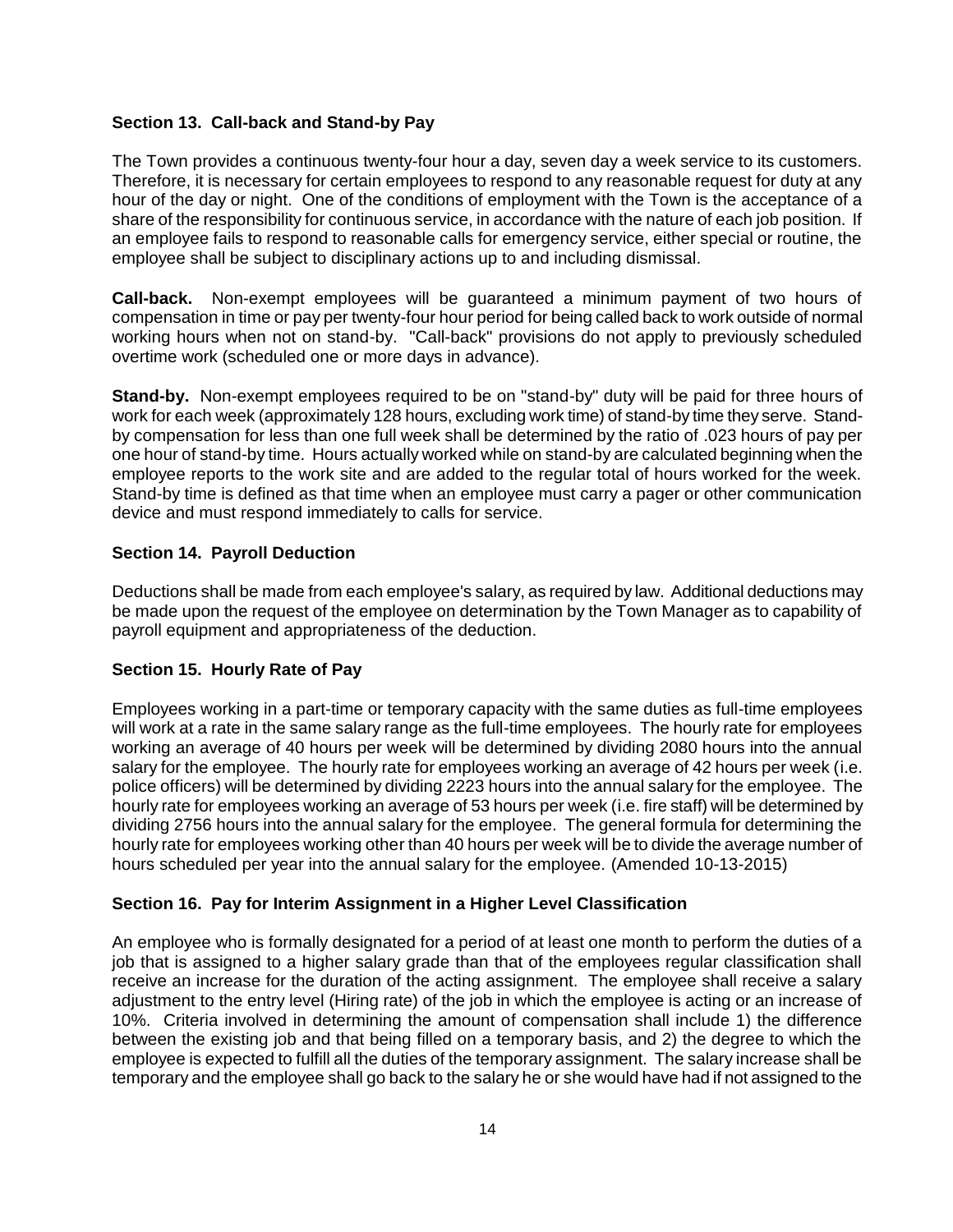### Section 13. Call-back and Stand-by Pay

The Town provides a continuous twenty-four hour a day, seven day a week service to its customers. Therefore, it is necessary for certain employees to respond to any reasonable request for duty at any hour of the day or night. One of the conditions of employment with the Town is the acceptance of a share of the responsibility for continuous service, in accordance with the nature of each job position. If an employee fails to respond to reasonable calls for emergency service, either special or routine, the employee shall be subject to disciplinary actions up to and including dismissal.

**Call-back.** Non-exempt employees will be guaranteed a minimum payment of two hours of compensation in time or pay per twenty-four hour period for being called back to work outside of normal working hours when not on stand-by. "Call-back" provisions do not apply to previously scheduled overtime work (scheduled one or more days in advance).

**Stand-by.** Non-exempt employees required to be on "stand-by" duty will be paid for three hours of work for each week (approximately 128 hours, excluding work time) of stand-by time they serve. Stand-by compensation for less than one full week shall be determined by the ratio of .023 hours of pay per one hour of stand-by time. Hours actually worked while on stand-by are calculated beginning when the employee reports to the work site and are added to the regular total of hours worked for the week. Stand-by time is defined as that time when an employee must carry a pager or other communication device and must respond immediately to calls for service.

### Section 14. Payroll Deduction

Deductions shall be made from each employee's salary, as required by law. Additional deductions may be made upon the request of the employee on determination by the Town Manager as to capability of payroll equipment and appropriateness of the deduction.

### Section 15. Hourly Rate of Pay

Employees working in a part-time or temporary capacity with the same duties as full-time employees will work at a rate in the same salary range as the full-time employees. The hourly rate for employees working an average of 40 hours per week will be determined by dividing 2080 hours into the annual salary for the employee. The hourly rate for employees working an average of 42 hours per week (i.e. police officers) will be determined by dividing 2223 hours into the annual salary for the employee. The hourly rate for employees working an average of 53 hours per week (i.e. fire staff) will be determined by dividing 2756 hours into the annual salary for the employee. The general formula for determining the hourly rate for employees working other than 40 hours per week will be to divide the average number of hours scheduled per year into the annual salary for the employee. (Amended 10-13-2015)

### Section 16. Pay for Interim Assignment in a Higher Level Classification

An employee who is formally designated for a period of at least one month to perform the duties of a job that is assigned to a higher salary grade than that of the employees regular classification shall receive an increase for the duration of the acting assignment. The employee shall receive a salary adjustment to the entry level (Hiring rate) of the job in which the employee is acting or an increase of 10%. Criteria involved in determining the amount of compensation shall include 1) the difference between the existing job and that being filled on a temporary basis, and 2) the degree to which the employee is expected to fulfill all the duties of the temporary assignment. The salary increase shall be temporary and the employee shall go back to the salary he or she would have had if not assigned to the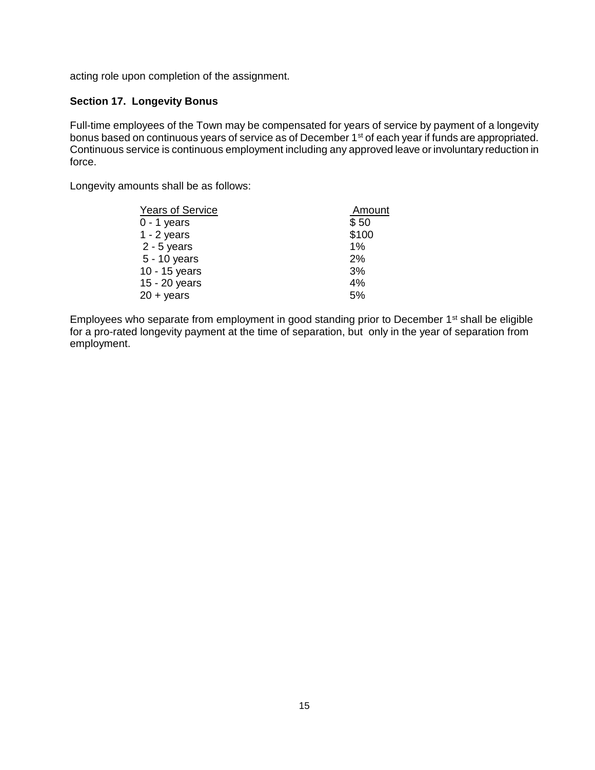acting role upon completion of the assignment.

### Section 17. Longevity Bonus

Full-time employees of the Town may be compensated for years of service by payment of a longevity bonus based on continuous years of service as of December 1st of each year if funds are appropriated. Continuous service is continuous employment including any approved leave or involuntary reduction in force.

Longevity amounts shall be as follows:

| Years of Service | Amount |
|---|---|
| 0 - 1 years | $ 50 |
| 1 - 2 years | $100 |
| 2 - 5 years | 1% |
| 5 - 10 years | 2% |
| 10 - 15 years | 3% |
| 15 - 20 years | 4% |
| 20 + years | 5% |

Employees who separate from employment in good standing prior to December 1st shall be eligible for a pro-rated longevity payment at the time of separation, but only in the year of separation from employment.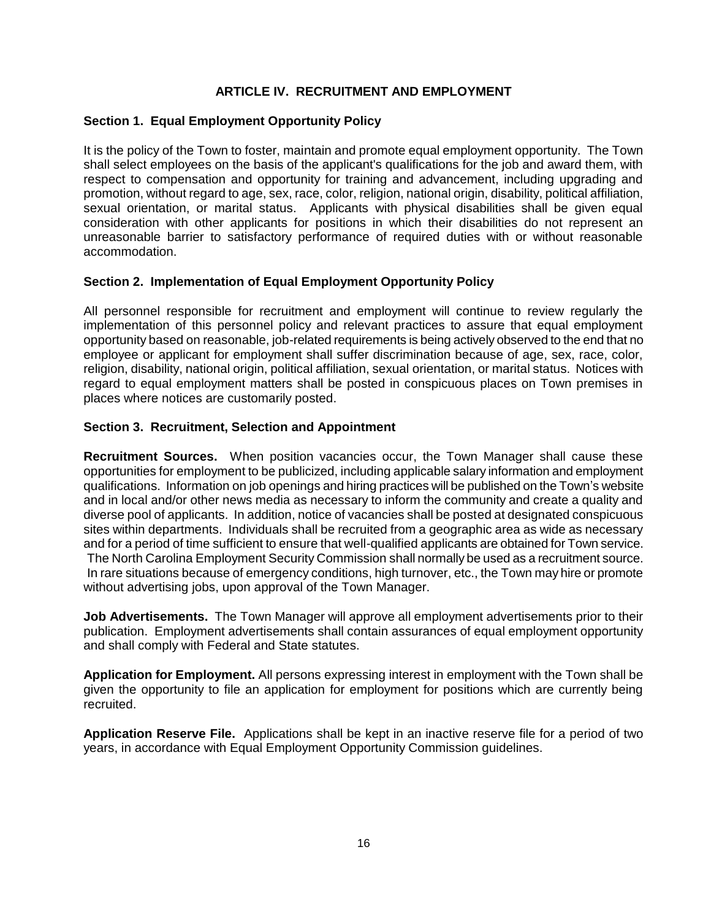## ARTICLE IV. RECRUITMENT AND EMPLOYMENT

### Section 1. Equal Employment Opportunity Policy

It is the policy of the Town to foster, maintain and promote equal employment opportunity. The Town shall select employees on the basis of the applicant's qualifications for the job and award them, with respect to compensation and opportunity for training and advancement, including upgrading and promotion, without regard to age, sex, race, color, religion, national origin, disability, political affiliation, sexual orientation, or marital status. Applicants with physical disabilities shall be given equal consideration with other applicants for positions in which their disabilities do not represent an unreasonable barrier to satisfactory performance of required duties with or without reasonable accommodation.

### Section 2. Implementation of Equal Employment Opportunity Policy

All personnel responsible for recruitment and employment will continue to review regularly the implementation of this personnel policy and relevant practices to assure that equal employment opportunity based on reasonable, job-related requirements is being actively observed to the end that no employee or applicant for employment shall suffer discrimination because of age, sex, race, color, religion, disability, national origin, political affiliation, sexual orientation, or marital status. Notices with regard to equal employment matters shall be posted in conspicuous places on Town premises in places where notices are customarily posted.

### Section 3. Recruitment, Selection and Appointment

**Recruitment Sources.** When position vacancies occur, the Town Manager shall cause these opportunities for employment to be publicized, including applicable salary information and employment qualifications. Information on job openings and hiring practices will be published on the Town's website and in local and/or other news media as necessary to inform the community and create a quality and diverse pool of applicants. In addition, notice of vacancies shall be posted at designated conspicuous sites within departments. Individuals shall be recruited from a geographic area as wide as necessary and for a period of time sufficient to ensure that well-qualified applicants are obtained for Town service. The North Carolina Employment Security Commission shall normally be used as a recruitment source. In rare situations because of emergency conditions, high turnover, etc., the Town may hire or promote without advertising jobs, upon approval of the Town Manager.

**Job Advertisements.** The Town Manager will approve all employment advertisements prior to their publication. Employment advertisements shall contain assurances of equal employment opportunity and shall comply with Federal and State statutes.

**Application for Employment.** All persons expressing interest in employment with the Town shall be given the opportunity to file an application for employment for positions which are currently being recruited.

**Application Reserve File.** Applications shall be kept in an inactive reserve file for a period of two years, in accordance with Equal Employment Opportunity Commission guidelines.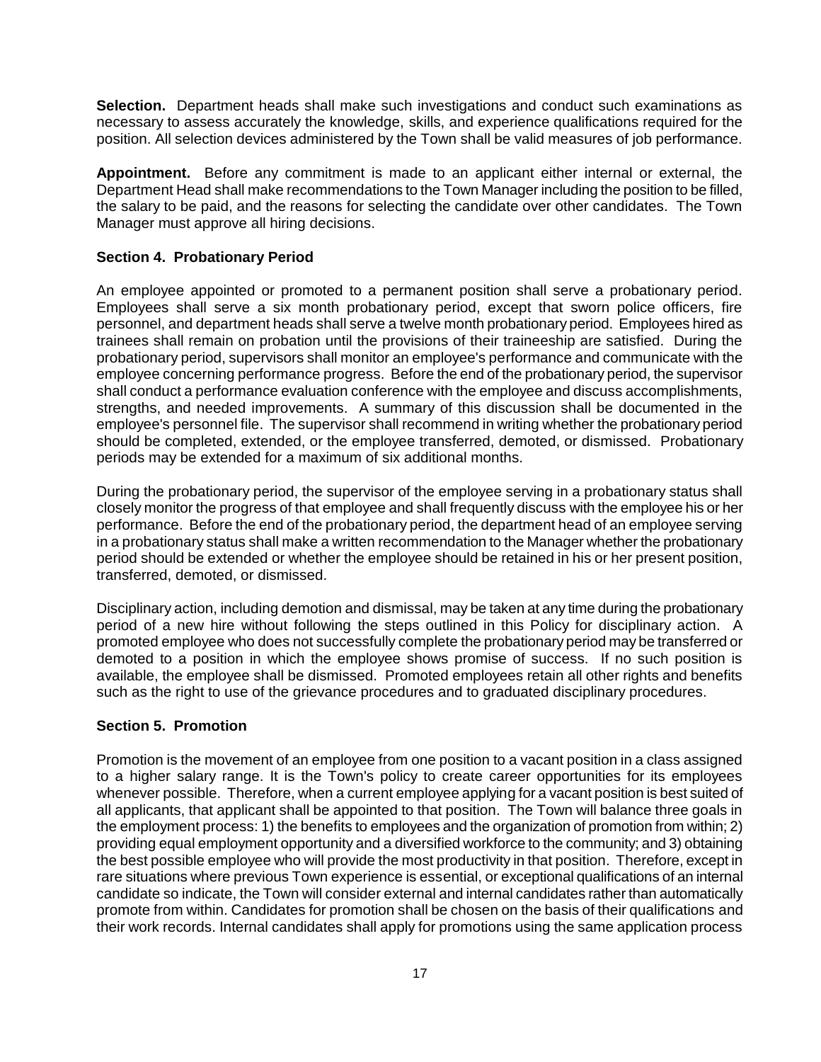**Selection.** Department heads shall make such investigations and conduct such examinations as necessary to assess accurately the knowledge, skills, and experience qualifications required for the position. All selection devices administered by the Town shall be valid measures of job performance.

**Appointment.** Before any commitment is made to an applicant either internal or external, the Department Head shall make recommendations to the Town Manager including the position to be filled, the salary to be paid, and the reasons for selecting the candidate over other candidates. The Town Manager must approve all hiring decisions.

### Section 4. Probationary Period

An employee appointed or promoted to a permanent position shall serve a probationary period. Employees shall serve a six month probationary period, except that sworn police officers, fire personnel, and department heads shall serve a twelve month probationary period. Employees hired as trainees shall remain on probation until the provisions of their traineeship are satisfied. During the probationary period, supervisors shall monitor an employee's performance and communicate with the employee concerning performance progress. Before the end of the probationary period, the supervisor shall conduct a performance evaluation conference with the employee and discuss accomplishments, strengths, and needed improvements. A summary of this discussion shall be documented in the employee's personnel file. The supervisor shall recommend in writing whether the probationary period should be completed, extended, or the employee transferred, demoted, or dismissed. Probationary periods may be extended for a maximum of six additional months.

During the probationary period, the supervisor of the employee serving in a probationary status shall closely monitor the progress of that employee and shall frequently discuss with the employee his or her performance. Before the end of the probationary period, the department head of an employee serving in a probationary status shall make a written recommendation to the Manager whether the probationary period should be extended or whether the employee should be retained in his or her present position, transferred, demoted, or dismissed.

Disciplinary action, including demotion and dismissal, may be taken at any time during the probationary period of a new hire without following the steps outlined in this Policy for disciplinary action. A promoted employee who does not successfully complete the probationary period may be transferred or demoted to a position in which the employee shows promise of success. If no such position is available, the employee shall be dismissed. Promoted employees retain all other rights and benefits such as the right to use of the grievance procedures and to graduated disciplinary procedures.

### Section 5. Promotion

Promotion is the movement of an employee from one position to a vacant position in a class assigned to a higher salary range. It is the Town's policy to create career opportunities for its employees whenever possible. Therefore, when a current employee applying for a vacant position is best suited of all applicants, that applicant shall be appointed to that position. The Town will balance three goals in the employment process: 1) the benefits to employees and the organization of promotion from within; 2) providing equal employment opportunity and a diversified workforce to the community; and 3) obtaining the best possible employee who will provide the most productivity in that position. Therefore, except in rare situations where previous Town experience is essential, or exceptional qualifications of an internal candidate so indicate, the Town will consider external and internal candidates rather than automatically promote from within. Candidates for promotion shall be chosen on the basis of their qualifications and their work records. Internal candidates shall apply for promotions using the same application process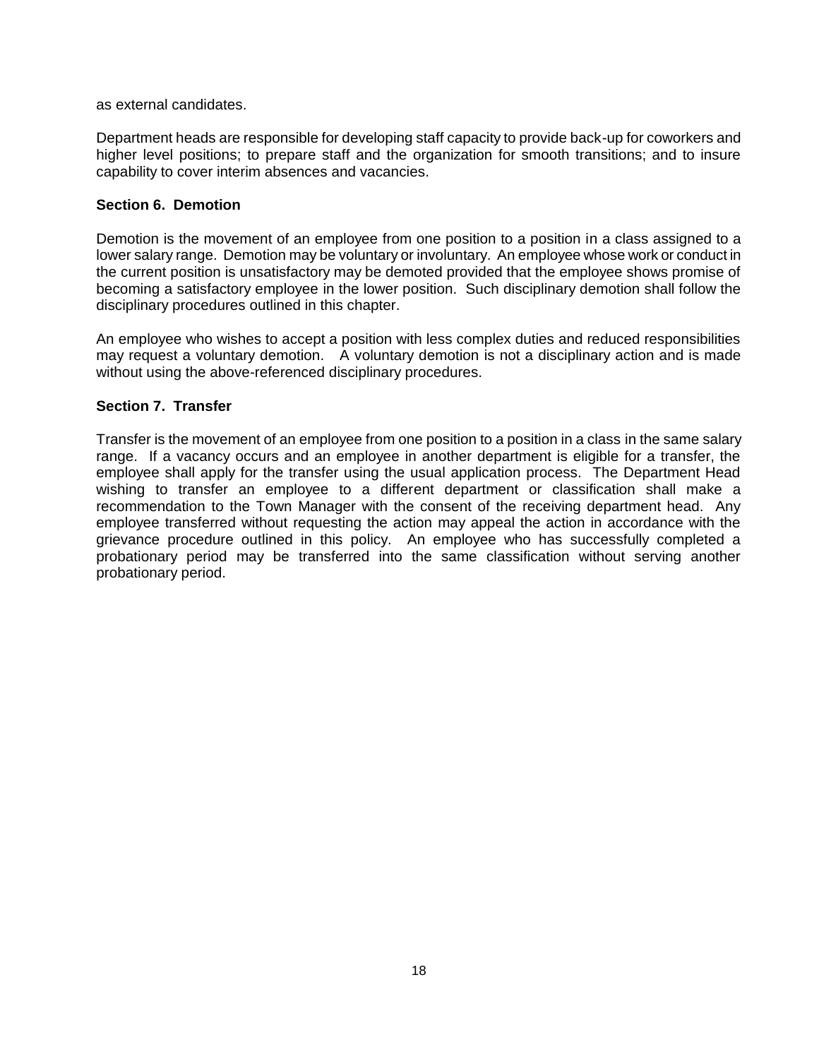as external candidates.

Department heads are responsible for developing staff capacity to provide back-up for coworkers and higher level positions; to prepare staff and the organization for smooth transitions; and to insure capability to cover interim absences and vacancies.

**Section 6. Demotion**

Demotion is the movement of an employee from one position to a position in a class assigned to a lower salary range. Demotion may be voluntary or involuntary. An employee whose work or conduct in the current position is unsatisfactory may be demoted provided that the employee shows promise of becoming a satisfactory employee in the lower position. Such disciplinary demotion shall follow the disciplinary procedures outlined in this chapter.

An employee who wishes to accept a position with less complex duties and reduced responsibilities may request a voluntary demotion. A voluntary demotion is not a disciplinary action and is made without using the above-referenced disciplinary procedures.

**Section 7. Transfer**

Transfer is the movement of an employee from one position to a position in a class in the same salary range. If a vacancy occurs and an employee in another department is eligible for a transfer, the employee shall apply for the transfer using the usual application process. The Department Head wishing to transfer an employee to a different department or classification shall make a recommendation to the Town Manager with the consent of the receiving department head. Any employee transferred without requesting the action may appeal the action in accordance with the grievance procedure outlined in this policy. An employee who has successfully completed a probationary period may be transferred into the same classification without serving another probationary period.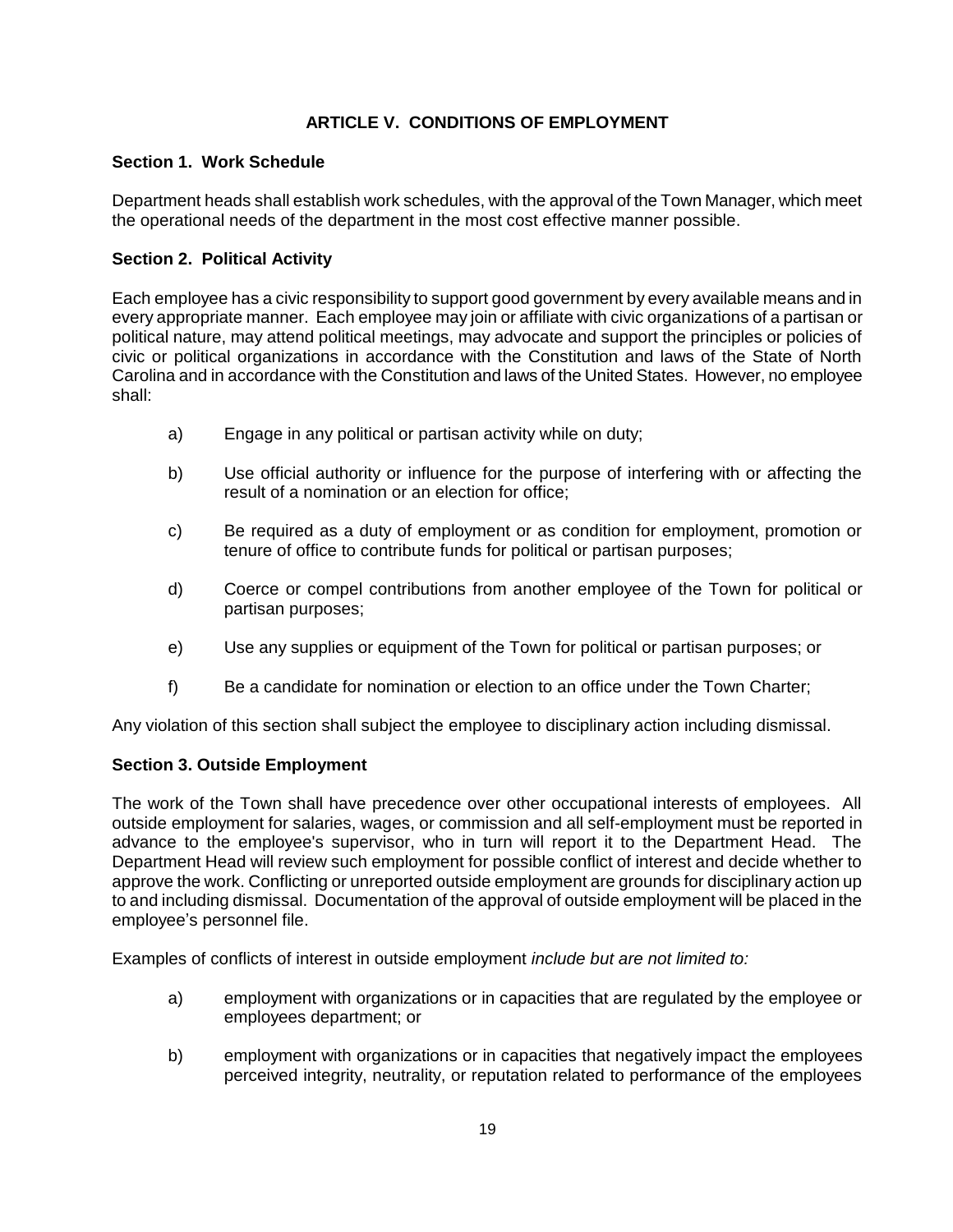## ARTICLE V. CONDITIONS OF EMPLOYMENT

### Section 1. Work Schedule

Department heads shall establish work schedules, with the approval of the Town Manager, which meet the operational needs of the department in the most cost effective manner possible.

### Section 2. Political Activity

Each employee has a civic responsibility to support good government by every available means and in every appropriate manner. Each employee may join or affiliate with civic organizations of a partisan or political nature, may attend political meetings, may advocate and support the principles or policies of civic or political organizations in accordance with the Constitution and laws of the State of North Carolina and in accordance with the Constitution and laws of the United States. However, no employee shall:

a) Engage in any political or partisan activity while on duty;

b) Use official authority or influence for the purpose of interfering with or affecting the result of a nomination or an election for office;

c) Be required as a duty of employment or as condition for employment, promotion or tenure of office to contribute funds for political or partisan purposes;

d) Coerce or compel contributions from another employee of the Town for political or partisan purposes;

e) Use any supplies or equipment of the Town for political or partisan purposes; or

f) Be a candidate for nomination or election to an office under the Town Charter;

Any violation of this section shall subject the employee to disciplinary action including dismissal.

### Section 3. Outside Employment

The work of the Town shall have precedence over other occupational interests of employees. All outside employment for salaries, wages, or commission and all self-employment must be reported in advance to the employee's supervisor, who in turn will report it to the Department Head. The Department Head will review such employment for possible conflict of interest and decide whether to approve the work. Conflicting or unreported outside employment are grounds for disciplinary action up to and including dismissal. Documentation of the approval of outside employment will be placed in the employee's personnel file.

Examples of conflicts of interest in outside employment *include but are not limited to:*

a) employment with organizations or in capacities that are regulated by the employee or employees department; or

b) employment with organizations or in capacities that negatively impact the employees perceived integrity, neutrality, or reputation related to performance of the employees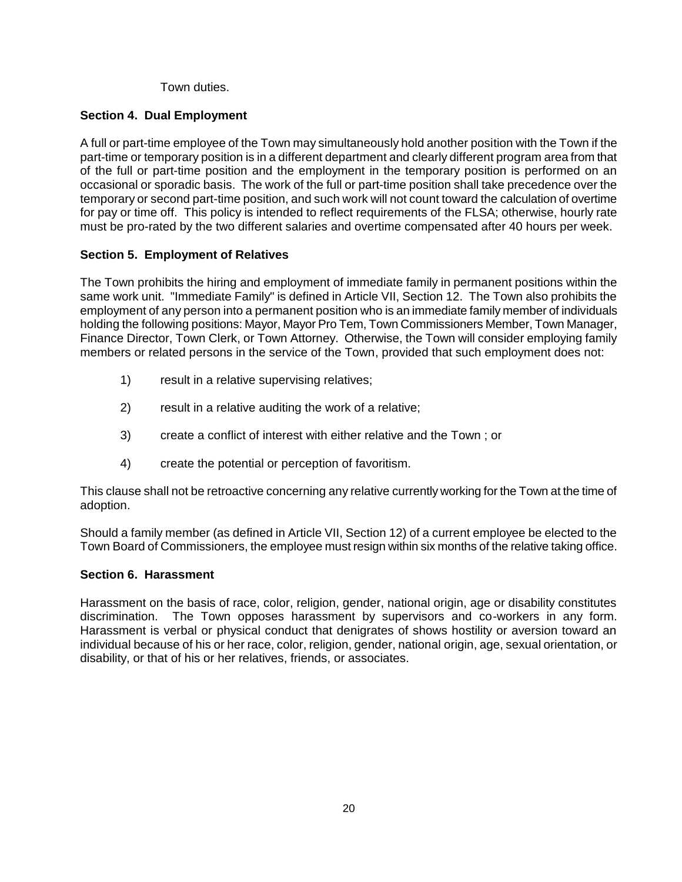Town duties.

### Section 4. Dual Employment

A full or part-time employee of the Town may simultaneously hold another position with the Town if the part-time or temporary position is in a different department and clearly different program area from that of the full or part-time position and the employment in the temporary position is performed on an occasional or sporadic basis. The work of the full or part-time position shall take precedence over the temporary or second part-time position, and such work will not count toward the calculation of overtime for pay or time off. This policy is intended to reflect requirements of the FLSA; otherwise, hourly rate must be pro-rated by the two different salaries and overtime compensated after 40 hours per week.

### Section 5. Employment of Relatives

The Town prohibits the hiring and employment of immediate family in permanent positions within the same work unit. "Immediate Family" is defined in Article VII, Section 12. The Town also prohibits the employment of any person into a permanent position who is an immediate family member of individuals holding the following positions: Mayor, Mayor Pro Tem, Town Commissioners Member, Town Manager, Finance Director, Town Clerk, or Town Attorney. Otherwise, the Town will consider employing family members or related persons in the service of the Town, provided that such employment does not:

1) result in a relative supervising relatives;

2) result in a relative auditing the work of a relative;

3) create a conflict of interest with either relative and the Town ; or

4) create the potential or perception of favoritism.

This clause shall not be retroactive concerning any relative currently working for the Town at the time of adoption.

Should a family member (as defined in Article VII, Section 12) of a current employee be elected to the Town Board of Commissioners, the employee must resign within six months of the relative taking office.

### Section 6. Harassment

Harassment on the basis of race, color, religion, gender, national origin, age or disability constitutes discrimination. The Town opposes harassment by supervisors and co-workers in any form. Harassment is verbal or physical conduct that denigrates of shows hostility or aversion toward an individual because of his or her race, color, religion, gender, national origin, age, sexual orientation, or disability, or that of his or her relatives, friends, or associates.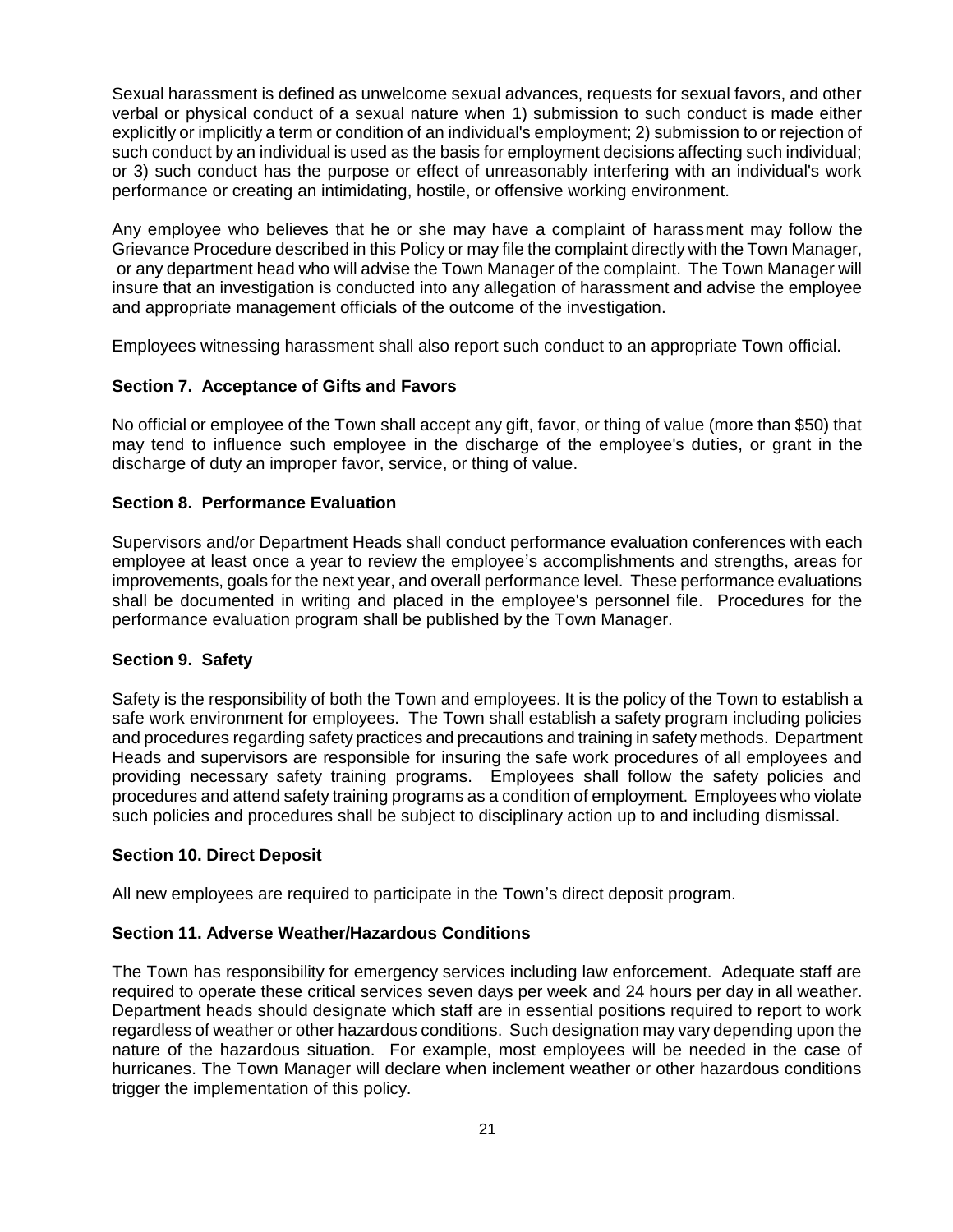Sexual harassment is defined as unwelcome sexual advances, requests for sexual favors, and other verbal or physical conduct of a sexual nature when 1) submission to such conduct is made either explicitly or implicitly a term or condition of an individual's employment; 2) submission to or rejection of such conduct by an individual is used as the basis for employment decisions affecting such individual; or 3) such conduct has the purpose or effect of unreasonably interfering with an individual's work performance or creating an intimidating, hostile, or offensive working environment.

Any employee who believes that he or she may have a complaint of harassment may follow the Grievance Procedure described in this Policy or may file the complaint directly with the Town Manager, or any department head who will advise the Town Manager of the complaint. The Town Manager will insure that an investigation is conducted into any allegation of harassment and advise the employee and appropriate management officials of the outcome of the investigation.

Employees witnessing harassment shall also report such conduct to an appropriate Town official.

### Section 7. Acceptance of Gifts and Favors

No official or employee of the Town shall accept any gift, favor, or thing of value (more than $50) that may tend to influence such employee in the discharge of the employee's duties, or grant in the discharge of duty an improper favor, service, or thing of value.

### Section 8. Performance Evaluation

Supervisors and/or Department Heads shall conduct performance evaluation conferences with each employee at least once a year to review the employee's accomplishments and strengths, areas for improvements, goals for the next year, and overall performance level. These performance evaluations shall be documented in writing and placed in the employee's personnel file. Procedures for the performance evaluation program shall be published by the Town Manager.

### Section 9. Safety

Safety is the responsibility of both the Town and employees. It is the policy of the Town to establish a safe work environment for employees. The Town shall establish a safety program including policies and procedures regarding safety practices and precautions and training in safety methods. Department Heads and supervisors are responsible for insuring the safe work procedures of all employees and providing necessary safety training programs. Employees shall follow the safety policies and procedures and attend safety training programs as a condition of employment. Employees who violate such policies and procedures shall be subject to disciplinary action up to and including dismissal.

### Section 10. Direct Deposit

All new employees are required to participate in the Town's direct deposit program.

### Section 11. Adverse Weather/Hazardous Conditions

The Town has responsibility for emergency services including law enforcement. Adequate staff are required to operate these critical services seven days per week and 24 hours per day in all weather. Department heads should designate which staff are in essential positions required to report to work regardless of weather or other hazardous conditions. Such designation may vary depending upon the nature of the hazardous situation. For example, most employees will be needed in the case of hurricanes. The Town Manager will declare when inclement weather or other hazardous conditions trigger the implementation of this policy.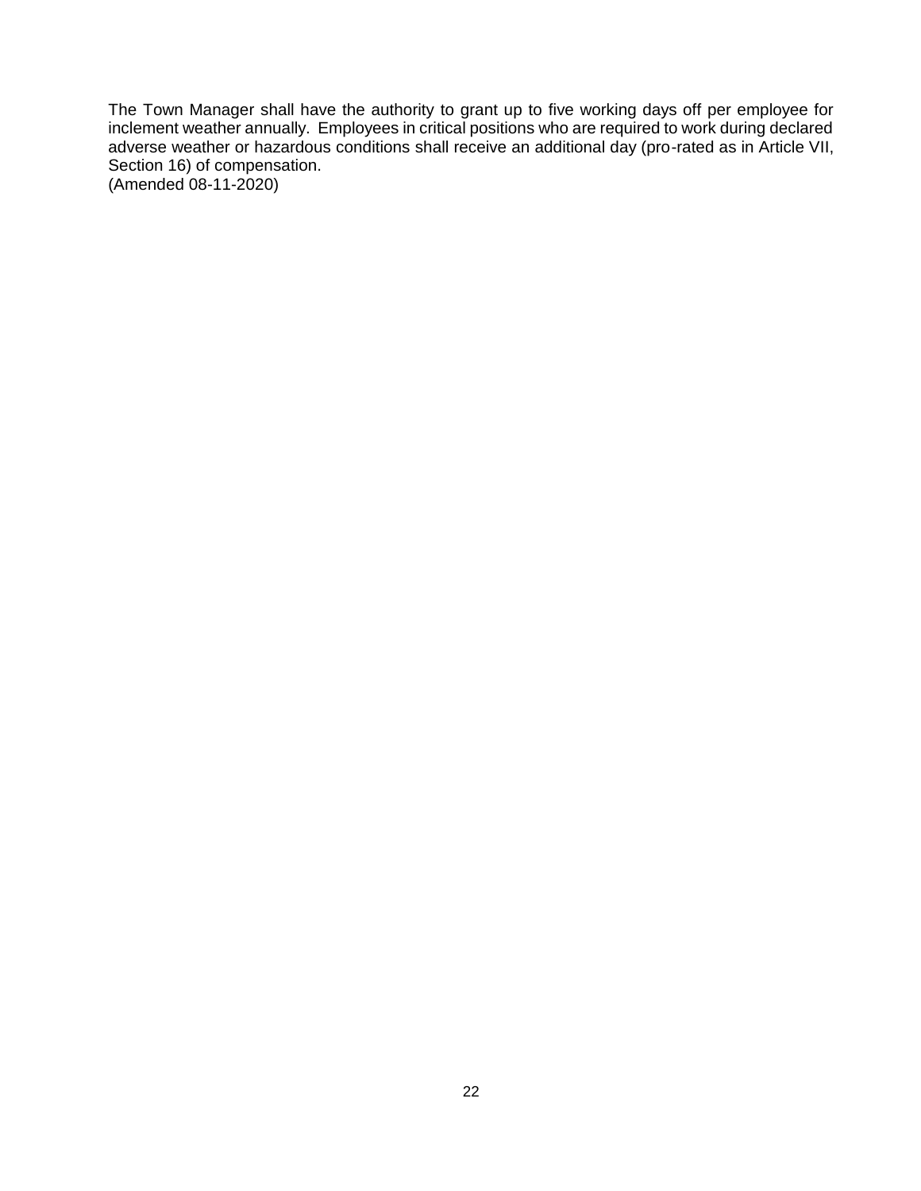The Town Manager shall have the authority to grant up to five working days off per employee for inclement weather annually. Employees in critical positions who are required to work during declared adverse weather or hazardous conditions shall receive an additional day (pro-rated as in Article VII, Section 16) of compensation.
(Amended 08-11-2020)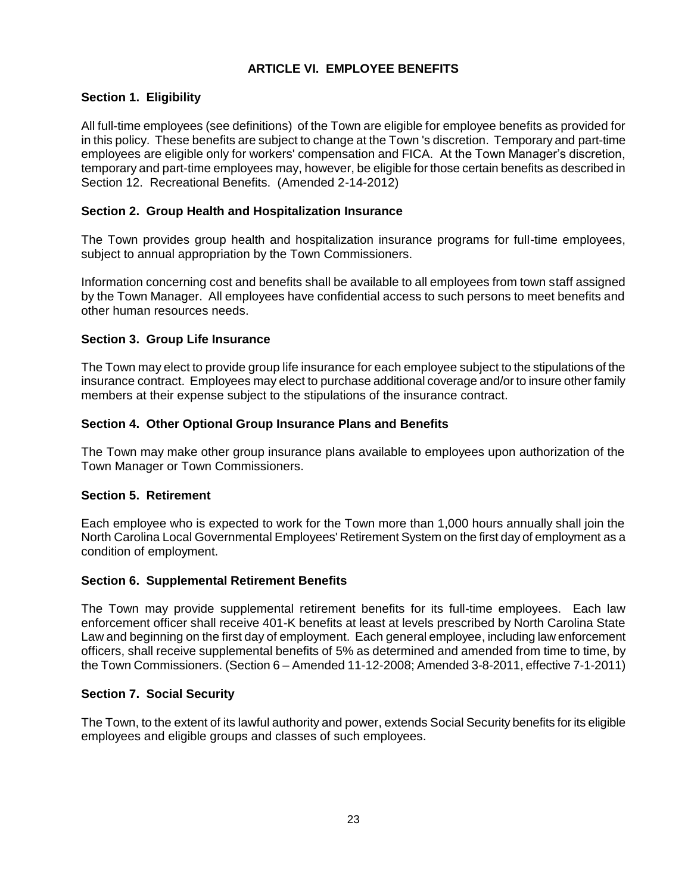# ARTICLE VI. EMPLOYEE BENEFITS

## Section 1. Eligibility

All full-time employees (see definitions) of the Town are eligible for employee benefits as provided for in this policy. These benefits are subject to change at the Town 's discretion. Temporary and part-time employees are eligible only for workers' compensation and FICA. At the Town Manager's discretion, temporary and part-time employees may, however, be eligible for those certain benefits as described in Section 12. Recreational Benefits. (Amended 2-14-2012)

## Section 2. Group Health and Hospitalization Insurance

The Town provides group health and hospitalization insurance programs for full-time employees, subject to annual appropriation by the Town Commissioners.

Information concerning cost and benefits shall be available to all employees from town staff assigned by the Town Manager. All employees have confidential access to such persons to meet benefits and other human resources needs.

## Section 3. Group Life Insurance

The Town may elect to provide group life insurance for each employee subject to the stipulations of the insurance contract. Employees may elect to purchase additional coverage and/or to insure other family members at their expense subject to the stipulations of the insurance contract.

## Section 4. Other Optional Group Insurance Plans and Benefits

The Town may make other group insurance plans available to employees upon authorization of the Town Manager or Town Commissioners.

## Section 5. Retirement

Each employee who is expected to work for the Town more than 1,000 hours annually shall join the North Carolina Local Governmental Employees' Retirement System on the first day of employment as a condition of employment.

## Section 6. Supplemental Retirement Benefits

The Town may provide supplemental retirement benefits for its full-time employees. Each law enforcement officer shall receive 401-K benefits at least at levels prescribed by North Carolina State Law and beginning on the first day of employment. Each general employee, including law enforcement officers, shall receive supplemental benefits of 5% as determined and amended from time to time, by the Town Commissioners. (Section 6 – Amended 11-12-2008; Amended 3-8-2011, effective 7-1-2011)

## Section 7. Social Security

The Town, to the extent of its lawful authority and power, extends Social Security benefits for its eligible employees and eligible groups and classes of such employees.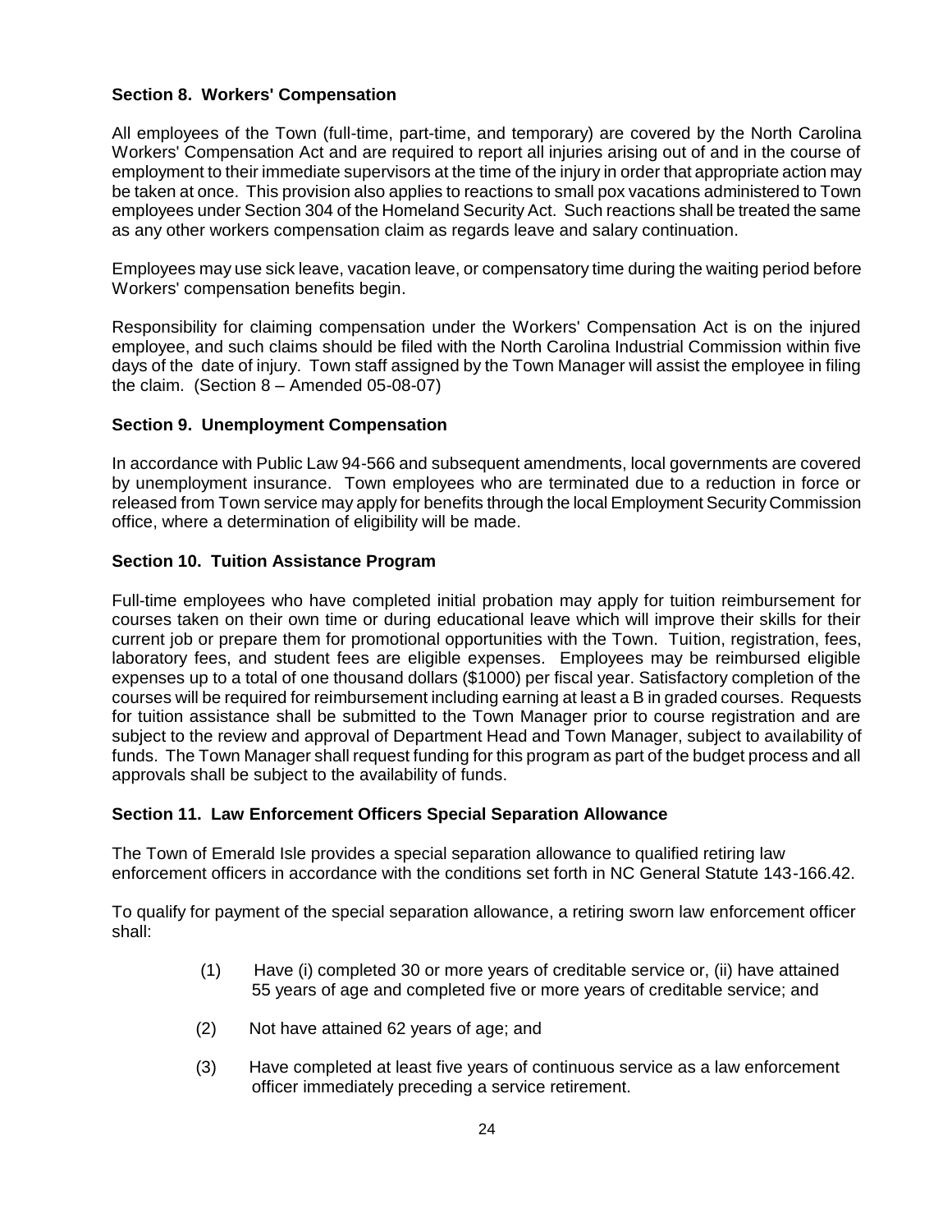**Section 8. Workers' Compensation**

All employees of the Town (full-time, part-time, and temporary) are covered by the North Carolina Workers' Compensation Act and are required to report all injuries arising out of and in the course of employment to their immediate supervisors at the time of the injury in order that appropriate action may be taken at once. This provision also applies to reactions to small pox vacations administered to Town employees under Section 304 of the Homeland Security Act. Such reactions shall be treated the same as any other workers compensation claim as regards leave and salary continuation.

Employees may use sick leave, vacation leave, or compensatory time during the waiting period before Workers' compensation benefits begin.

Responsibility for claiming compensation under the Workers' Compensation Act is on the injured employee, and such claims should be filed with the North Carolina Industrial Commission within five days of the date of injury. Town staff assigned by the Town Manager will assist the employee in filing the claim. (Section 8 – Amended 05-08-07)

**Section 9. Unemployment Compensation**

In accordance with Public Law 94-566 and subsequent amendments, local governments are covered by unemployment insurance. Town employees who are terminated due to a reduction in force or released from Town service may apply for benefits through the local Employment Security Commission office, where a determination of eligibility will be made.

**Section 10. Tuition Assistance Program**

Full-time employees who have completed initial probation may apply for tuition reimbursement for courses taken on their own time or during educational leave which will improve their skills for their current job or prepare them for promotional opportunities with the Town. Tuition, registration, fees, laboratory fees, and student fees are eligible expenses. Employees may be reimbursed eligible expenses up to a total of one thousand dollars ($1000) per fiscal year. Satisfactory completion of the courses will be required for reimbursement including earning at least a B in graded courses. Requests for tuition assistance shall be submitted to the Town Manager prior to course registration and are subject to the review and approval of Department Head and Town Manager, subject to availability of funds. The Town Manager shall request funding for this program as part of the budget process and all approvals shall be subject to the availability of funds.

**Section 11. Law Enforcement Officers Special Separation Allowance**

The Town of Emerald Isle provides a special separation allowance to qualified retiring law enforcement officers in accordance with the conditions set forth in NC General Statute 143-166.42.

To qualify for payment of the special separation allowance, a retiring sworn law enforcement officer shall:

(1) Have (i) completed 30 or more years of creditable service or, (ii) have attained 55 years of age and completed five or more years of creditable service; and

(2) Not have attained 62 years of age; and

(3) Have completed at least five years of continuous service as a law enforcement officer immediately preceding a service retirement.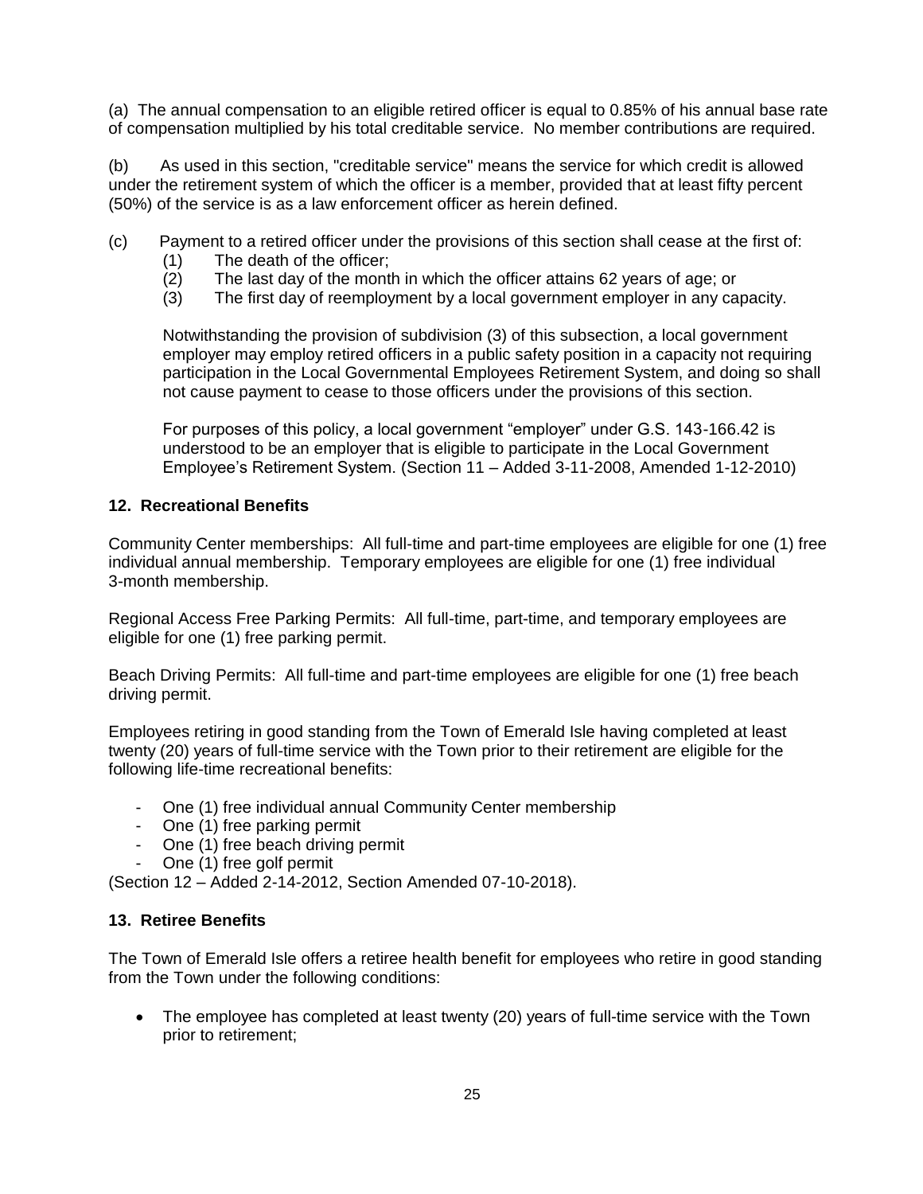(a) The annual compensation to an eligible retired officer is equal to 0.85% of his annual base rate of compensation multiplied by his total creditable service. No member contributions are required.

(b) As used in this section, "creditable service" means the service for which credit is allowed under the retirement system of which the officer is a member, provided that at least fifty percent (50%) of the service is as a law enforcement officer as herein defined.

(c) Payment to a retired officer under the provisions of this section shall cease at the first of:

(1) The death of the officer;
(2) The last day of the month in which the officer attains 62 years of age; or
(3) The first day of reemployment by a local government employer in any capacity.

Notwithstanding the provision of subdivision (3) of this subsection, a local government employer may employ retired officers in a public safety position in a capacity not requiring participation in the Local Governmental Employees Retirement System, and doing so shall not cause payment to cease to those officers under the provisions of this section.

For purposes of this policy, a local government "employer" under G.S. 143-166.42 is understood to be an employer that is eligible to participate in the Local Government Employee's Retirement System. (Section 11 – Added 3-11-2008, Amended 1-12-2010)

**12. Recreational Benefits**

Community Center memberships: All full-time and part-time employees are eligible for one (1) free individual annual membership. Temporary employees are eligible for one (1) free individual 3-month membership.

Regional Access Free Parking Permits: All full-time, part-time, and temporary employees are eligible for one (1) free parking permit.

Beach Driving Permits: All full-time and part-time employees are eligible for one (1) free beach driving permit.

Employees retiring in good standing from the Town of Emerald Isle having completed at least twenty (20) years of full-time service with the Town prior to their retirement are eligible for the following life-time recreational benefits:

- One (1) free individual annual Community Center membership
- One (1) free parking permit
- One (1) free beach driving permit
- One (1) free golf permit

(Section 12 – Added 2-14-2012, Section Amended 07-10-2018).

**13. Retiree Benefits**

The Town of Emerald Isle offers a retiree health benefit for employees who retire in good standing from the Town under the following conditions:

- The employee has completed at least twenty (20) years of full-time service with the Town prior to retirement;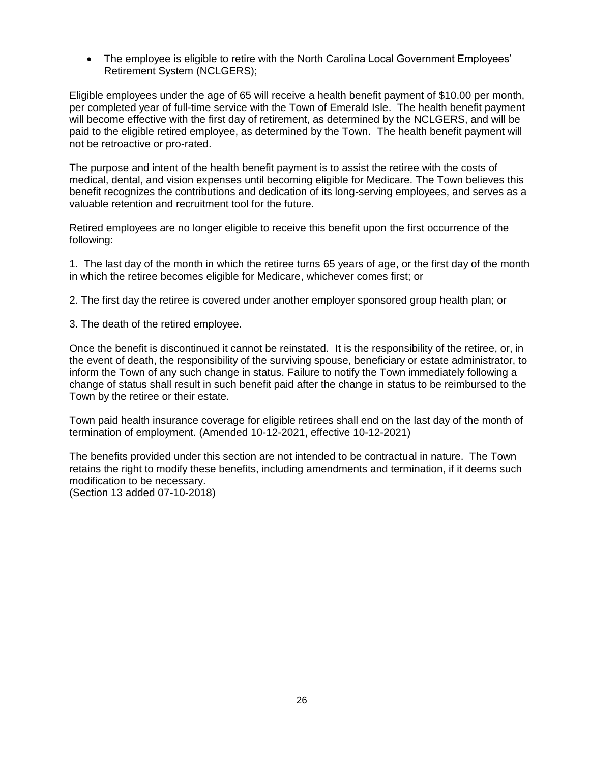- The employee is eligible to retire with the North Carolina Local Government Employees' Retirement System (NCLGERS);

Eligible employees under the age of 65 will receive a health benefit payment of $10.00 per month, per completed year of full-time service with the Town of Emerald Isle. The health benefit payment will become effective with the first day of retirement, as determined by the NCLGERS, and will be paid to the eligible retired employee, as determined by the Town. The health benefit payment will not be retroactive or pro-rated.

The purpose and intent of the health benefit payment is to assist the retiree with the costs of medical, dental, and vision expenses until becoming eligible for Medicare. The Town believes this benefit recognizes the contributions and dedication of its long-serving employees, and serves as a valuable retention and recruitment tool for the future.

Retired employees are no longer eligible to receive this benefit upon the first occurrence of the following:

1. The last day of the month in which the retiree turns 65 years of age, or the first day of the month in which the retiree becomes eligible for Medicare, whichever comes first; or

2. The first day the retiree is covered under another employer sponsored group health plan; or

3. The death of the retired employee.

Once the benefit is discontinued it cannot be reinstated. It is the responsibility of the retiree, or, in the event of death, the responsibility of the surviving spouse, beneficiary or estate administrator, to inform the Town of any such change in status. Failure to notify the Town immediately following a change of status shall result in such benefit paid after the change in status to be reimbursed to the Town by the retiree or their estate.

Town paid health insurance coverage for eligible retirees shall end on the last day of the month of termination of employment. (Amended 10-12-2021, effective 10-12-2021)

The benefits provided under this section are not intended to be contractual in nature. The Town retains the right to modify these benefits, including amendments and termination, if it deems such modification to be necessary.
(Section 13 added 07-10-2018)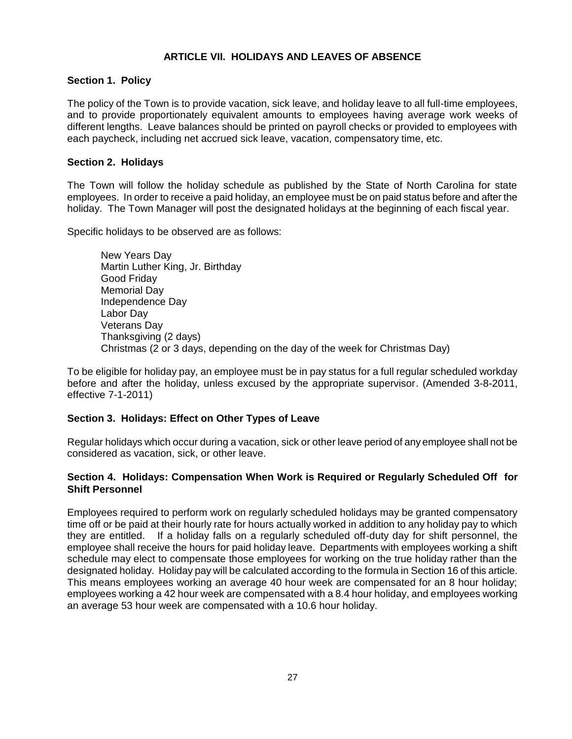# ARTICLE VII. HOLIDAYS AND LEAVES OF ABSENCE

## Section 1. Policy

The policy of the Town is to provide vacation, sick leave, and holiday leave to all full-time employees, and to provide proportionately equivalent amounts to employees having average work weeks of different lengths. Leave balances should be printed on payroll checks or provided to employees with each paycheck, including net accrued sick leave, vacation, compensatory time, etc.

## Section 2. Holidays

The Town will follow the holiday schedule as published by the State of North Carolina for state employees. In order to receive a paid holiday, an employee must be on paid status before and after the holiday. The Town Manager will post the designated holidays at the beginning of each fiscal year.

Specific holidays to be observed are as follows:

- New Years Day
- Martin Luther King, Jr. Birthday
- Good Friday
- Memorial Day
- Independence Day
- Labor Day
- Veterans Day
- Thanksgiving (2 days)
- Christmas (2 or 3 days, depending on the day of the week for Christmas Day)

To be eligible for holiday pay, an employee must be in pay status for a full regular scheduled workday before and after the holiday, unless excused by the appropriate supervisor. (Amended 3-8-2011, effective 7-1-2011)

## Section 3. Holidays: Effect on Other Types of Leave

Regular holidays which occur during a vacation, sick or other leave period of any employee shall not be considered as vacation, sick, or other leave.

## Section 4. Holidays: Compensation When Work is Required or Regularly Scheduled Off for Shift Personnel

Employees required to perform work on regularly scheduled holidays may be granted compensatory time off or be paid at their hourly rate for hours actually worked in addition to any holiday pay to which they are entitled. If a holiday falls on a regularly scheduled off-duty day for shift personnel, the employee shall receive the hours for paid holiday leave. Departments with employees working a shift schedule may elect to compensate those employees for working on the true holiday rather than the designated holiday. Holiday pay will be calculated according to the formula in Section 16 of this article. This means employees working an average 40 hour week are compensated for an 8 hour holiday; employees working a 42 hour week are compensated with a 8.4 hour holiday, and employees working an average 53 hour week are compensated with a 10.6 hour holiday.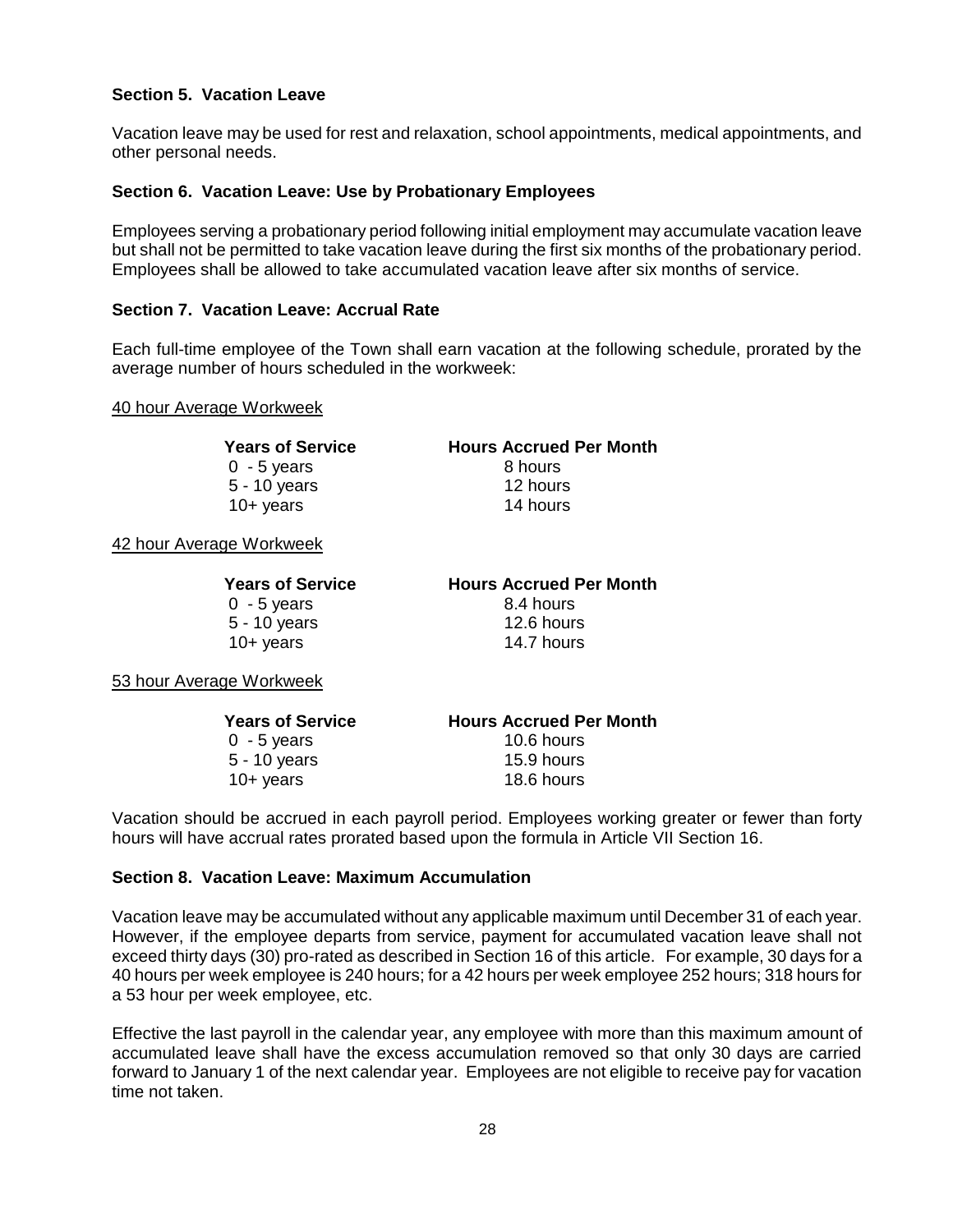**Section 5. Vacation Leave**

Vacation leave may be used for rest and relaxation, school appointments, medical appointments, and other personal needs.

**Section 6. Vacation Leave: Use by Probationary Employees**

Employees serving a probationary period following initial employment may accumulate vacation leave but shall not be permitted to take vacation leave during the first six months of the probationary period. Employees shall be allowed to take accumulated vacation leave after six months of service.

**Section 7. Vacation Leave: Accrual Rate**

Each full-time employee of the Town shall earn vacation at the following schedule, prorated by the average number of hours scheduled in the workweek:

<u>40 hour Average Workweek</u>

| Years of Service | Hours Accrued Per Month |
|---|---|
| 0 - 5 years | 8 hours |
| 5 - 10 years | 12 hours |
| 10+ years | 14 hours |

<u>42 hour Average Workweek</u>

| Years of Service | Hours Accrued Per Month |
|---|---|
| 0 - 5 years | 8.4 hours |
| 5 - 10 years | 12.6 hours |
| 10+ years | 14.7 hours |

<u>53 hour Average Workweek</u>

| Years of Service | Hours Accrued Per Month |
|---|---|
| 0 - 5 years | 10.6 hours |
| 5 - 10 years | 15.9 hours |
| 10+ years | 18.6 hours |

Vacation should be accrued in each payroll period. Employees working greater or fewer than forty hours will have accrual rates prorated based upon the formula in Article VII Section 16.

**Section 8. Vacation Leave: Maximum Accumulation**

Vacation leave may be accumulated without any applicable maximum until December 31 of each year. However, if the employee departs from service, payment for accumulated vacation leave shall not exceed thirty days (30) pro-rated as described in Section 16 of this article. For example, 30 days for a 40 hours per week employee is 240 hours; for a 42 hours per week employee 252 hours; 318 hours for a 53 hour per week employee, etc.

Effective the last payroll in the calendar year, any employee with more than this maximum amount of accumulated leave shall have the excess accumulation removed so that only 30 days are carried forward to January 1 of the next calendar year. Employees are not eligible to receive pay for vacation time not taken.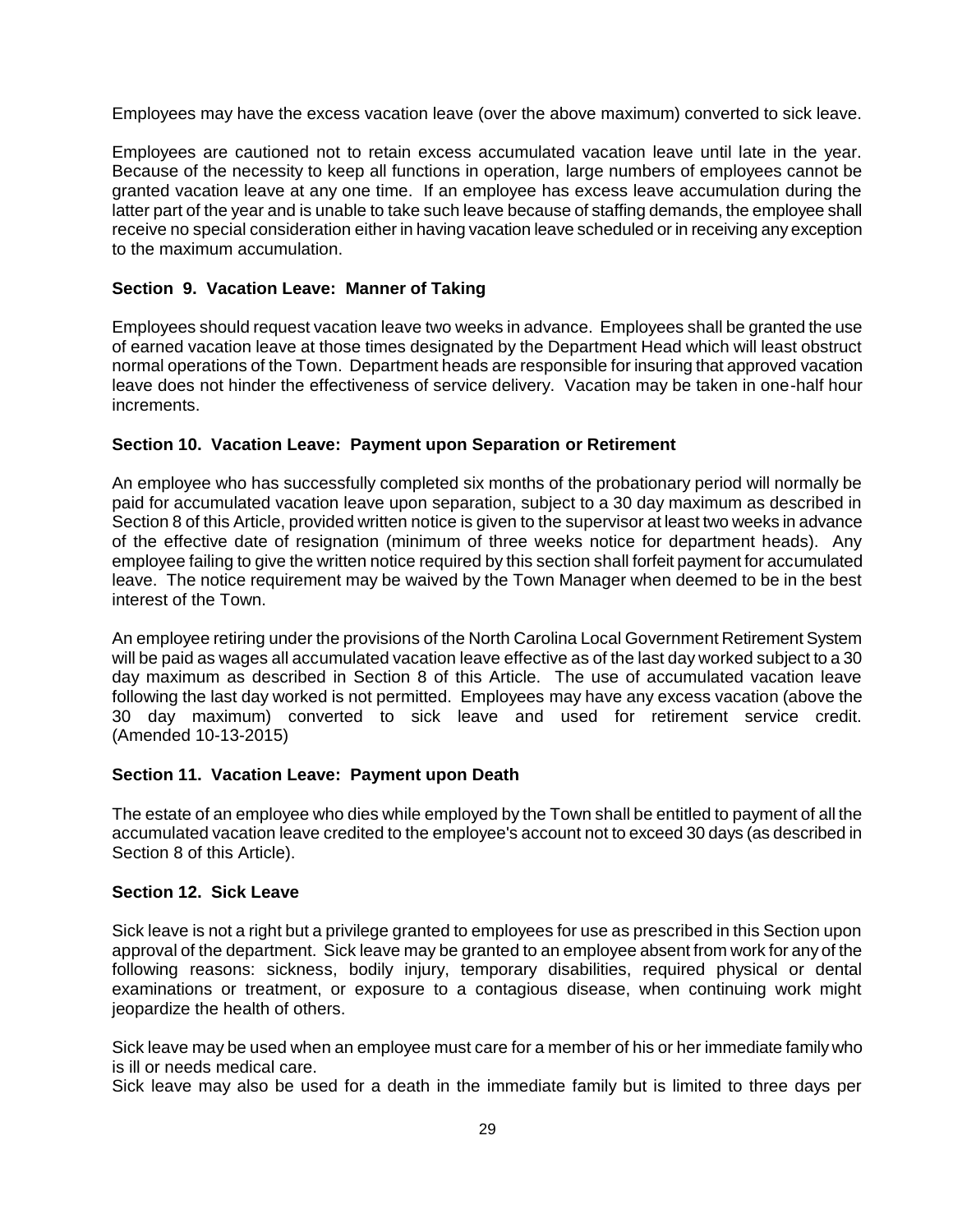Employees may have the excess vacation leave (over the above maximum) converted to sick leave.

Employees are cautioned not to retain excess accumulated vacation leave until late in the year. Because of the necessity to keep all functions in operation, large numbers of employees cannot be granted vacation leave at any one time. If an employee has excess leave accumulation during the latter part of the year and is unable to take such leave because of staffing demands, the employee shall receive no special consideration either in having vacation leave scheduled or in receiving any exception to the maximum accumulation.

### Section 9. Vacation Leave: Manner of Taking

Employees should request vacation leave two weeks in advance. Employees shall be granted the use of earned vacation leave at those times designated by the Department Head which will least obstruct normal operations of the Town. Department heads are responsible for insuring that approved vacation leave does not hinder the effectiveness of service delivery. Vacation may be taken in one-half hour increments.

### Section 10. Vacation Leave: Payment upon Separation or Retirement

An employee who has successfully completed six months of the probationary period will normally be paid for accumulated vacation leave upon separation, subject to a 30 day maximum as described in Section 8 of this Article, provided written notice is given to the supervisor at least two weeks in advance of the effective date of resignation (minimum of three weeks notice for department heads). Any employee failing to give the written notice required by this section shall forfeit payment for accumulated leave. The notice requirement may be waived by the Town Manager when deemed to be in the best interest of the Town.

An employee retiring under the provisions of the North Carolina Local Government Retirement System will be paid as wages all accumulated vacation leave effective as of the last day worked subject to a 30 day maximum as described in Section 8 of this Article. The use of accumulated vacation leave following the last day worked is not permitted. Employees may have any excess vacation (above the 30 day maximum) converted to sick leave and used for retirement service credit. (Amended 10-13-2015)

### Section 11. Vacation Leave: Payment upon Death

The estate of an employee who dies while employed by the Town shall be entitled to payment of all the accumulated vacation leave credited to the employee's account not to exceed 30 days (as described in Section 8 of this Article).

### Section 12. Sick Leave

Sick leave is not a right but a privilege granted to employees for use as prescribed in this Section upon approval of the department. Sick leave may be granted to an employee absent from work for any of the following reasons: sickness, bodily injury, temporary disabilities, required physical or dental examinations or treatment, or exposure to a contagious disease, when continuing work might jeopardize the health of others.

Sick leave may be used when an employee must care for a member of his or her immediate family who is ill or needs medical care.

Sick leave may also be used for a death in the immediate family but is limited to three days per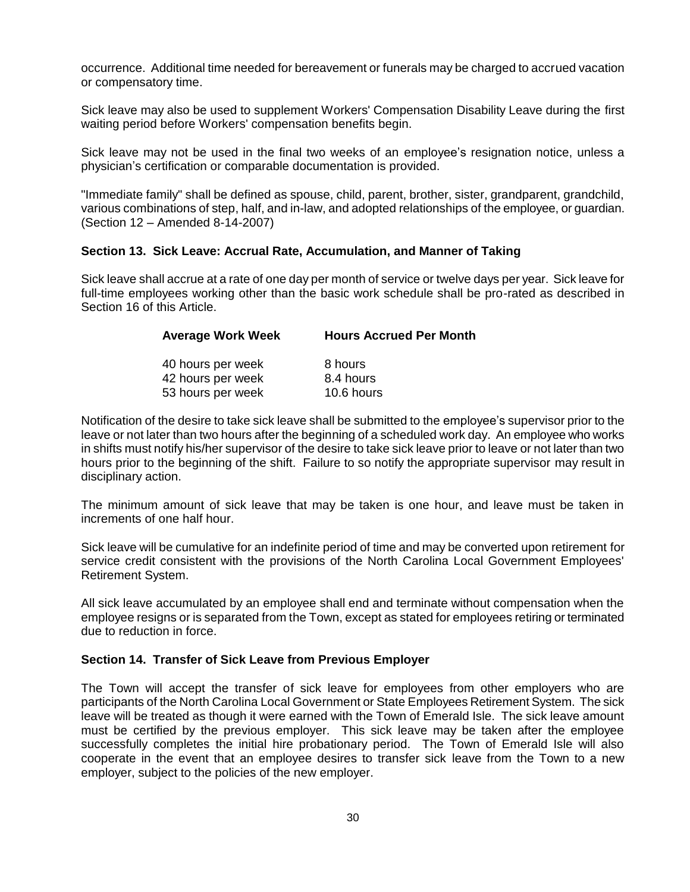occurrence. Additional time needed for bereavement or funerals may be charged to accrued vacation or compensatory time.

Sick leave may also be used to supplement Workers' Compensation Disability Leave during the first waiting period before Workers' compensation benefits begin.

Sick leave may not be used in the final two weeks of an employee's resignation notice, unless a physician's certification or comparable documentation is provided.

"Immediate family" shall be defined as spouse, child, parent, brother, sister, grandparent, grandchild, various combinations of step, half, and in-law, and adopted relationships of the employee, or guardian. (Section 12 – Amended 8-14-2007)

**Section 13. Sick Leave: Accrual Rate, Accumulation, and Manner of Taking**

Sick leave shall accrue at a rate of one day per month of service or twelve days per year. Sick leave for full-time employees working other than the basic work schedule shall be pro-rated as described in Section 16 of this Article.

| Average Work Week | Hours Accrued Per Month |
|---|---|
| 40 hours per week | 8 hours |
| 42 hours per week | 8.4 hours |
| 53 hours per week | 10.6 hours |

Notification of the desire to take sick leave shall be submitted to the employee's supervisor prior to the leave or not later than two hours after the beginning of a scheduled work day. An employee who works in shifts must notify his/her supervisor of the desire to take sick leave prior to leave or not later than two hours prior to the beginning of the shift. Failure to so notify the appropriate supervisor may result in disciplinary action.

The minimum amount of sick leave that may be taken is one hour, and leave must be taken in increments of one half hour.

Sick leave will be cumulative for an indefinite period of time and may be converted upon retirement for service credit consistent with the provisions of the North Carolina Local Government Employees' Retirement System.

All sick leave accumulated by an employee shall end and terminate without compensation when the employee resigns or is separated from the Town, except as stated for employees retiring or terminated due to reduction in force.

**Section 14. Transfer of Sick Leave from Previous Employer**

The Town will accept the transfer of sick leave for employees from other employers who are participants of the North Carolina Local Government or State Employees Retirement System. The sick leave will be treated as though it were earned with the Town of Emerald Isle. The sick leave amount must be certified by the previous employer. This sick leave may be taken after the employee successfully completes the initial hire probationary period. The Town of Emerald Isle will also cooperate in the event that an employee desires to transfer sick leave from the Town to a new employer, subject to the policies of the new employer.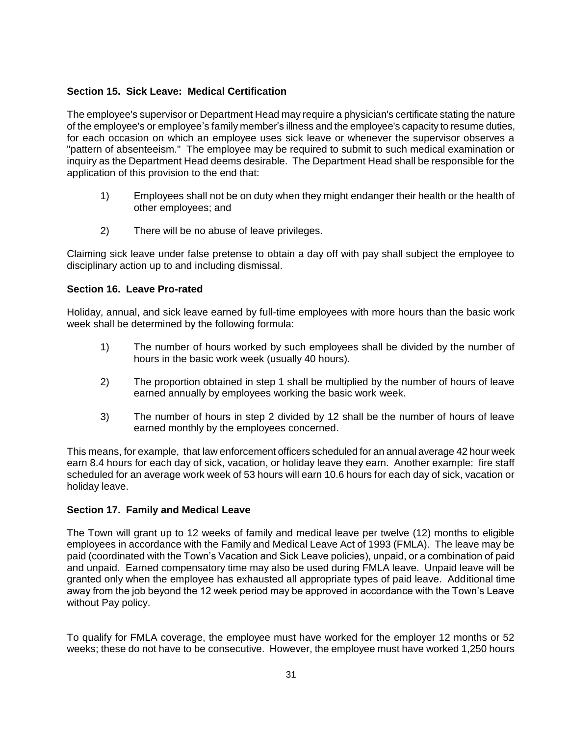### Section 15. Sick Leave: Medical Certification

The employee's supervisor or Department Head may require a physician's certificate stating the nature of the employee's or employee's family member's illness and the employee's capacity to resume duties, for each occasion on which an employee uses sick leave or whenever the supervisor observes a "pattern of absenteeism." The employee may be required to submit to such medical examination or inquiry as the Department Head deems desirable. The Department Head shall be responsible for the application of this provision to the end that:

1) Employees shall not be on duty when they might endanger their health or the health of other employees; and

2) There will be no abuse of leave privileges.

Claiming sick leave under false pretense to obtain a day off with pay shall subject the employee to disciplinary action up to and including dismissal.

### Section 16. Leave Pro-rated

Holiday, annual, and sick leave earned by full-time employees with more hours than the basic work week shall be determined by the following formula:

1) The number of hours worked by such employees shall be divided by the number of hours in the basic work week (usually 40 hours).

2) The proportion obtained in step 1 shall be multiplied by the number of hours of leave earned annually by employees working the basic work week.

3) The number of hours in step 2 divided by 12 shall be the number of hours of leave earned monthly by the employees concerned.

This means, for example, that law enforcement officers scheduled for an annual average 42 hour week earn 8.4 hours for each day of sick, vacation, or holiday leave they earn. Another example: fire staff scheduled for an average work week of 53 hours will earn 10.6 hours for each day of sick, vacation or holiday leave.

### Section 17. Family and Medical Leave

The Town will grant up to 12 weeks of family and medical leave per twelve (12) months to eligible employees in accordance with the Family and Medical Leave Act of 1993 (FMLA). The leave may be paid (coordinated with the Town's Vacation and Sick Leave policies), unpaid, or a combination of paid and unpaid. Earned compensatory time may also be used during FMLA leave. Unpaid leave will be granted only when the employee has exhausted all appropriate types of paid leave. Additional time away from the job beyond the 12 week period may be approved in accordance with the Town's Leave without Pay policy.

To qualify for FMLA coverage, the employee must have worked for the employer 12 months or 52 weeks; these do not have to be consecutive. However, the employee must have worked 1,250 hours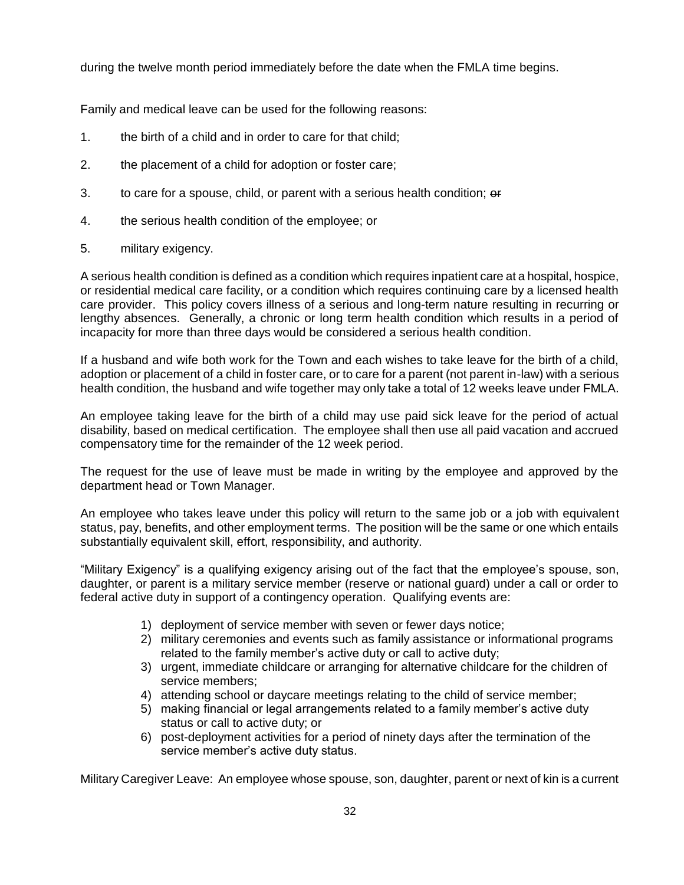during the twelve month period immediately before the date when the FMLA time begins.

Family and medical leave can be used for the following reasons:

1. the birth of a child and in order to care for that child;
2. the placement of a child for adoption or foster care;
3. to care for a spouse, child, or parent with a serious health condition; ~~or~~
4. the serious health condition of the employee; or
5. military exigency.

A serious health condition is defined as a condition which requires inpatient care at a hospital, hospice, or residential medical care facility, or a condition which requires continuing care by a licensed health care provider. This policy covers illness of a serious and long-term nature resulting in recurring or lengthy absences. Generally, a chronic or long term health condition which results in a period of incapacity for more than three days would be considered a serious health condition.

If a husband and wife both work for the Town and each wishes to take leave for the birth of a child, adoption or placement of a child in foster care, or to care for a parent (not parent in-law) with a serious health condition, the husband and wife together may only take a total of 12 weeks leave under FMLA.

An employee taking leave for the birth of a child may use paid sick leave for the period of actual disability, based on medical certification. The employee shall then use all paid vacation and accrued compensatory time for the remainder of the 12 week period.

The request for the use of leave must be made in writing by the employee and approved by the department head or Town Manager.

An employee who takes leave under this policy will return to the same job or a job with equivalent status, pay, benefits, and other employment terms. The position will be the same or one which entails substantially equivalent skill, effort, responsibility, and authority.

"Military Exigency" is a qualifying exigency arising out of the fact that the employee's spouse, son, daughter, or parent is a military service member (reserve or national guard) under a call or order to federal active duty in support of a contingency operation. Qualifying events are:

1) deployment of service member with seven or fewer days notice;
2) military ceremonies and events such as family assistance or informational programs related to the family member's active duty or call to active duty;
3) urgent, immediate childcare or arranging for alternative childcare for the children of service members;
4) attending school or daycare meetings relating to the child of service member;
5) making financial or legal arrangements related to a family member's active duty status or call to active duty; or
6) post-deployment activities for a period of ninety days after the termination of the service member's active duty status.

Military Caregiver Leave: An employee whose spouse, son, daughter, parent or next of kin is a current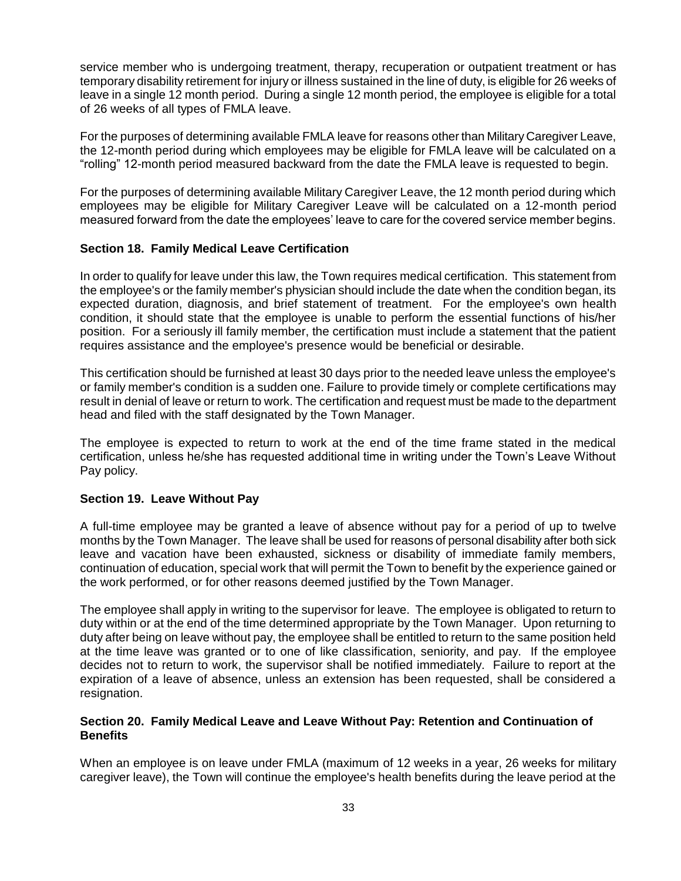service member who is undergoing treatment, therapy, recuperation or outpatient treatment or has temporary disability retirement for injury or illness sustained in the line of duty, is eligible for 26 weeks of leave in a single 12 month period. During a single 12 month period, the employee is eligible for a total of 26 weeks of all types of FMLA leave.

For the purposes of determining available FMLA leave for reasons other than Military Caregiver Leave, the 12-month period during which employees may be eligible for FMLA leave will be calculated on a "rolling" 12-month period measured backward from the date the FMLA leave is requested to begin.

For the purposes of determining available Military Caregiver Leave, the 12 month period during which employees may be eligible for Military Caregiver Leave will be calculated on a 12-month period measured forward from the date the employees' leave to care for the covered service member begins.

### Section 18. Family Medical Leave Certification

In order to qualify for leave under this law, the Town requires medical certification. This statement from the employee's or the family member's physician should include the date when the condition began, its expected duration, diagnosis, and brief statement of treatment. For the employee's own health condition, it should state that the employee is unable to perform the essential functions of his/her position. For a seriously ill family member, the certification must include a statement that the patient requires assistance and the employee's presence would be beneficial or desirable.

This certification should be furnished at least 30 days prior to the needed leave unless the employee's or family member's condition is a sudden one. Failure to provide timely or complete certifications may result in denial of leave or return to work. The certification and request must be made to the department head and filed with the staff designated by the Town Manager.

The employee is expected to return to work at the end of the time frame stated in the medical certification, unless he/she has requested additional time in writing under the Town's Leave Without Pay policy.

### Section 19. Leave Without Pay

A full-time employee may be granted a leave of absence without pay for a period of up to twelve months by the Town Manager. The leave shall be used for reasons of personal disability after both sick leave and vacation have been exhausted, sickness or disability of immediate family members, continuation of education, special work that will permit the Town to benefit by the experience gained or the work performed, or for other reasons deemed justified by the Town Manager.

The employee shall apply in writing to the supervisor for leave. The employee is obligated to return to duty within or at the end of the time determined appropriate by the Town Manager. Upon returning to duty after being on leave without pay, the employee shall be entitled to return to the same position held at the time leave was granted or to one of like classification, seniority, and pay. If the employee decides not to return to work, the supervisor shall be notified immediately. Failure to report at the expiration of a leave of absence, unless an extension has been requested, shall be considered a resignation.

### Section 20. Family Medical Leave and Leave Without Pay: Retention and Continuation of Benefits

When an employee is on leave under FMLA (maximum of 12 weeks in a year, 26 weeks for military caregiver leave), the Town will continue the employee's health benefits during the leave period at the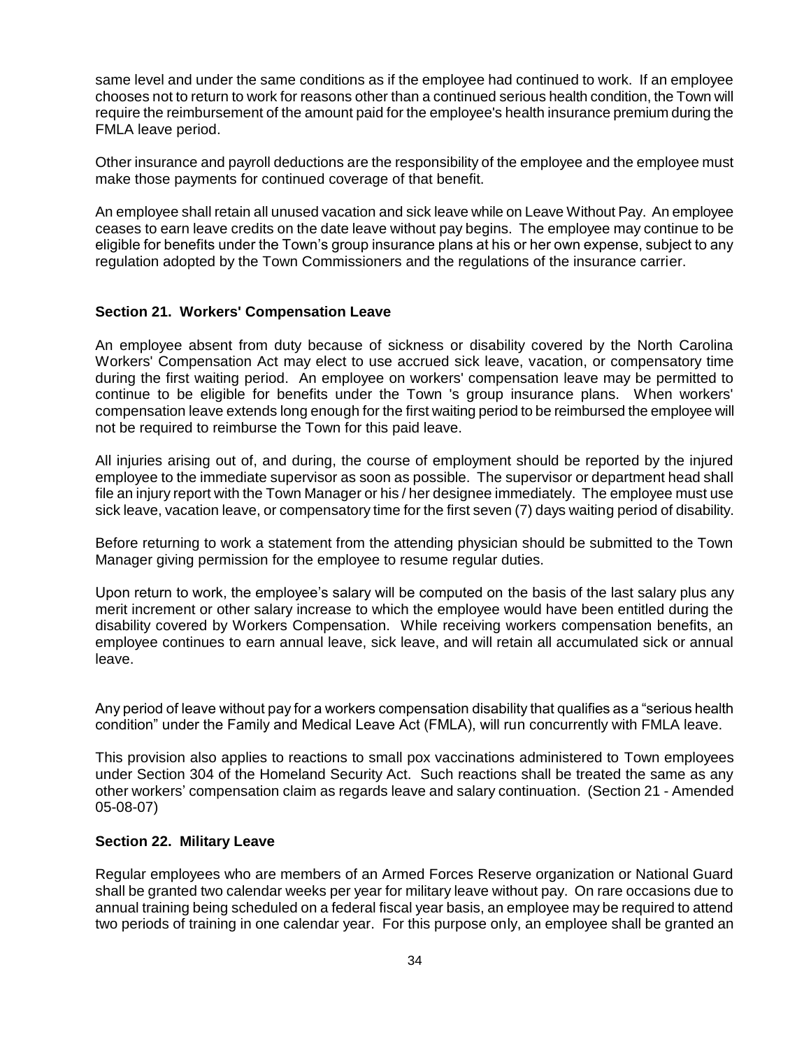same level and under the same conditions as if the employee had continued to work. If an employee chooses not to return to work for reasons other than a continued serious health condition, the Town will require the reimbursement of the amount paid for the employee's health insurance premium during the FMLA leave period.

Other insurance and payroll deductions are the responsibility of the employee and the employee must make those payments for continued coverage of that benefit.

An employee shall retain all unused vacation and sick leave while on Leave Without Pay. An employee ceases to earn leave credits on the date leave without pay begins. The employee may continue to be eligible for benefits under the Town's group insurance plans at his or her own expense, subject to any regulation adopted by the Town Commissioners and the regulations of the insurance carrier.

### Section 21. Workers' Compensation Leave

An employee absent from duty because of sickness or disability covered by the North Carolina Workers' Compensation Act may elect to use accrued sick leave, vacation, or compensatory time during the first waiting period. An employee on workers' compensation leave may be permitted to continue to be eligible for benefits under the Town 's group insurance plans. When workers' compensation leave extends long enough for the first waiting period to be reimbursed the employee will not be required to reimburse the Town for this paid leave.

All injuries arising out of, and during, the course of employment should be reported by the injured employee to the immediate supervisor as soon as possible. The supervisor or department head shall file an injury report with the Town Manager or his / her designee immediately. The employee must use sick leave, vacation leave, or compensatory time for the first seven (7) days waiting period of disability.

Before returning to work a statement from the attending physician should be submitted to the Town Manager giving permission for the employee to resume regular duties.

Upon return to work, the employee's salary will be computed on the basis of the last salary plus any merit increment or other salary increase to which the employee would have been entitled during the disability covered by Workers Compensation. While receiving workers compensation benefits, an employee continues to earn annual leave, sick leave, and will retain all accumulated sick or annual leave.

Any period of leave without pay for a workers compensation disability that qualifies as a "serious health condition" under the Family and Medical Leave Act (FMLA), will run concurrently with FMLA leave.

This provision also applies to reactions to small pox vaccinations administered to Town employees under Section 304 of the Homeland Security Act. Such reactions shall be treated the same as any other workers' compensation claim as regards leave and salary continuation. (Section 21 - Amended 05-08-07)

### Section 22. Military Leave

Regular employees who are members of an Armed Forces Reserve organization or National Guard shall be granted two calendar weeks per year for military leave without pay. On rare occasions due to annual training being scheduled on a federal fiscal year basis, an employee may be required to attend two periods of training in one calendar year. For this purpose only, an employee shall be granted an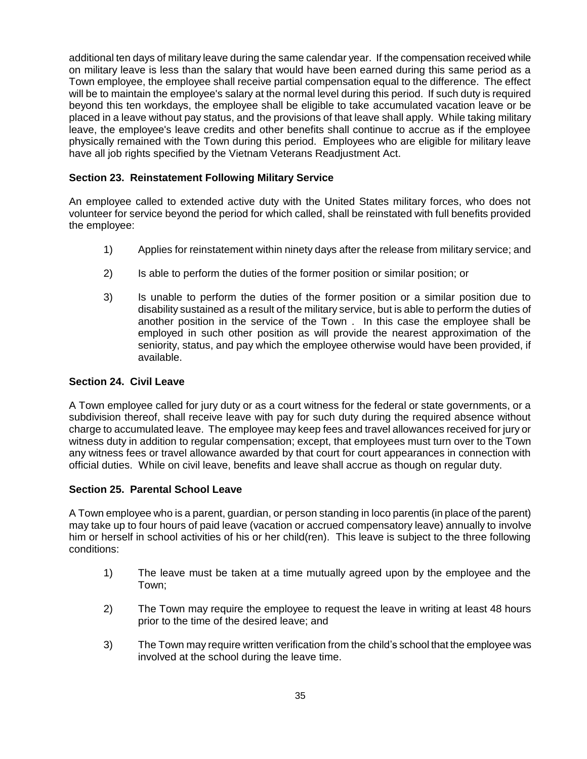additional ten days of military leave during the same calendar year. If the compensation received while on military leave is less than the salary that would have been earned during this same period as a Town employee, the employee shall receive partial compensation equal to the difference. The effect will be to maintain the employee's salary at the normal level during this period. If such duty is required beyond this ten workdays, the employee shall be eligible to take accumulated vacation leave or be placed in a leave without pay status, and the provisions of that leave shall apply. While taking military leave, the employee's leave credits and other benefits shall continue to accrue as if the employee physically remained with the Town during this period. Employees who are eligible for military leave have all job rights specified by the Vietnam Veterans Readjustment Act.

### Section 23. Reinstatement Following Military Service

An employee called to extended active duty with the United States military forces, who does not volunteer for service beyond the period for which called, shall be reinstated with full benefits provided the employee:

1) Applies for reinstatement within ninety days after the release from military service; and

2) Is able to perform the duties of the former position or similar position; or

3) Is unable to perform the duties of the former position or a similar position due to disability sustained as a result of the military service, but is able to perform the duties of another position in the service of the Town . In this case the employee shall be employed in such other position as will provide the nearest approximation of the seniority, status, and pay which the employee otherwise would have been provided, if available.

### Section 24. Civil Leave

A Town employee called for jury duty or as a court witness for the federal or state governments, or a subdivision thereof, shall receive leave with pay for such duty during the required absence without charge to accumulated leave. The employee may keep fees and travel allowances received for jury or witness duty in addition to regular compensation; except, that employees must turn over to the Town any witness fees or travel allowance awarded by that court for court appearances in connection with official duties. While on civil leave, benefits and leave shall accrue as though on regular duty.

### Section 25. Parental School Leave

A Town employee who is a parent, guardian, or person standing in loco parentis (in place of the parent) may take up to four hours of paid leave (vacation or accrued compensatory leave) annually to involve him or herself in school activities of his or her child(ren). This leave is subject to the three following conditions:

1) The leave must be taken at a time mutually agreed upon by the employee and the Town;

2) The Town may require the employee to request the leave in writing at least 48 hours prior to the time of the desired leave; and

3) The Town may require written verification from the child's school that the employee was involved at the school during the leave time.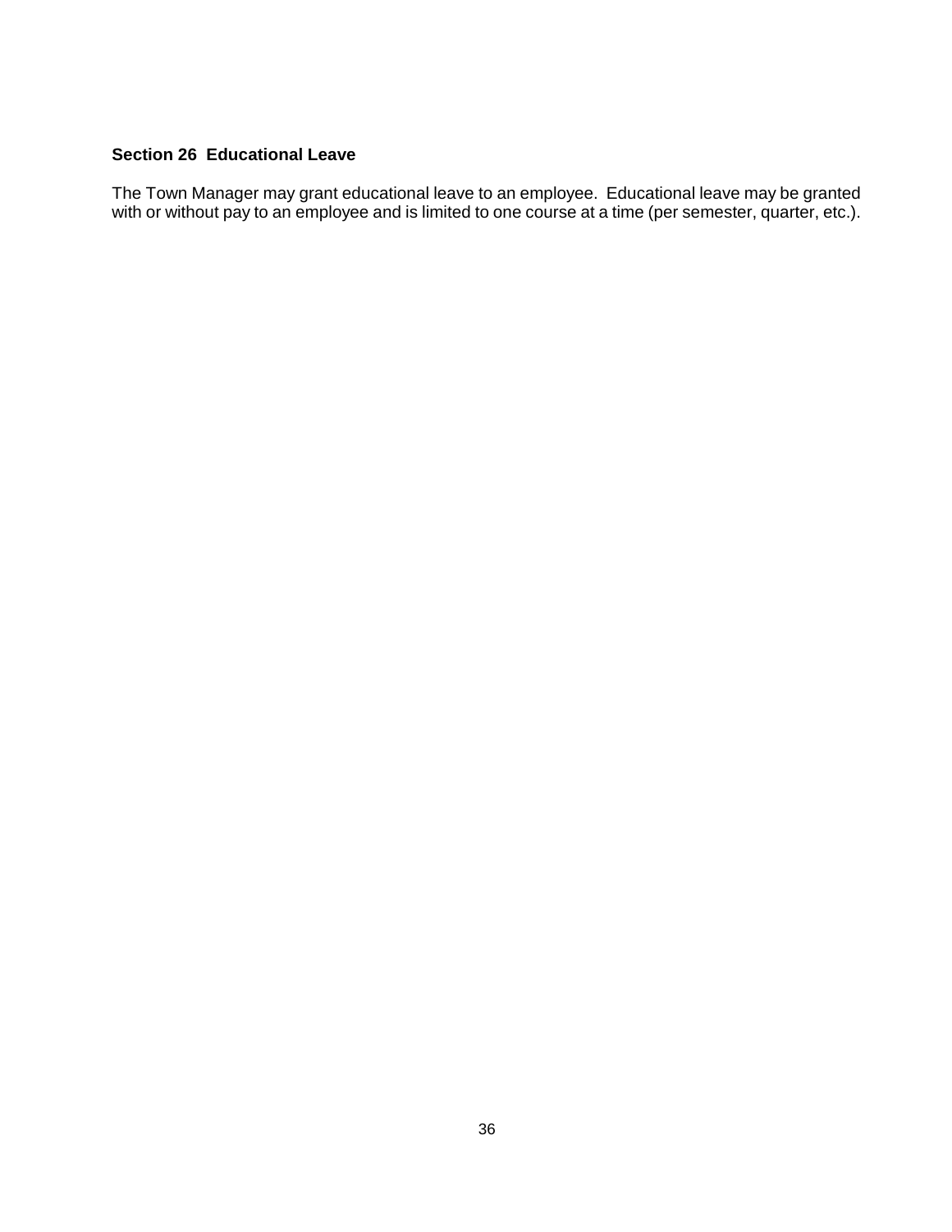### Section 26  Educational Leave

The Town Manager may grant educational leave to an employee. Educational leave may be granted with or without pay to an employee and is limited to one course at a time (per semester, quarter, etc.).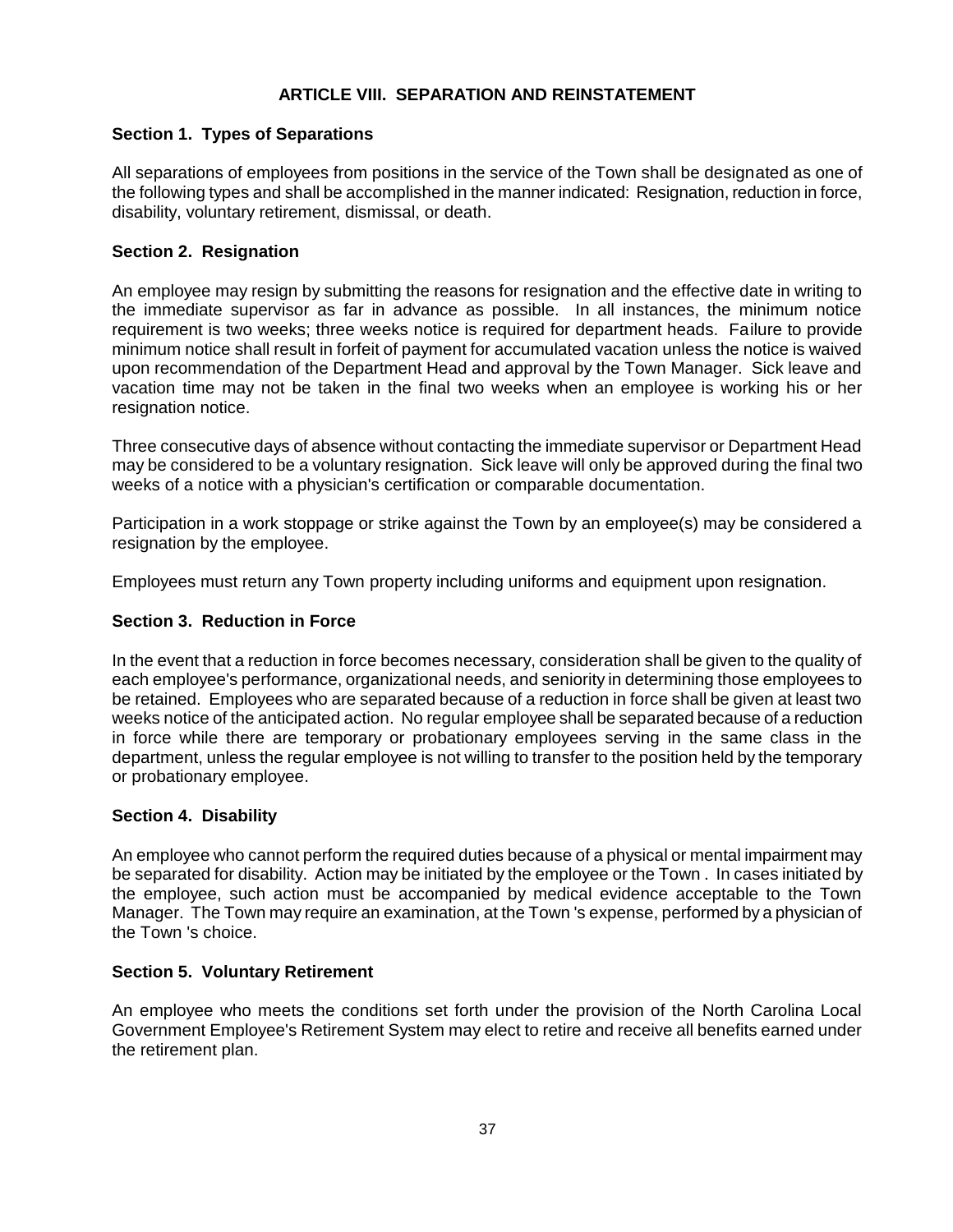## ARTICLE VIII. SEPARATION AND REINSTATEMENT

### Section 1. Types of Separations

All separations of employees from positions in the service of the Town shall be designated as one of the following types and shall be accomplished in the manner indicated: Resignation, reduction in force, disability, voluntary retirement, dismissal, or death.

### Section 2. Resignation

An employee may resign by submitting the reasons for resignation and the effective date in writing to the immediate supervisor as far in advance as possible. In all instances, the minimum notice requirement is two weeks; three weeks notice is required for department heads. Failure to provide minimum notice shall result in forfeit of payment for accumulated vacation unless the notice is waived upon recommendation of the Department Head and approval by the Town Manager. Sick leave and vacation time may not be taken in the final two weeks when an employee is working his or her resignation notice.

Three consecutive days of absence without contacting the immediate supervisor or Department Head may be considered to be a voluntary resignation. Sick leave will only be approved during the final two weeks of a notice with a physician's certification or comparable documentation.

Participation in a work stoppage or strike against the Town by an employee(s) may be considered a resignation by the employee.

Employees must return any Town property including uniforms and equipment upon resignation.

### Section 3. Reduction in Force

In the event that a reduction in force becomes necessary, consideration shall be given to the quality of each employee's performance, organizational needs, and seniority in determining those employees to be retained. Employees who are separated because of a reduction in force shall be given at least two weeks notice of the anticipated action. No regular employee shall be separated because of a reduction in force while there are temporary or probationary employees serving in the same class in the department, unless the regular employee is not willing to transfer to the position held by the temporary or probationary employee.

### Section 4. Disability

An employee who cannot perform the required duties because of a physical or mental impairment may be separated for disability. Action may be initiated by the employee or the Town . In cases initiated by the employee, such action must be accompanied by medical evidence acceptable to the Town Manager. The Town may require an examination, at the Town 's expense, performed by a physician of the Town 's choice.

### Section 5. Voluntary Retirement

An employee who meets the conditions set forth under the provision of the North Carolina Local Government Employee's Retirement System may elect to retire and receive all benefits earned under the retirement plan.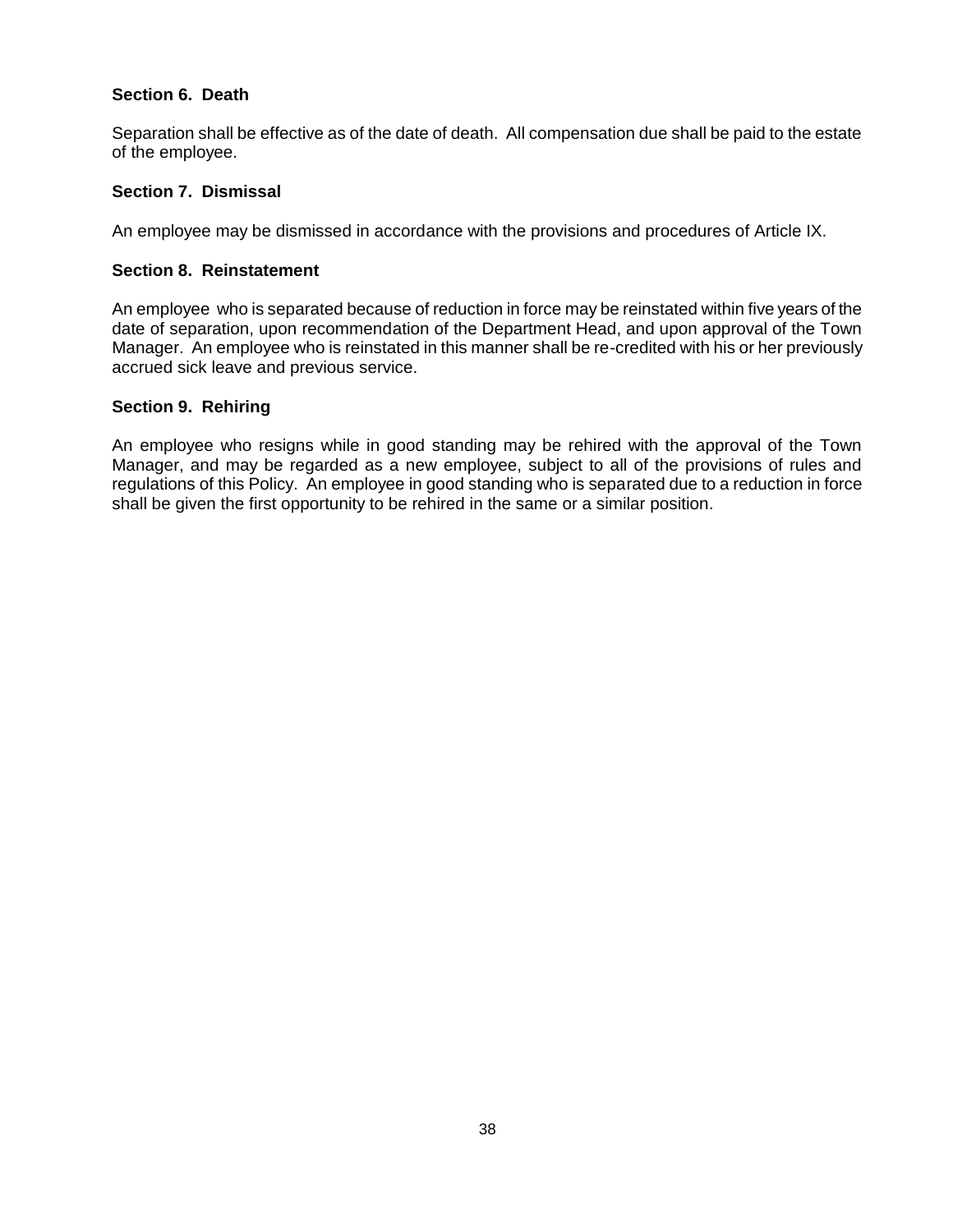### Section 6. Death

Separation shall be effective as of the date of death. All compensation due shall be paid to the estate of the employee.

### Section 7. Dismissal

An employee may be dismissed in accordance with the provisions and procedures of Article IX.

### Section 8. Reinstatement

An employee who is separated because of reduction in force may be reinstated within five years of the date of separation, upon recommendation of the Department Head, and upon approval of the Town Manager. An employee who is reinstated in this manner shall be re-credited with his or her previously accrued sick leave and previous service.

### Section 9. Rehiring

An employee who resigns while in good standing may be rehired with the approval of the Town Manager, and may be regarded as a new employee, subject to all of the provisions of rules and regulations of this Policy. An employee in good standing who is separated due to a reduction in force shall be given the first opportunity to be rehired in the same or a similar position.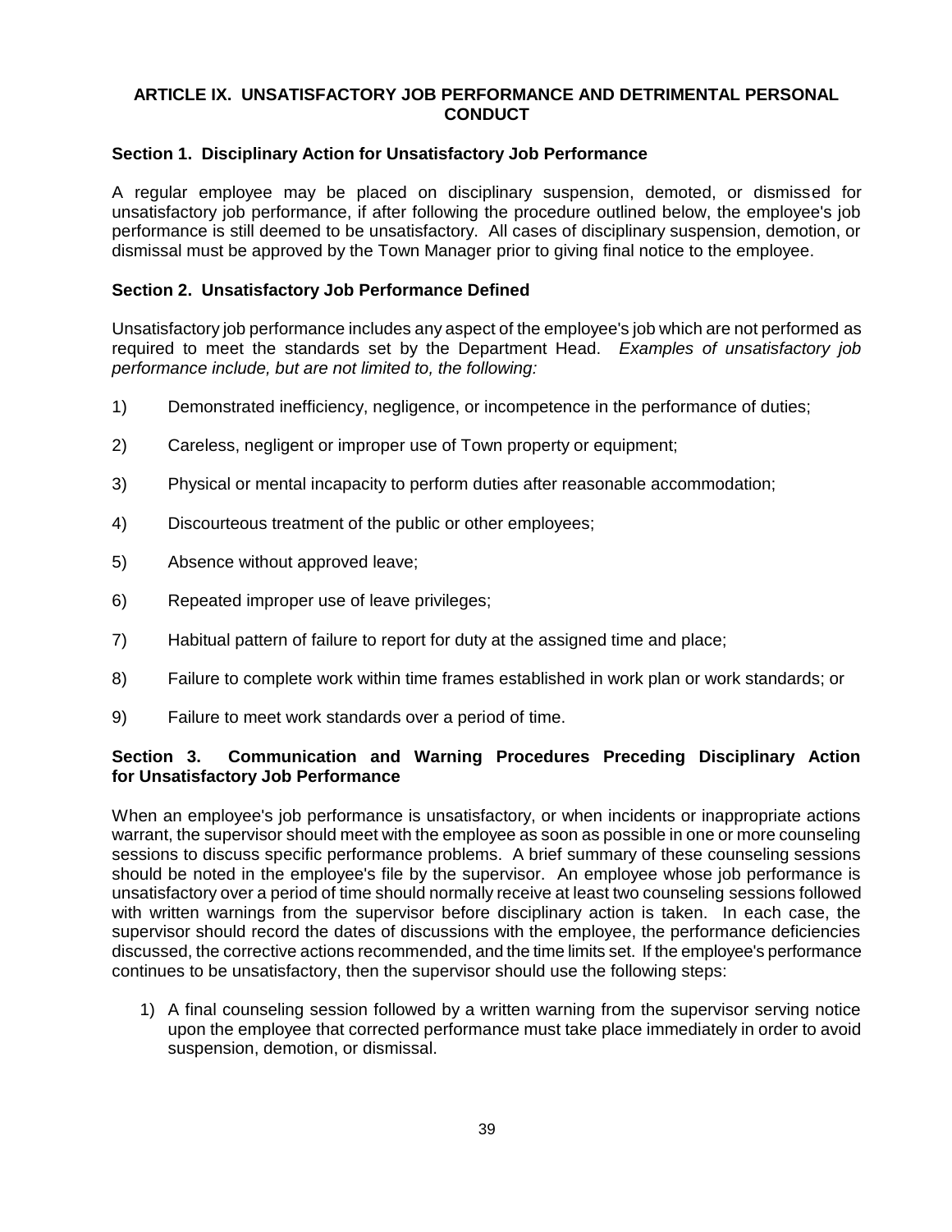## ARTICLE IX. UNSATISFACTORY JOB PERFORMANCE AND DETRIMENTAL PERSONAL CONDUCT

### Section 1. Disciplinary Action for Unsatisfactory Job Performance

A regular employee may be placed on disciplinary suspension, demoted, or dismissed for unsatisfactory job performance, if after following the procedure outlined below, the employee's job performance is still deemed to be unsatisfactory. All cases of disciplinary suspension, demotion, or dismissal must be approved by the Town Manager prior to giving final notice to the employee.

### Section 2. Unsatisfactory Job Performance Defined

Unsatisfactory job performance includes any aspect of the employee's job which are not performed as required to meet the standards set by the Department Head. *Examples of unsatisfactory job performance include, but are not limited to, the following:*

1) Demonstrated inefficiency, negligence, or incompetence in the performance of duties;

2) Careless, negligent or improper use of Town property or equipment;

3) Physical or mental incapacity to perform duties after reasonable accommodation;

4) Discourteous treatment of the public or other employees;

5) Absence without approved leave;

6) Repeated improper use of leave privileges;

7) Habitual pattern of failure to report for duty at the assigned time and place;

8) Failure to complete work within time frames established in work plan or work standards; or

9) Failure to meet work standards over a period of time.

### Section 3. Communication and Warning Procedures Preceding Disciplinary Action for Unsatisfactory Job Performance

When an employee's job performance is unsatisfactory, or when incidents or inappropriate actions warrant, the supervisor should meet with the employee as soon as possible in one or more counseling sessions to discuss specific performance problems. A brief summary of these counseling sessions should be noted in the employee's file by the supervisor. An employee whose job performance is unsatisfactory over a period of time should normally receive at least two counseling sessions followed with written warnings from the supervisor before disciplinary action is taken. In each case, the supervisor should record the dates of discussions with the employee, the performance deficiencies discussed, the corrective actions recommended, and the time limits set. If the employee's performance continues to be unsatisfactory, then the supervisor should use the following steps:

1) A final counseling session followed by a written warning from the supervisor serving notice upon the employee that corrected performance must take place immediately in order to avoid suspension, demotion, or dismissal.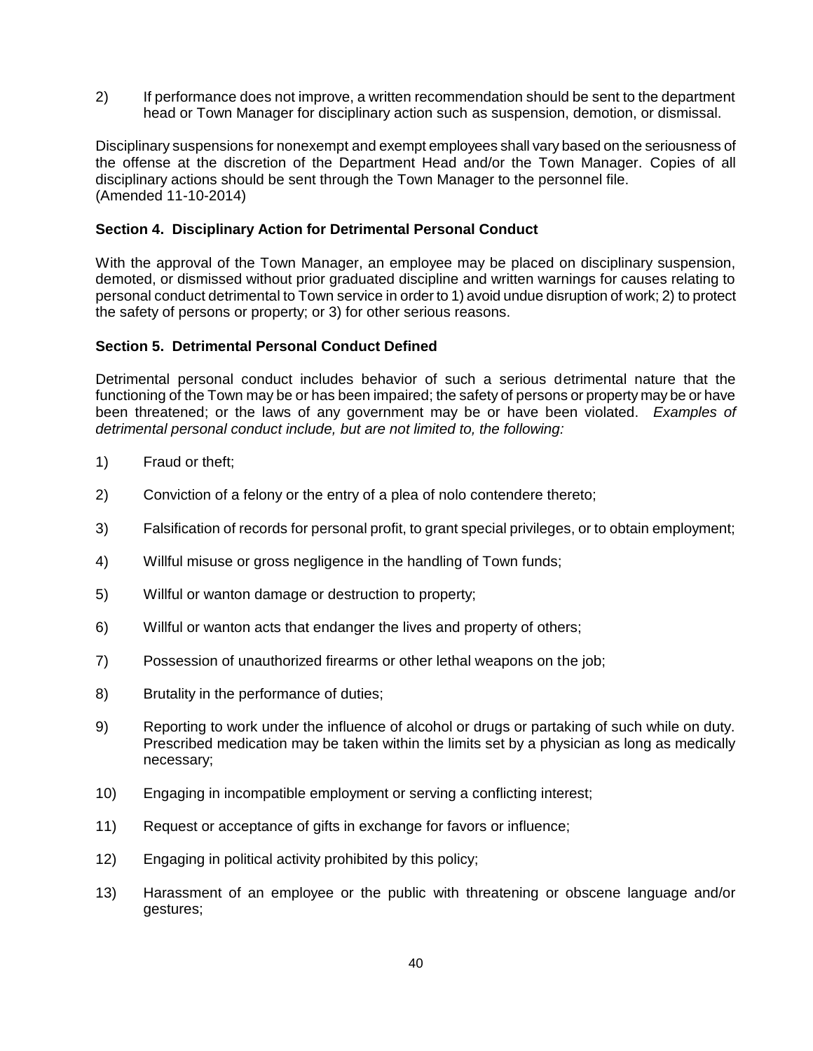2) If performance does not improve, a written recommendation should be sent to the department head or Town Manager for disciplinary action such as suspension, demotion, or dismissal.

Disciplinary suspensions for nonexempt and exempt employees shall vary based on the seriousness of the offense at the discretion of the Department Head and/or the Town Manager. Copies of all disciplinary actions should be sent through the Town Manager to the personnel file.
(Amended 11-10-2014)

**Section 4. Disciplinary Action for Detrimental Personal Conduct**

With the approval of the Town Manager, an employee may be placed on disciplinary suspension, demoted, or dismissed without prior graduated discipline and written warnings for causes relating to personal conduct detrimental to Town service in order to 1) avoid undue disruption of work; 2) to protect the safety of persons or property; or 3) for other serious reasons.

**Section 5. Detrimental Personal Conduct Defined**

Detrimental personal conduct includes behavior of such a serious detrimental nature that the functioning of the Town may be or has been impaired; the safety of persons or property may be or have been threatened; or the laws of any government may be or have been violated. *Examples of detrimental personal conduct include, but are not limited to, the following:*

1) Fraud or theft;

2) Conviction of a felony or the entry of a plea of nolo contendere thereto;

3) Falsification of records for personal profit, to grant special privileges, or to obtain employment;

4) Willful misuse or gross negligence in the handling of Town funds;

5) Willful or wanton damage or destruction to property;

6) Willful or wanton acts that endanger the lives and property of others;

7) Possession of unauthorized firearms or other lethal weapons on the job;

8) Brutality in the performance of duties;

9) Reporting to work under the influence of alcohol or drugs or partaking of such while on duty. Prescribed medication may be taken within the limits set by a physician as long as medically necessary;

10) Engaging in incompatible employment or serving a conflicting interest;

11) Request or acceptance of gifts in exchange for favors or influence;

12) Engaging in political activity prohibited by this policy;

13) Harassment of an employee or the public with threatening or obscene language and/or gestures;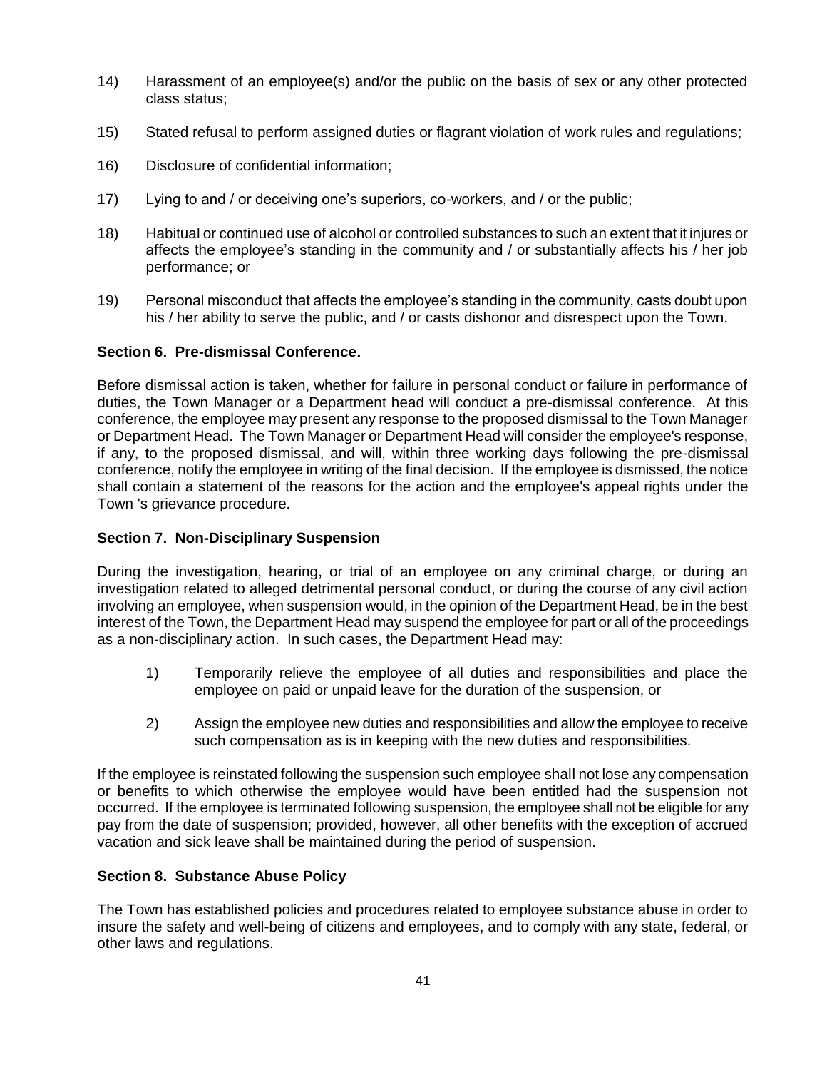14) Harassment of an employee(s) and/or the public on the basis of sex or any other protected class status;

15) Stated refusal to perform assigned duties or flagrant violation of work rules and regulations;

16) Disclosure of confidential information;

17) Lying to and / or deceiving one's superiors, co-workers, and / or the public;

18) Habitual or continued use of alcohol or controlled substances to such an extent that it injures or affects the employee's standing in the community and / or substantially affects his / her job performance; or

19) Personal misconduct that affects the employee's standing in the community, casts doubt upon his / her ability to serve the public, and / or casts dishonor and disrespect upon the Town.

**Section 6. Pre-dismissal Conference.**

Before dismissal action is taken, whether for failure in personal conduct or failure in performance of duties, the Town Manager or a Department head will conduct a pre-dismissal conference. At this conference, the employee may present any response to the proposed dismissal to the Town Manager or Department Head. The Town Manager or Department Head will consider the employee's response, if any, to the proposed dismissal, and will, within three working days following the pre-dismissal conference, notify the employee in writing of the final decision. If the employee is dismissed, the notice shall contain a statement of the reasons for the action and the employee's appeal rights under the Town 's grievance procedure.

**Section 7. Non-Disciplinary Suspension**

During the investigation, hearing, or trial of an employee on any criminal charge, or during an investigation related to alleged detrimental personal conduct, or during the course of any civil action involving an employee, when suspension would, in the opinion of the Department Head, be in the best interest of the Town, the Department Head may suspend the employee for part or all of the proceedings as a non-disciplinary action. In such cases, the Department Head may:

1) Temporarily relieve the employee of all duties and responsibilities and place the employee on paid or unpaid leave for the duration of the suspension, or

2) Assign the employee new duties and responsibilities and allow the employee to receive such compensation as is in keeping with the new duties and responsibilities.

If the employee is reinstated following the suspension such employee shall not lose any compensation or benefits to which otherwise the employee would have been entitled had the suspension not occurred. If the employee is terminated following suspension, the employee shall not be eligible for any pay from the date of suspension; provided, however, all other benefits with the exception of accrued vacation and sick leave shall be maintained during the period of suspension.

**Section 8. Substance Abuse Policy**

The Town has established policies and procedures related to employee substance abuse in order to insure the safety and well-being of citizens and employees, and to comply with any state, federal, or other laws and regulations.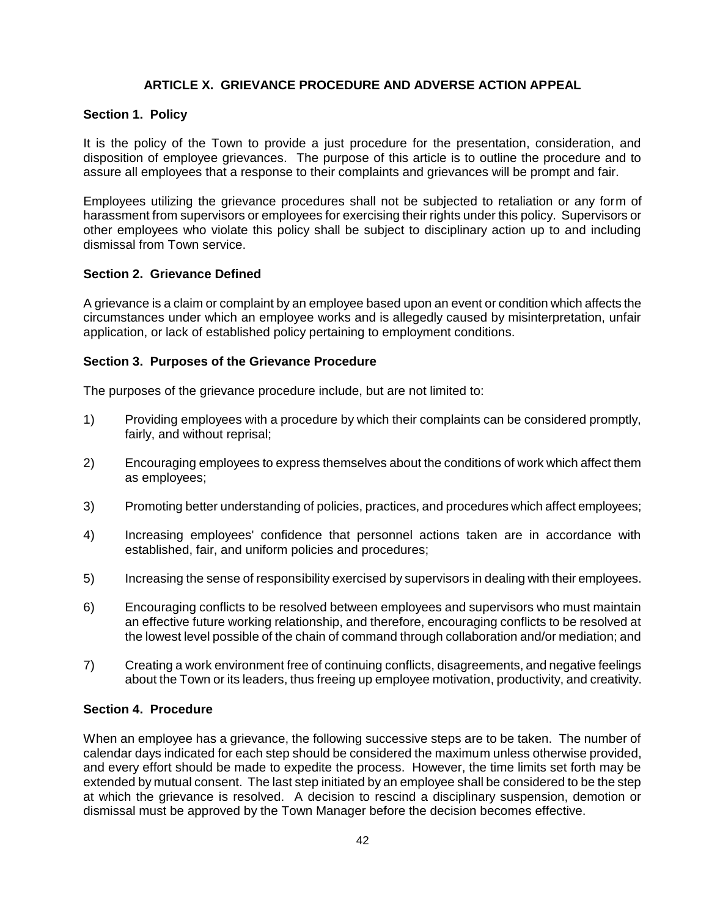## ARTICLE X. GRIEVANCE PROCEDURE AND ADVERSE ACTION APPEAL

### Section 1. Policy

It is the policy of the Town to provide a just procedure for the presentation, consideration, and disposition of employee grievances. The purpose of this article is to outline the procedure and to assure all employees that a response to their complaints and grievances will be prompt and fair.

Employees utilizing the grievance procedures shall not be subjected to retaliation or any form of harassment from supervisors or employees for exercising their rights under this policy. Supervisors or other employees who violate this policy shall be subject to disciplinary action up to and including dismissal from Town service.

### Section 2. Grievance Defined

A grievance is a claim or complaint by an employee based upon an event or condition which affects the circumstances under which an employee works and is allegedly caused by misinterpretation, unfair application, or lack of established policy pertaining to employment conditions.

### Section 3. Purposes of the Grievance Procedure

The purposes of the grievance procedure include, but are not limited to:

1) Providing employees with a procedure by which their complaints can be considered promptly, fairly, and without reprisal;

2) Encouraging employees to express themselves about the conditions of work which affect them as employees;

3) Promoting better understanding of policies, practices, and procedures which affect employees;

4) Increasing employees' confidence that personnel actions taken are in accordance with established, fair, and uniform policies and procedures;

5) Increasing the sense of responsibility exercised by supervisors in dealing with their employees.

6) Encouraging conflicts to be resolved between employees and supervisors who must maintain an effective future working relationship, and therefore, encouraging conflicts to be resolved at the lowest level possible of the chain of command through collaboration and/or mediation; and

7) Creating a work environment free of continuing conflicts, disagreements, and negative feelings about the Town or its leaders, thus freeing up employee motivation, productivity, and creativity.

### Section 4. Procedure

When an employee has a grievance, the following successive steps are to be taken. The number of calendar days indicated for each step should be considered the maximum unless otherwise provided, and every effort should be made to expedite the process. However, the time limits set forth may be extended by mutual consent. The last step initiated by an employee shall be considered to be the step at which the grievance is resolved. A decision to rescind a disciplinary suspension, demotion or dismissal must be approved by the Town Manager before the decision becomes effective.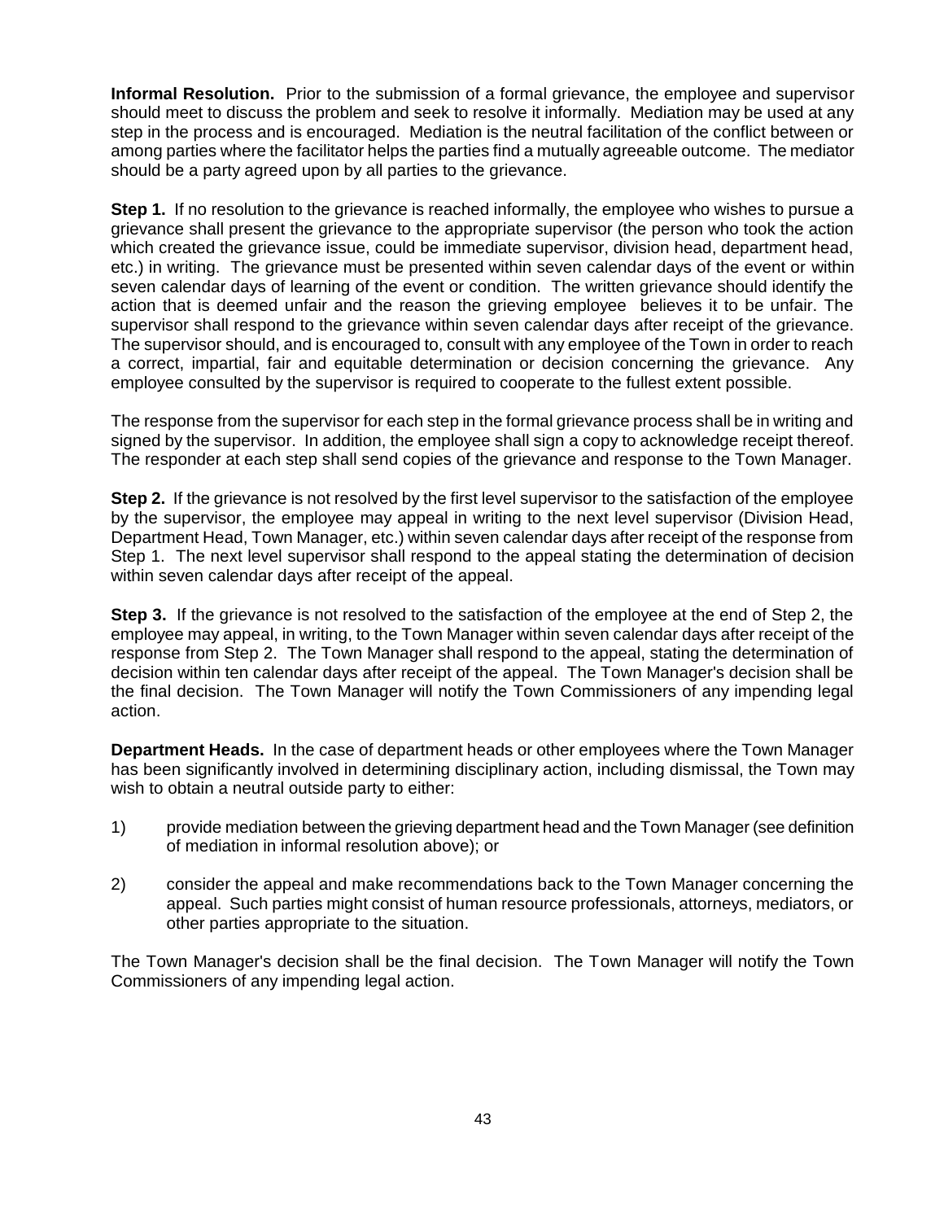**Informal Resolution.** Prior to the submission of a formal grievance, the employee and supervisor should meet to discuss the problem and seek to resolve it informally. Mediation may be used at any step in the process and is encouraged. Mediation is the neutral facilitation of the conflict between or among parties where the facilitator helps the parties find a mutually agreeable outcome. The mediator should be a party agreed upon by all parties to the grievance.

**Step 1.** If no resolution to the grievance is reached informally, the employee who wishes to pursue a grievance shall present the grievance to the appropriate supervisor (the person who took the action which created the grievance issue, could be immediate supervisor, division head, department head, etc.) in writing. The grievance must be presented within seven calendar days of the event or within seven calendar days of learning of the event or condition. The written grievance should identify the action that is deemed unfair and the reason the grieving employee believes it to be unfair. The supervisor shall respond to the grievance within seven calendar days after receipt of the grievance. The supervisor should, and is encouraged to, consult with any employee of the Town in order to reach a correct, impartial, fair and equitable determination or decision concerning the grievance. Any employee consulted by the supervisor is required to cooperate to the fullest extent possible.

The response from the supervisor for each step in the formal grievance process shall be in writing and signed by the supervisor. In addition, the employee shall sign a copy to acknowledge receipt thereof. The responder at each step shall send copies of the grievance and response to the Town Manager.

**Step 2.** If the grievance is not resolved by the first level supervisor to the satisfaction of the employee by the supervisor, the employee may appeal in writing to the next level supervisor (Division Head, Department Head, Town Manager, etc.) within seven calendar days after receipt of the response from Step 1. The next level supervisor shall respond to the appeal stating the determination of decision within seven calendar days after receipt of the appeal.

**Step 3.** If the grievance is not resolved to the satisfaction of the employee at the end of Step 2, the employee may appeal, in writing, to the Town Manager within seven calendar days after receipt of the response from Step 2. The Town Manager shall respond to the appeal, stating the determination of decision within ten calendar days after receipt of the appeal. The Town Manager's decision shall be the final decision. The Town Manager will notify the Town Commissioners of any impending legal action.

**Department Heads.** In the case of department heads or other employees where the Town Manager has been significantly involved in determining disciplinary action, including dismissal, the Town may wish to obtain a neutral outside party to either:

1) provide mediation between the grieving department head and the Town Manager (see definition of mediation in informal resolution above); or

2) consider the appeal and make recommendations back to the Town Manager concerning the appeal. Such parties might consist of human resource professionals, attorneys, mediators, or other parties appropriate to the situation.

The Town Manager's decision shall be the final decision. The Town Manager will notify the Town Commissioners of any impending legal action.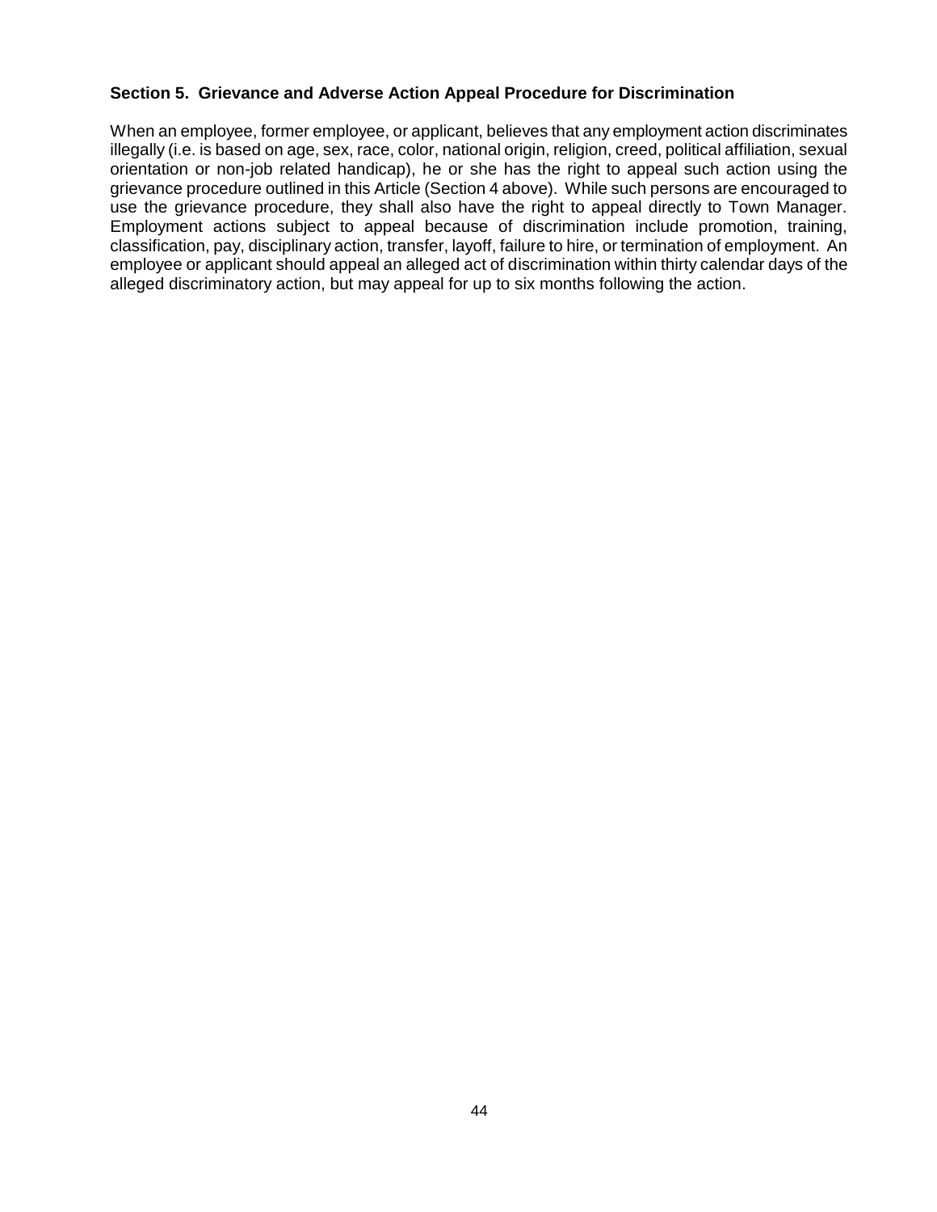### Section 5. Grievance and Adverse Action Appeal Procedure for Discrimination

When an employee, former employee, or applicant, believes that any employment action discriminates illegally (i.e. is based on age, sex, race, color, national origin, religion, creed, political affiliation, sexual orientation or non-job related handicap), he or she has the right to appeal such action using the grievance procedure outlined in this Article (Section 4 above). While such persons are encouraged to use the grievance procedure, they shall also have the right to appeal directly to Town Manager. Employment actions subject to appeal because of discrimination include promotion, training, classification, pay, disciplinary action, transfer, layoff, failure to hire, or termination of employment. An employee or applicant should appeal an alleged act of discrimination within thirty calendar days of the alleged discriminatory action, but may appeal for up to six months following the action.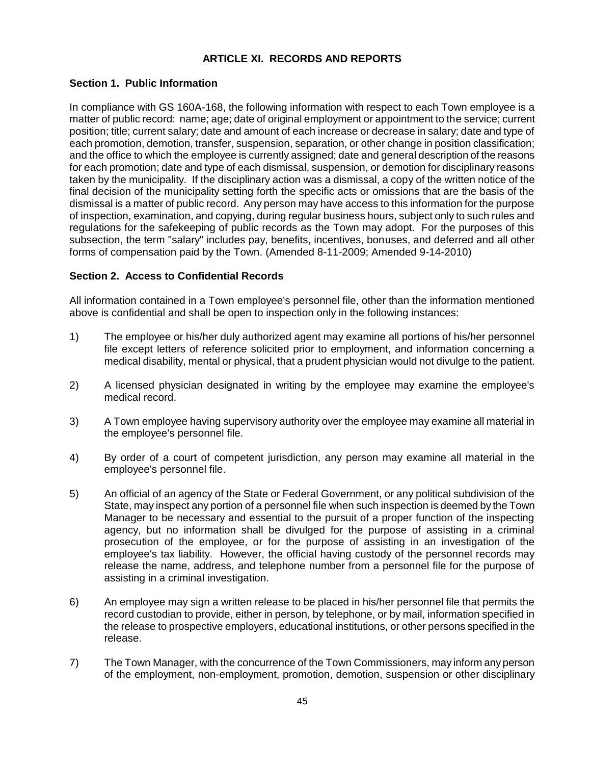# ARTICLE XI. RECORDS AND REPORTS

## Section 1. Public Information

In compliance with GS 160A-168, the following information with respect to each Town employee is a matter of public record: name; age; date of original employment or appointment to the service; current position; title; current salary; date and amount of each increase or decrease in salary; date and type of each promotion, demotion, transfer, suspension, separation, or other change in position classification; and the office to which the employee is currently assigned; date and general description of the reasons for each promotion; date and type of each dismissal, suspension, or demotion for disciplinary reasons taken by the municipality. If the disciplinary action was a dismissal, a copy of the written notice of the final decision of the municipality setting forth the specific acts or omissions that are the basis of the dismissal is a matter of public record. Any person may have access to this information for the purpose of inspection, examination, and copying, during regular business hours, subject only to such rules and regulations for the safekeeping of public records as the Town may adopt. For the purposes of this subsection, the term "salary" includes pay, benefits, incentives, bonuses, and deferred and all other forms of compensation paid by the Town. (Amended 8-11-2009; Amended 9-14-2010)

## Section 2. Access to Confidential Records

All information contained in a Town employee's personnel file, other than the information mentioned above is confidential and shall be open to inspection only in the following instances:

1) The employee or his/her duly authorized agent may examine all portions of his/her personnel file except letters of reference solicited prior to employment, and information concerning a medical disability, mental or physical, that a prudent physician would not divulge to the patient.

2) A licensed physician designated in writing by the employee may examine the employee's medical record.

3) A Town employee having supervisory authority over the employee may examine all material in the employee's personnel file.

4) By order of a court of competent jurisdiction, any person may examine all material in the employee's personnel file.

5) An official of an agency of the State or Federal Government, or any political subdivision of the State, may inspect any portion of a personnel file when such inspection is deemed by the Town Manager to be necessary and essential to the pursuit of a proper function of the inspecting agency, but no information shall be divulged for the purpose of assisting in a criminal prosecution of the employee, or for the purpose of assisting in an investigation of the employee's tax liability. However, the official having custody of the personnel records may release the name, address, and telephone number from a personnel file for the purpose of assisting in a criminal investigation.

6) An employee may sign a written release to be placed in his/her personnel file that permits the record custodian to provide, either in person, by telephone, or by mail, information specified in the release to prospective employers, educational institutions, or other persons specified in the release.

7) The Town Manager, with the concurrence of the Town Commissioners, may inform any person of the employment, non-employment, promotion, demotion, suspension or other disciplinary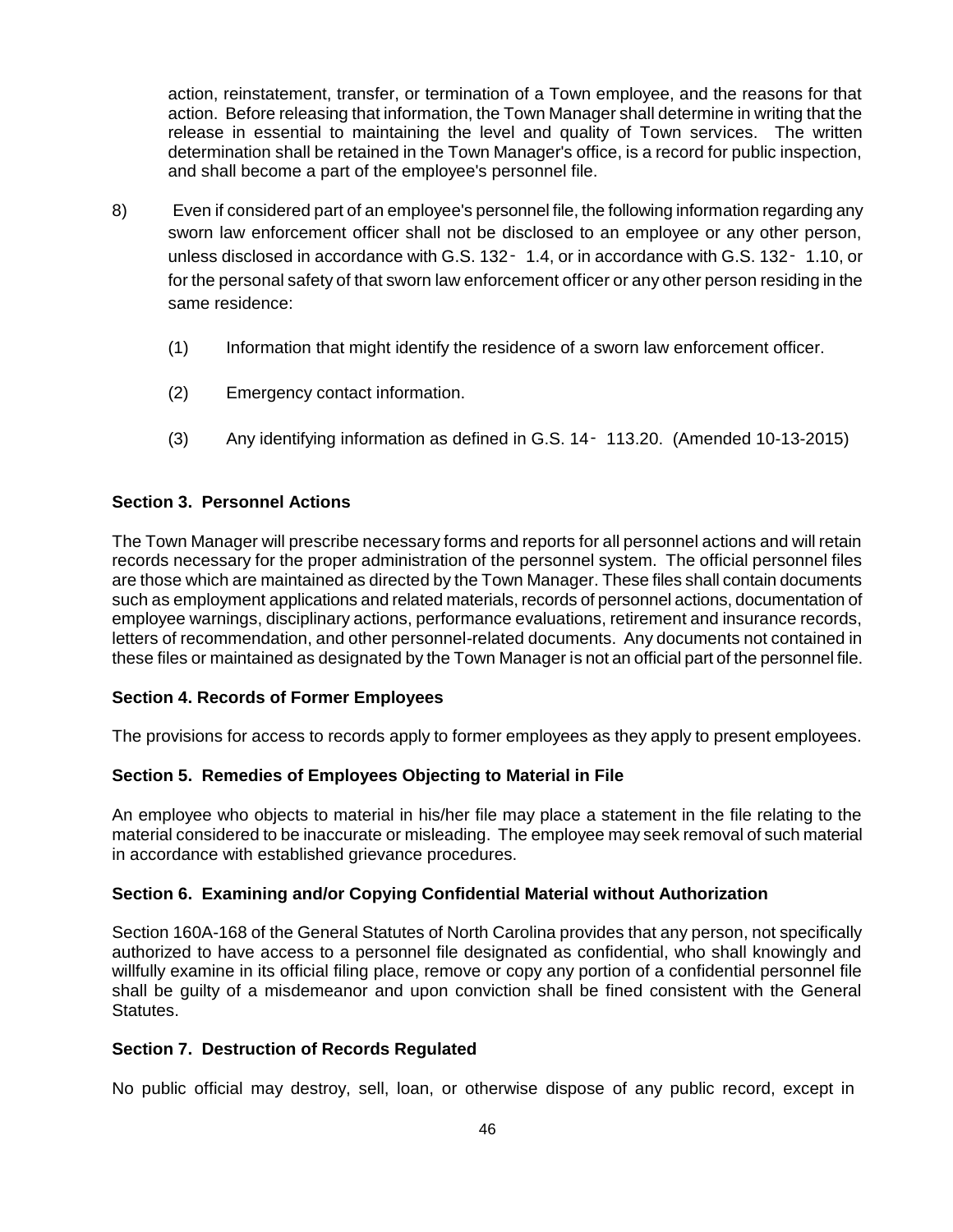action, reinstatement, transfer, or termination of a Town employee, and the reasons for that action. Before releasing that information, the Town Manager shall determine in writing that the release in essential to maintaining the level and quality of Town services. The written determination shall be retained in the Town Manager's office, is a record for public inspection, and shall become a part of the employee's personnel file.

8) Even if considered part of an employee's personnel file, the following information regarding any sworn law enforcement officer shall not be disclosed to an employee or any other person, unless disclosed in accordance with G.S. 132‑ 1.4, or in accordance with G.S. 132‑ 1.10, or for the personal safety of that sworn law enforcement officer or any other person residing in the same residence:

   (1) Information that might identify the residence of a sworn law enforcement officer.

   (2) Emergency contact information.

   (3) Any identifying information as defined in G.S. 14‑ 113.20. (Amended 10-13-2015)

**Section 3. Personnel Actions**

The Town Manager will prescribe necessary forms and reports for all personnel actions and will retain records necessary for the proper administration of the personnel system. The official personnel files are those which are maintained as directed by the Town Manager. These files shall contain documents such as employment applications and related materials, records of personnel actions, documentation of employee warnings, disciplinary actions, performance evaluations, retirement and insurance records, letters of recommendation, and other personnel-related documents. Any documents not contained in these files or maintained as designated by the Town Manager is not an official part of the personnel file.

**Section 4. Records of Former Employees**

The provisions for access to records apply to former employees as they apply to present employees.

**Section 5. Remedies of Employees Objecting to Material in File**

An employee who objects to material in his/her file may place a statement in the file relating to the material considered to be inaccurate or misleading. The employee may seek removal of such material in accordance with established grievance procedures.

**Section 6. Examining and/or Copying Confidential Material without Authorization**

Section 160A-168 of the General Statutes of North Carolina provides that any person, not specifically authorized to have access to a personnel file designated as confidential, who shall knowingly and willfully examine in its official filing place, remove or copy any portion of a confidential personnel file shall be guilty of a misdemeanor and upon conviction shall be fined consistent with the General Statutes.

**Section 7. Destruction of Records Regulated**

No public official may destroy, sell, loan, or otherwise dispose of any public record, except in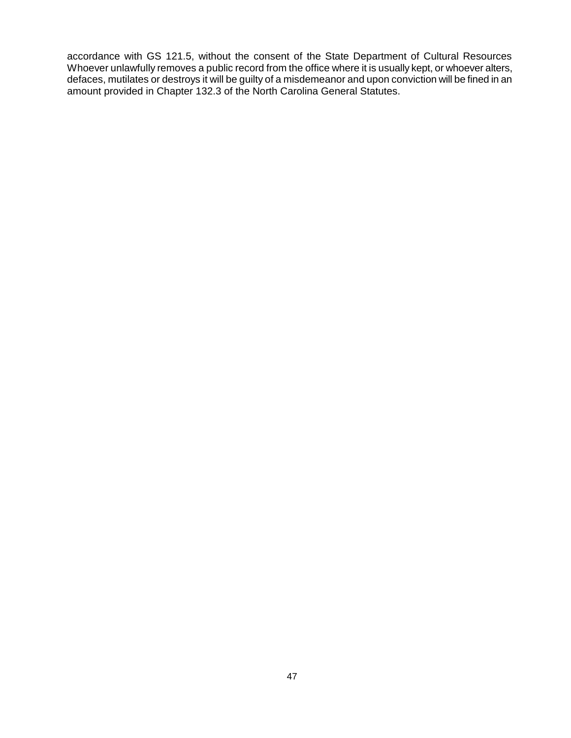accordance with GS 121.5, without the consent of the State Department of Cultural Resources Whoever unlawfully removes a public record from the office where it is usually kept, or whoever alters, defaces, mutilates or destroys it will be guilty of a misdemeanor and upon conviction will be fined in an amount provided in Chapter 132.3 of the North Carolina General Statutes.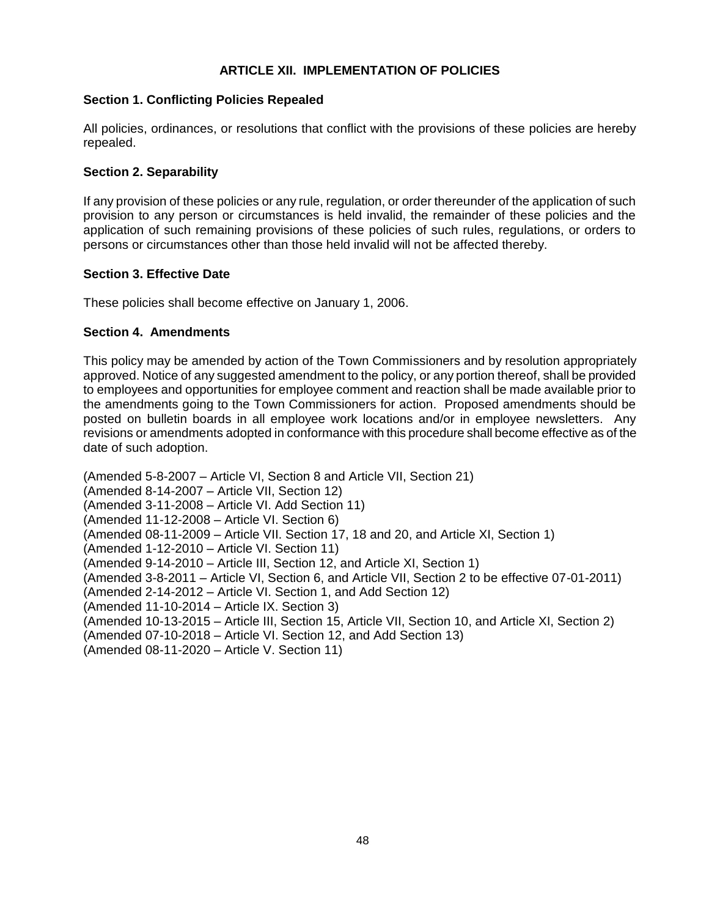## ARTICLE XII. IMPLEMENTATION OF POLICIES

### Section 1. Conflicting Policies Repealed

All policies, ordinances, or resolutions that conflict with the provisions of these policies are hereby repealed.

### Section 2. Separability

If any provision of these policies or any rule, regulation, or order thereunder of the application of such provision to any person or circumstances is held invalid, the remainder of these policies and the application of such remaining provisions of these policies of such rules, regulations, or orders to persons or circumstances other than those held invalid will not be affected thereby.

### Section 3. Effective Date

These policies shall become effective on January 1, 2006.

### Section 4. Amendments

This policy may be amended by action of the Town Commissioners and by resolution appropriately approved. Notice of any suggested amendment to the policy, or any portion thereof, shall be provided to employees and opportunities for employee comment and reaction shall be made available prior to the amendments going to the Town Commissioners for action. Proposed amendments should be posted on bulletin boards in all employee work locations and/or in employee newsletters. Any revisions or amendments adopted in conformance with this procedure shall become effective as of the date of such adoption.

(Amended 5-8-2007 – Article VI, Section 8 and Article VII, Section 21)
(Amended 8-14-2007 – Article VII, Section 12)
(Amended 3-11-2008 – Article VI. Add Section 11)
(Amended 11-12-2008 – Article VI. Section 6)
(Amended 08-11-2009 – Article VII. Section 17, 18 and 20, and Article XI, Section 1)
(Amended 1-12-2010 – Article VI. Section 11)
(Amended 9-14-2010 – Article III, Section 12, and Article XI, Section 1)
(Amended 3-8-2011 – Article VI, Section 6, and Article VII, Section 2 to be effective 07-01-2011)
(Amended 2-14-2012 – Article VI. Section 1, and Add Section 12)
(Amended 11-10-2014 – Article IX. Section 3)
(Amended 10-13-2015 – Article III, Section 15, Article VII, Section 10, and Article XI, Section 2)
(Amended 07-10-2018 – Article VI. Section 12, and Add Section 13)
(Amended 08-11-2020 – Article V. Section 11)